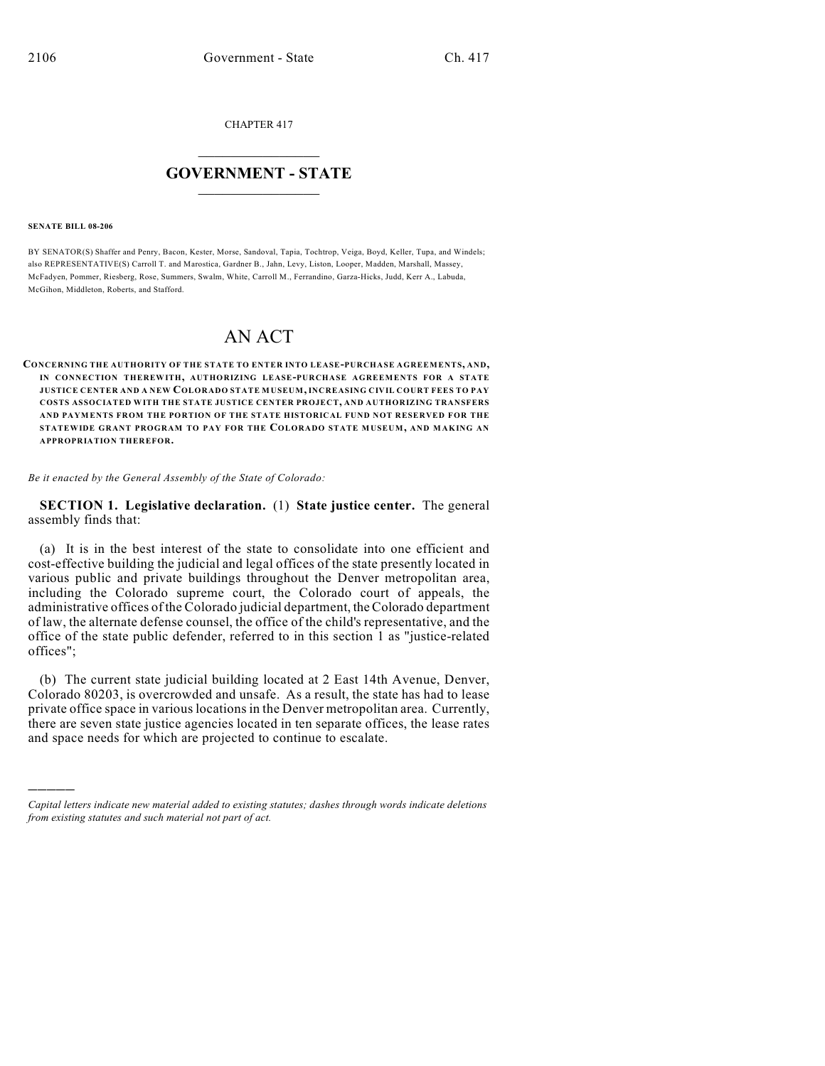CHAPTER 417

# GOVERNMENT - STATE

**SENATE BILL 08-206**

BY SENATOR(S) Shaffer and Penry, Bacon, Kester, Morse, Sandoval, Tapia, Tochtrop, Veiga, Boyd, Keller, Tupa, and Windels; also REPRESENTATIVE(S) Carroll T. and Marostica, Gardner B., Jahn, Levy, Liston, Looper, Madden, Marshall, Massey, McFadyen, Pommer, Riesberg, Rose, Summers, Swalm, White, Carroll M., Ferrandino, Garza-Hicks, Judd, Kerr A., Labuda, McGihon, Middleton, Roberts, and Stafford.

# AN ACT

**CONCERNING THE AUTHORITY OF THE STATE TO ENTER INTO LEASE-PURCHASE AGREEMENTS, AND, IN CONNECTION THEREWITH, AUTHORIZING LEASE-PURCHASE AGREEMENTS FOR A STATE JUSTICE CENTER AND A NEW COLORADO STATE MUSEUM, INCREASING CIVIL COURT FEES TO PAY COSTS ASSOCIATED WITH THE STATE JUSTICE CENTER PROJECT, AND AUTHORIZING TRANSFERS AND PAYMENTS FROM THE PORTION OF THE STATE HISTORICAL FUND NOT RESERVED FOR THE STATEWIDE GRANT PROGRAM TO PAY FOR THE COLORADO STATE MUSEUM, AND MAKING AN APPROPRIATION THEREFOR.**

*Be it enacted by the General Assembly of the State of Colorado:*

**SECTION 1. Legislative declaration.** (1) **State justice center.** The general assembly finds that:

(a) It is in the best interest of the state to consolidate into one efficient and cost-effective building the judicial and legal offices of the state presently located in various public and private buildings throughout the Denver metropolitan area, including the Colorado supreme court, the Colorado court of appeals, the administrative offices of the Colorado judicial department, the Colorado department of law, the alternate defense counsel, the office of the child's representative, and the office of the state public defender, referred to in this section 1 as "justice-related offices";

(b) The current state judicial building located at 2 East 14th Avenue, Denver, Colorado 80203, is overcrowded and unsafe. As a result, the state has had to lease private office space in various locations in the Denver metropolitan area. Currently, there are seven state justice agencies located in ten separate offices, the lease rates and space needs for which are projected to continue to escalate.

———

*Capital letters indicate new material added to existing statutes; dashes through words indicate deletions from existing statutes and such material not part of act.*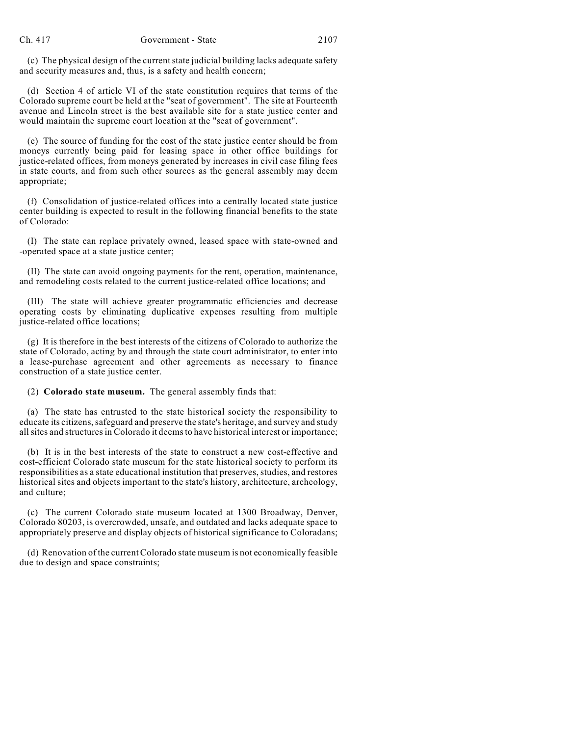(c) The physical design of the current state judicial building lacks adequate safety and security measures and, thus, is a safety and health concern;

(d) Section 4 of article VI of the state constitution requires that terms of the Colorado supreme court be held at the "seat of government". The site at Fourteenth avenue and Lincoln street is the best available site for a state justice center and would maintain the supreme court location at the "seat of government".

(e) The source of funding for the cost of the state justice center should be from moneys currently being paid for leasing space in other office buildings for justice-related offices, from moneys generated by increases in civil case filing fees in state courts, and from such other sources as the general assembly may deem appropriate;

(f) Consolidation of justice-related offices into a centrally located state justice center building is expected to result in the following financial benefits to the state of Colorado:

(I) The state can replace privately owned, leased space with state-owned and -operated space at a state justice center;

(II) The state can avoid ongoing payments for the rent, operation, maintenance, and remodeling costs related to the current justice-related office locations; and

(III) The state will achieve greater programmatic efficiencies and decrease operating costs by eliminating duplicative expenses resulting from multiple justice-related office locations;

(g) It is therefore in the best interests of the citizens of Colorado to authorize the state of Colorado, acting by and through the state court administrator, to enter into a lease-purchase agreement and other agreements as necessary to finance construction of a state justice center.

(2) **Colorado state museum.** The general assembly finds that:

(a) The state has entrusted to the state historical society the responsibility to educate its citizens, safeguard and preserve the state's heritage, and survey and study all sites and structures in Colorado it deems to have historical interest or importance;

(b) It is in the best interests of the state to construct a new cost-effective and cost-efficient Colorado state museum for the state historical society to perform its responsibilities as a state educational institution that preserves, studies, and restores historical sites and objects important to the state's history, architecture, archeology, and culture;

(c) The current Colorado state museum located at 1300 Broadway, Denver, Colorado 80203, is overcrowded, unsafe, and outdated and lacks adequate space to appropriately preserve and display objects of historical significance to Coloradans;

(d) Renovation of the current Colorado state museum is not economically feasible due to design and space constraints;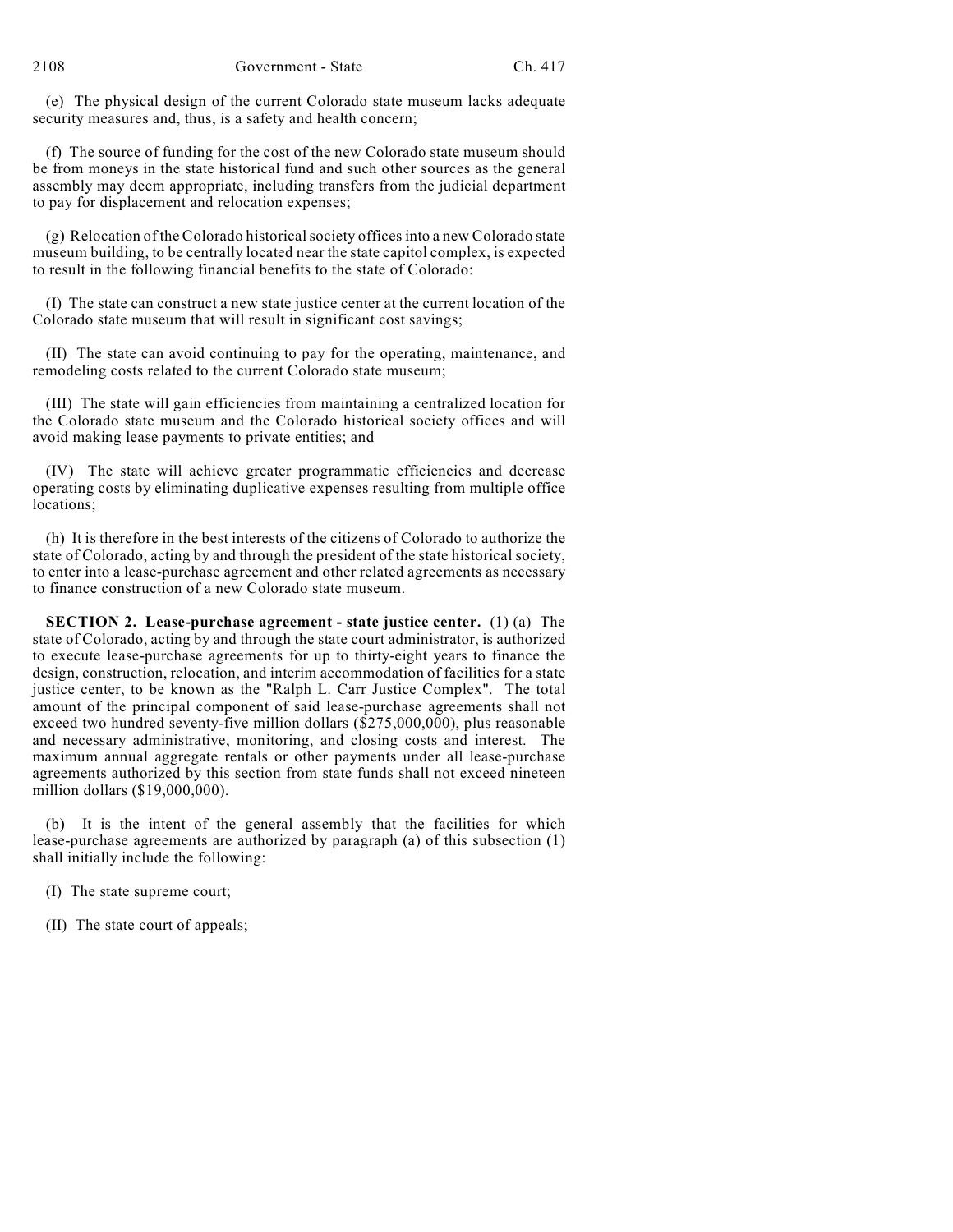(e) The physical design of the current Colorado state museum lacks adequate security measures and, thus, is a safety and health concern;

(f) The source of funding for the cost of the new Colorado state museum should be from moneys in the state historical fund and such other sources as the general assembly may deem appropriate, including transfers from the judicial department to pay for displacement and relocation expenses;

(g) Relocation of the Colorado historical society offices into a new Colorado state museum building, to be centrally located near the state capitol complex, is expected to result in the following financial benefits to the state of Colorado:

(I) The state can construct a new state justice center at the current location of the Colorado state museum that will result in significant cost savings;

(II) The state can avoid continuing to pay for the operating, maintenance, and remodeling costs related to the current Colorado state museum;

(III) The state will gain efficiencies from maintaining a centralized location for the Colorado state museum and the Colorado historical society offices and will avoid making lease payments to private entities; and

(IV) The state will achieve greater programmatic efficiencies and decrease operating costs by eliminating duplicative expenses resulting from multiple office locations;

(h) It is therefore in the best interests of the citizens of Colorado to authorize the state of Colorado, acting by and through the president of the state historical society, to enter into a lease-purchase agreement and other related agreements as necessary to finance construction of a new Colorado state museum.

**SECTION 2. Lease-purchase agreement - state justice center.** (1) (a) The state of Colorado, acting by and through the state court administrator, is authorized to execute lease-purchase agreements for up to thirty-eight years to finance the design, construction, relocation, and interim accommodation of facilities for a state justice center, to be known as the "Ralph L. Carr Justice Complex". The total amount of the principal component of said lease-purchase agreements shall not exceed two hundred seventy-five million dollars ($275,000,000), plus reasonable and necessary administrative, monitoring, and closing costs and interest. The maximum annual aggregate rentals or other payments under all lease-purchase agreements authorized by this section from state funds shall not exceed nineteen million dollars ($19,000,000).

(b) It is the intent of the general assembly that the facilities for which lease-purchase agreements are authorized by paragraph (a) of this subsection (1) shall initially include the following:

(I) The state supreme court;

(II) The state court of appeals;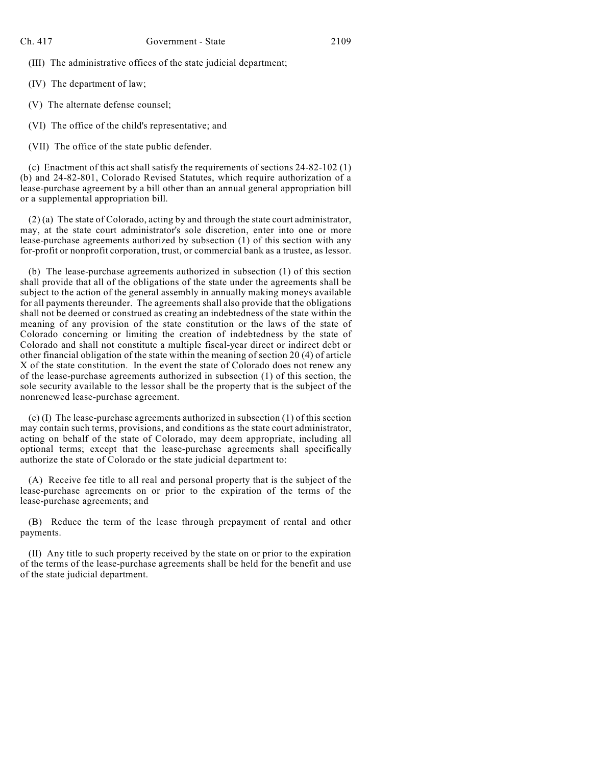(III) The administrative offices of the state judicial department;

(IV) The department of law;

(V) The alternate defense counsel;

(VI) The office of the child's representative; and

(VII) The office of the state public defender.

(c) Enactment of this act shall satisfy the requirements of sections 24-82-102 (1) (b) and 24-82-801, Colorado Revised Statutes, which require authorization of a lease-purchase agreement by a bill other than an annual general appropriation bill or a supplemental appropriation bill.

(2) (a) The state of Colorado, acting by and through the state court administrator, may, at the state court administrator's sole discretion, enter into one or more lease-purchase agreements authorized by subsection (1) of this section with any for-profit or nonprofit corporation, trust, or commercial bank as a trustee, as lessor.

(b) The lease-purchase agreements authorized in subsection (1) of this section shall provide that all of the obligations of the state under the agreements shall be subject to the action of the general assembly in annually making moneys available for all payments thereunder. The agreements shall also provide that the obligations shall not be deemed or construed as creating an indebtedness of the state within the meaning of any provision of the state constitution or the laws of the state of Colorado concerning or limiting the creation of indebtedness by the state of Colorado and shall not constitute a multiple fiscal-year direct or indirect debt or other financial obligation of the state within the meaning of section 20 (4) of article X of the state constitution. In the event the state of Colorado does not renew any of the lease-purchase agreements authorized in subsection (1) of this section, the sole security available to the lessor shall be the property that is the subject of the nonrenewed lease-purchase agreement.

(c) (I) The lease-purchase agreements authorized in subsection (1) of this section may contain such terms, provisions, and conditions as the state court administrator, acting on behalf of the state of Colorado, may deem appropriate, including all optional terms; except that the lease-purchase agreements shall specifically authorize the state of Colorado or the state judicial department to:

(A) Receive fee title to all real and personal property that is the subject of the lease-purchase agreements on or prior to the expiration of the terms of the lease-purchase agreements; and

(B) Reduce the term of the lease through prepayment of rental and other payments.

(II) Any title to such property received by the state on or prior to the expiration of the terms of the lease-purchase agreements shall be held for the benefit and use of the state judicial department.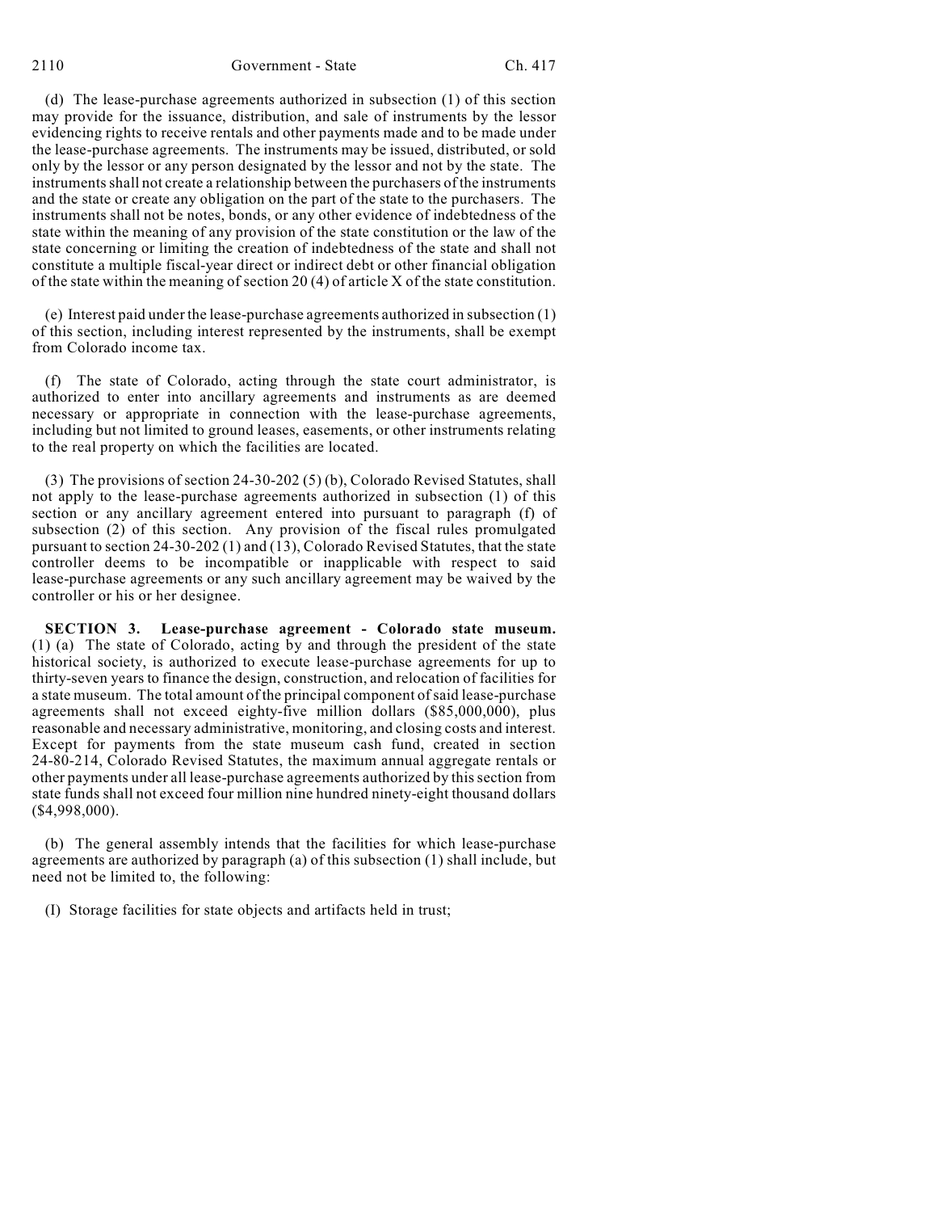(d) The lease-purchase agreements authorized in subsection (1) of this section may provide for the issuance, distribution, and sale of instruments by the lessor evidencing rights to receive rentals and other payments made and to be made under the lease-purchase agreements. The instruments may be issued, distributed, or sold only by the lessor or any person designated by the lessor and not by the state. The instruments shall not create a relationship between the purchasers of the instruments and the state or create any obligation on the part of the state to the purchasers. The instruments shall not be notes, bonds, or any other evidence of indebtedness of the state within the meaning of any provision of the state constitution or the law of the state concerning or limiting the creation of indebtedness of the state and shall not constitute a multiple fiscal-year direct or indirect debt or other financial obligation of the state within the meaning of section 20 (4) of article X of the state constitution.

(e) Interest paid under the lease-purchase agreements authorized in subsection (1) of this section, including interest represented by the instruments, shall be exempt from Colorado income tax.

(f) The state of Colorado, acting through the state court administrator, is authorized to enter into ancillary agreements and instruments as are deemed necessary or appropriate in connection with the lease-purchase agreements, including but not limited to ground leases, easements, or other instruments relating to the real property on which the facilities are located.

(3) The provisions of section 24-30-202 (5) (b), Colorado Revised Statutes, shall not apply to the lease-purchase agreements authorized in subsection (1) of this section or any ancillary agreement entered into pursuant to paragraph (f) of subsection (2) of this section. Any provision of the fiscal rules promulgated pursuant to section 24-30-202 (1) and (13), Colorado Revised Statutes, that the state controller deems to be incompatible or inapplicable with respect to said lease-purchase agreements or any such ancillary agreement may be waived by the controller or his or her designee.

**SECTION 3. Lease-purchase agreement - Colorado state museum.** (1) (a) The state of Colorado, acting by and through the president of the state historical society, is authorized to execute lease-purchase agreements for up to thirty-seven years to finance the design, construction, and relocation of facilities for a state museum. The total amount of the principal component of said lease-purchase agreements shall not exceed eighty-five million dollars ($85,000,000), plus reasonable and necessary administrative, monitoring, and closing costs and interest. Except for payments from the state museum cash fund, created in section 24-80-214, Colorado Revised Statutes, the maximum annual aggregate rentals or other payments under all lease-purchase agreements authorized by this section from state funds shall not exceed four million nine hundred ninety-eight thousand dollars ($4,998,000).

(b) The general assembly intends that the facilities for which lease-purchase agreements are authorized by paragraph (a) of this subsection (1) shall include, but need not be limited to, the following:

(I) Storage facilities for state objects and artifacts held in trust;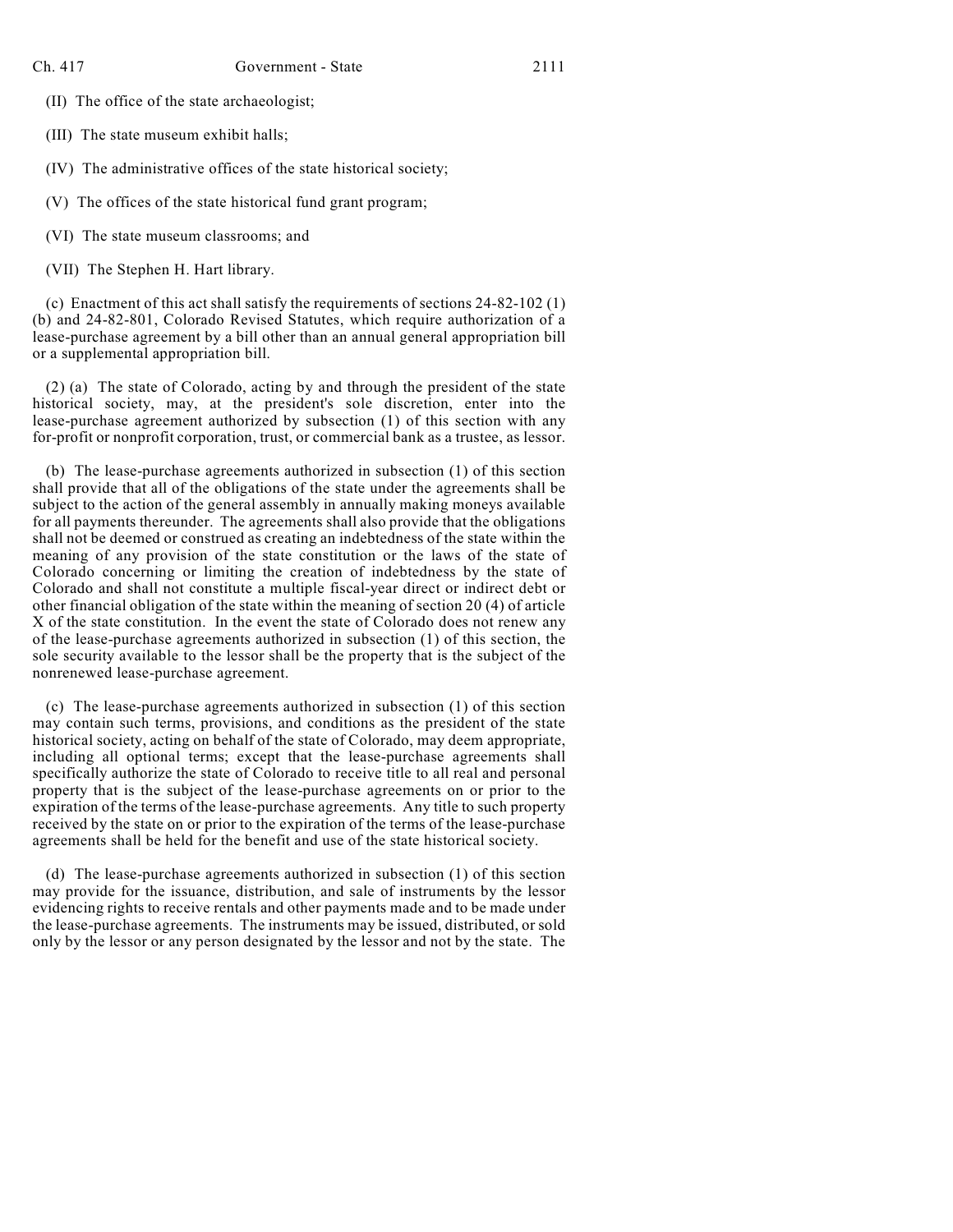(II) The office of the state archaeologist;

(III) The state museum exhibit halls;

(IV) The administrative offices of the state historical society;

(V) The offices of the state historical fund grant program;

(VI) The state museum classrooms; and

(VII) The Stephen H. Hart library.

(c) Enactment of this act shall satisfy the requirements of sections 24-82-102 (1) (b) and 24-82-801, Colorado Revised Statutes, which require authorization of a lease-purchase agreement by a bill other than an annual general appropriation bill or a supplemental appropriation bill.

(2) (a) The state of Colorado, acting by and through the president of the state historical society, may, at the president's sole discretion, enter into the lease-purchase agreement authorized by subsection (1) of this section with any for-profit or nonprofit corporation, trust, or commercial bank as a trustee, as lessor.

(b) The lease-purchase agreements authorized in subsection (1) of this section shall provide that all of the obligations of the state under the agreements shall be subject to the action of the general assembly in annually making moneys available for all payments thereunder. The agreements shall also provide that the obligations shall not be deemed or construed as creating an indebtedness of the state within the meaning of any provision of the state constitution or the laws of the state of Colorado concerning or limiting the creation of indebtedness by the state of Colorado and shall not constitute a multiple fiscal-year direct or indirect debt or other financial obligation of the state within the meaning of section 20 (4) of article X of the state constitution. In the event the state of Colorado does not renew any of the lease-purchase agreements authorized in subsection (1) of this section, the sole security available to the lessor shall be the property that is the subject of the nonrenewed lease-purchase agreement.

(c) The lease-purchase agreements authorized in subsection (1) of this section may contain such terms, provisions, and conditions as the president of the state historical society, acting on behalf of the state of Colorado, may deem appropriate, including all optional terms; except that the lease-purchase agreements shall specifically authorize the state of Colorado to receive title to all real and personal property that is the subject of the lease-purchase agreements on or prior to the expiration of the terms of the lease-purchase agreements. Any title to such property received by the state on or prior to the expiration of the terms of the lease-purchase agreements shall be held for the benefit and use of the state historical society.

(d) The lease-purchase agreements authorized in subsection (1) of this section may provide for the issuance, distribution, and sale of instruments by the lessor evidencing rights to receive rentals and other payments made and to be made under the lease-purchase agreements. The instruments may be issued, distributed, or sold only by the lessor or any person designated by the lessor and not by the state. The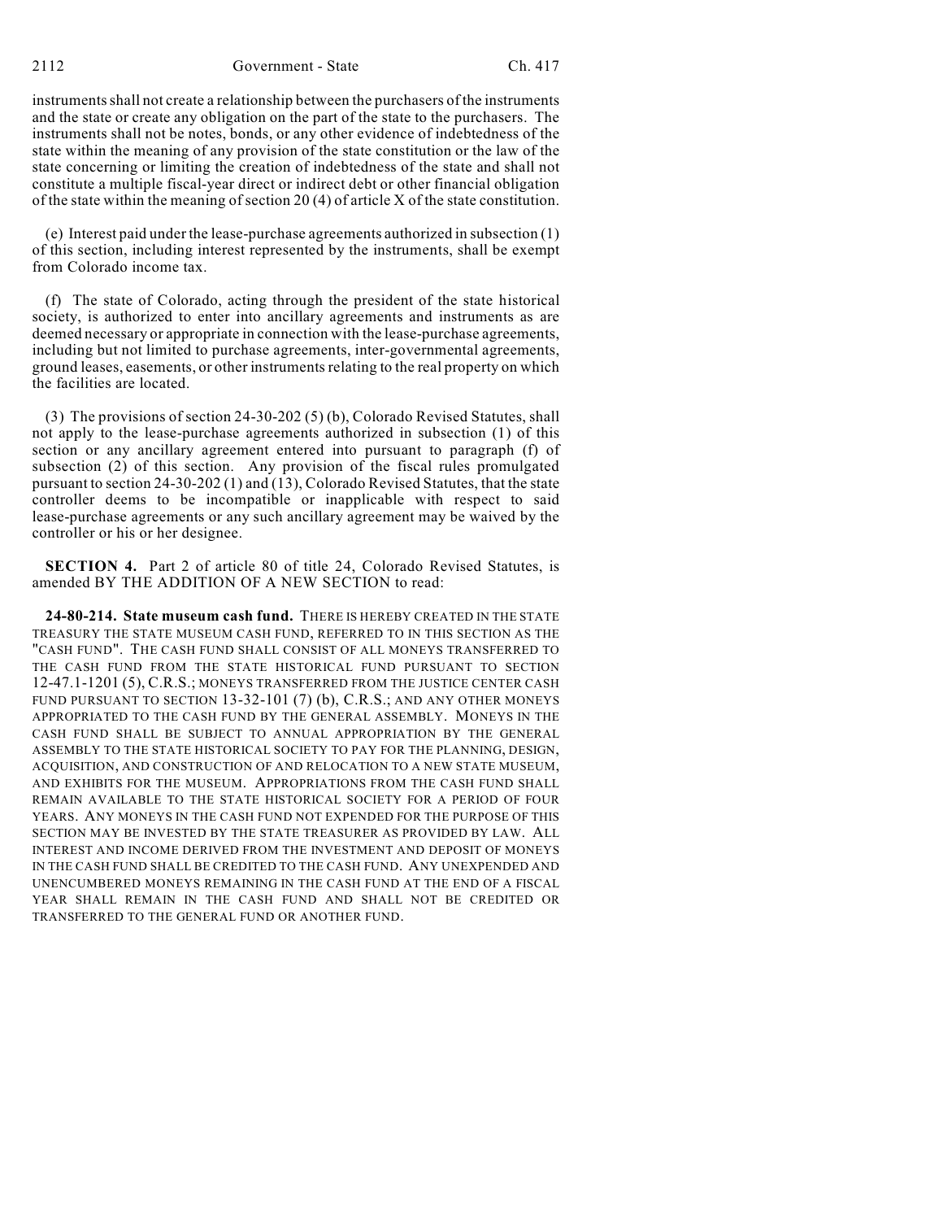instruments shall not create a relationship between the purchasers of the instruments and the state or create any obligation on the part of the state to the purchasers. The instruments shall not be notes, bonds, or any other evidence of indebtedness of the state within the meaning of any provision of the state constitution or the law of the state concerning or limiting the creation of indebtedness of the state and shall not constitute a multiple fiscal-year direct or indirect debt or other financial obligation of the state within the meaning of section 20 (4) of article X of the state constitution.

(e) Interest paid under the lease-purchase agreements authorized in subsection (1) of this section, including interest represented by the instruments, shall be exempt from Colorado income tax.

(f) The state of Colorado, acting through the president of the state historical society, is authorized to enter into ancillary agreements and instruments as are deemed necessary or appropriate in connection with the lease-purchase agreements, including but not limited to purchase agreements, inter-governmental agreements, ground leases, easements, or other instruments relating to the real property on which the facilities are located.

(3) The provisions of section 24-30-202 (5) (b), Colorado Revised Statutes, shall not apply to the lease-purchase agreements authorized in subsection (1) of this section or any ancillary agreement entered into pursuant to paragraph (f) of subsection (2) of this section. Any provision of the fiscal rules promulgated pursuant to section 24-30-202 (1) and (13), Colorado Revised Statutes, that the state controller deems to be incompatible or inapplicable with respect to said lease-purchase agreements or any such ancillary agreement may be waived by the controller or his or her designee.

**SECTION 4.** Part 2 of article 80 of title 24, Colorado Revised Statutes, is amended BY THE ADDITION OF A NEW SECTION to read:

**24-80-214. State museum cash fund.** THERE IS HEREBY CREATED IN THE STATE TREASURY THE STATE MUSEUM CASH FUND, REFERRED TO IN THIS SECTION AS THE "CASH FUND". THE CASH FUND SHALL CONSIST OF ALL MONEYS TRANSFERRED TO THE CASH FUND FROM THE STATE HISTORICAL FUND PURSUANT TO SECTION 12-47.1-1201 (5), C.R.S.; MONEYS TRANSFERRED FROM THE JUSTICE CENTER CASH FUND PURSUANT TO SECTION 13-32-101 (7) (b), C.R.S.; AND ANY OTHER MONEYS APPROPRIATED TO THE CASH FUND BY THE GENERAL ASSEMBLY. MONEYS IN THE CASH FUND SHALL BE SUBJECT TO ANNUAL APPROPRIATION BY THE GENERAL ASSEMBLY TO THE STATE HISTORICAL SOCIETY TO PAY FOR THE PLANNING, DESIGN, ACQUISITION, AND CONSTRUCTION OF AND RELOCATION TO A NEW STATE MUSEUM, AND EXHIBITS FOR THE MUSEUM. APPROPRIATIONS FROM THE CASH FUND SHALL REMAIN AVAILABLE TO THE STATE HISTORICAL SOCIETY FOR A PERIOD OF FOUR YEARS. ANY MONEYS IN THE CASH FUND NOT EXPENDED FOR THE PURPOSE OF THIS SECTION MAY BE INVESTED BY THE STATE TREASURER AS PROVIDED BY LAW. ALL INTEREST AND INCOME DERIVED FROM THE INVESTMENT AND DEPOSIT OF MONEYS IN THE CASH FUND SHALL BE CREDITED TO THE CASH FUND. ANY UNEXPENDED AND UNENCUMBERED MONEYS REMAINING IN THE CASH FUND AT THE END OF A FISCAL YEAR SHALL REMAIN IN THE CASH FUND AND SHALL NOT BE CREDITED OR TRANSFERRED TO THE GENERAL FUND OR ANOTHER FUND.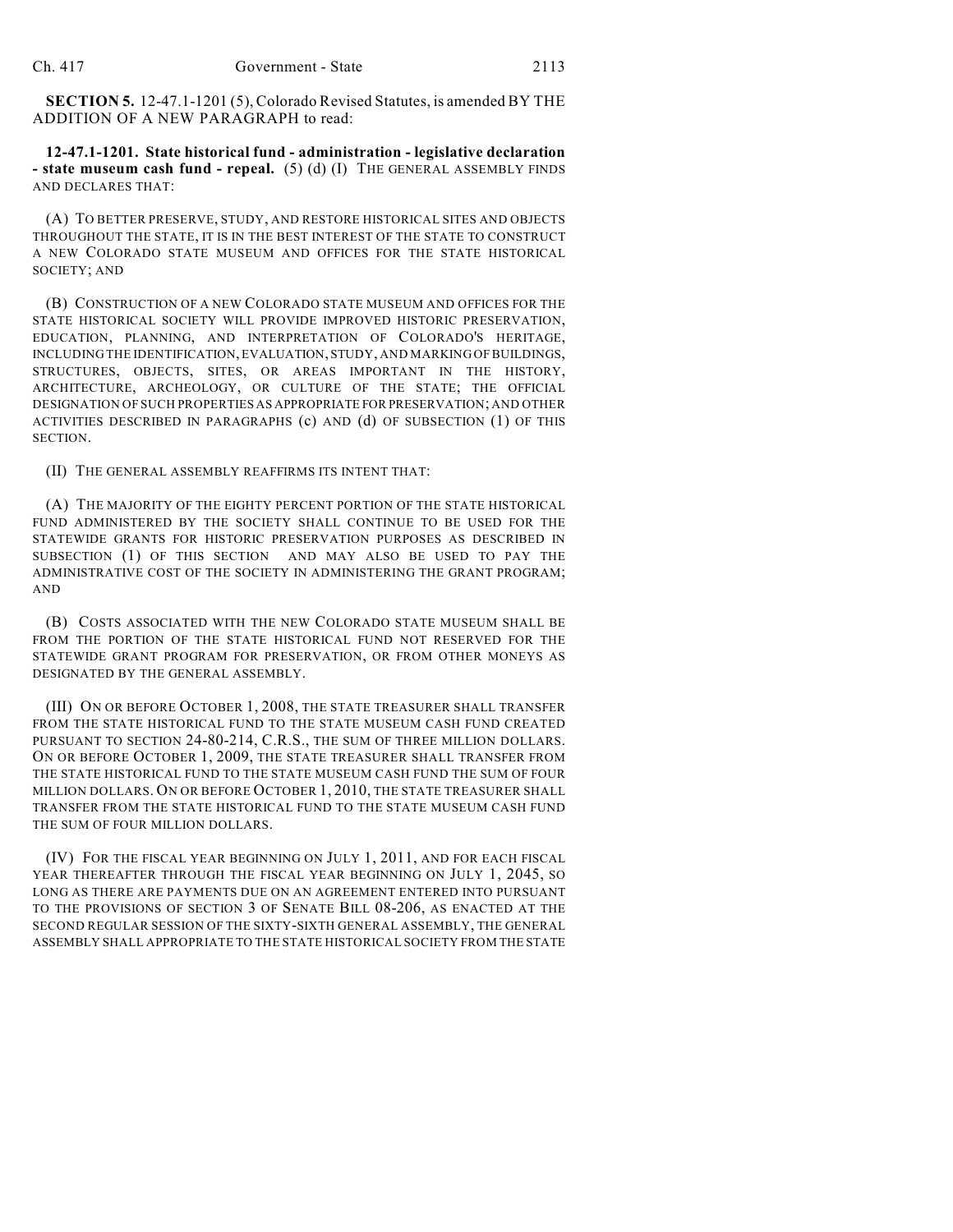**SECTION 5.** 12-47.1-1201 (5), Colorado Revised Statutes, is amended BY THE ADDITION OF A NEW PARAGRAPH to read:

**12-47.1-1201. State historical fund - administration - legislative declaration - state museum cash fund - repeal.** (5) (d) (I) THE GENERAL ASSEMBLY FINDS AND DECLARES THAT:

(A) TO BETTER PRESERVE, STUDY, AND RESTORE HISTORICAL SITES AND OBJECTS THROUGHOUT THE STATE, IT IS IN THE BEST INTEREST OF THE STATE TO CONSTRUCT A NEW COLORADO STATE MUSEUM AND OFFICES FOR THE STATE HISTORICAL SOCIETY; AND

(B) CONSTRUCTION OF A NEW COLORADO STATE MUSEUM AND OFFICES FOR THE STATE HISTORICAL SOCIETY WILL PROVIDE IMPROVED HISTORIC PRESERVATION, EDUCATION, PLANNING, AND INTERPRETATION OF COLORADO'S HERITAGE, INCLUDING THE IDENTIFICATION, EVALUATION, STUDY, AND MARKING OF BUILDINGS, STRUCTURES, OBJECTS, SITES, OR AREAS IMPORTANT IN THE HISTORY, ARCHITECTURE, ARCHEOLOGY, OR CULTURE OF THE STATE; THE OFFICIAL DESIGNATION OF SUCH PROPERTIES AS APPROPRIATE FOR PRESERVATION; AND OTHER ACTIVITIES DESCRIBED IN PARAGRAPHS (c) AND (d) OF SUBSECTION (1) OF THIS SECTION.

(II) THE GENERAL ASSEMBLY REAFFIRMS ITS INTENT THAT:

(A) THE MAJORITY OF THE EIGHTY PERCENT PORTION OF THE STATE HISTORICAL FUND ADMINISTERED BY THE SOCIETY SHALL CONTINUE TO BE USED FOR THE STATEWIDE GRANTS FOR HISTORIC PRESERVATION PURPOSES AS DESCRIBED IN SUBSECTION (1) OF THIS SECTION AND MAY ALSO BE USED TO PAY THE ADMINISTRATIVE COST OF THE SOCIETY IN ADMINISTERING THE GRANT PROGRAM; AND

(B) COSTS ASSOCIATED WITH THE NEW COLORADO STATE MUSEUM SHALL BE FROM THE PORTION OF THE STATE HISTORICAL FUND NOT RESERVED FOR THE STATEWIDE GRANT PROGRAM FOR PRESERVATION, OR FROM OTHER MONEYS AS DESIGNATED BY THE GENERAL ASSEMBLY.

(III) ON OR BEFORE OCTOBER 1, 2008, THE STATE TREASURER SHALL TRANSFER FROM THE STATE HISTORICAL FUND TO THE STATE MUSEUM CASH FUND CREATED PURSUANT TO SECTION 24-80-214, C.R.S., THE SUM OF THREE MILLION DOLLARS. ON OR BEFORE OCTOBER 1, 2009, THE STATE TREASURER SHALL TRANSFER FROM THE STATE HISTORICAL FUND TO THE STATE MUSEUM CASH FUND THE SUM OF FOUR MILLION DOLLARS. ON OR BEFORE OCTOBER 1, 2010, THE STATE TREASURER SHALL TRANSFER FROM THE STATE HISTORICAL FUND TO THE STATE MUSEUM CASH FUND THE SUM OF FOUR MILLION DOLLARS.

(IV) FOR THE FISCAL YEAR BEGINNING ON JULY 1, 2011, AND FOR EACH FISCAL YEAR THEREAFTER THROUGH THE FISCAL YEAR BEGINNING ON JULY 1, 2045, SO LONG AS THERE ARE PAYMENTS DUE ON AN AGREEMENT ENTERED INTO PURSUANT TO THE PROVISIONS OF SECTION 3 OF SENATE BILL 08-206, AS ENACTED AT THE SECOND REGULAR SESSION OF THE SIXTY-SIXTH GENERAL ASSEMBLY, THE GENERAL ASSEMBLY SHALL APPROPRIATE TO THE STATE HISTORICAL SOCIETY FROM THE STATE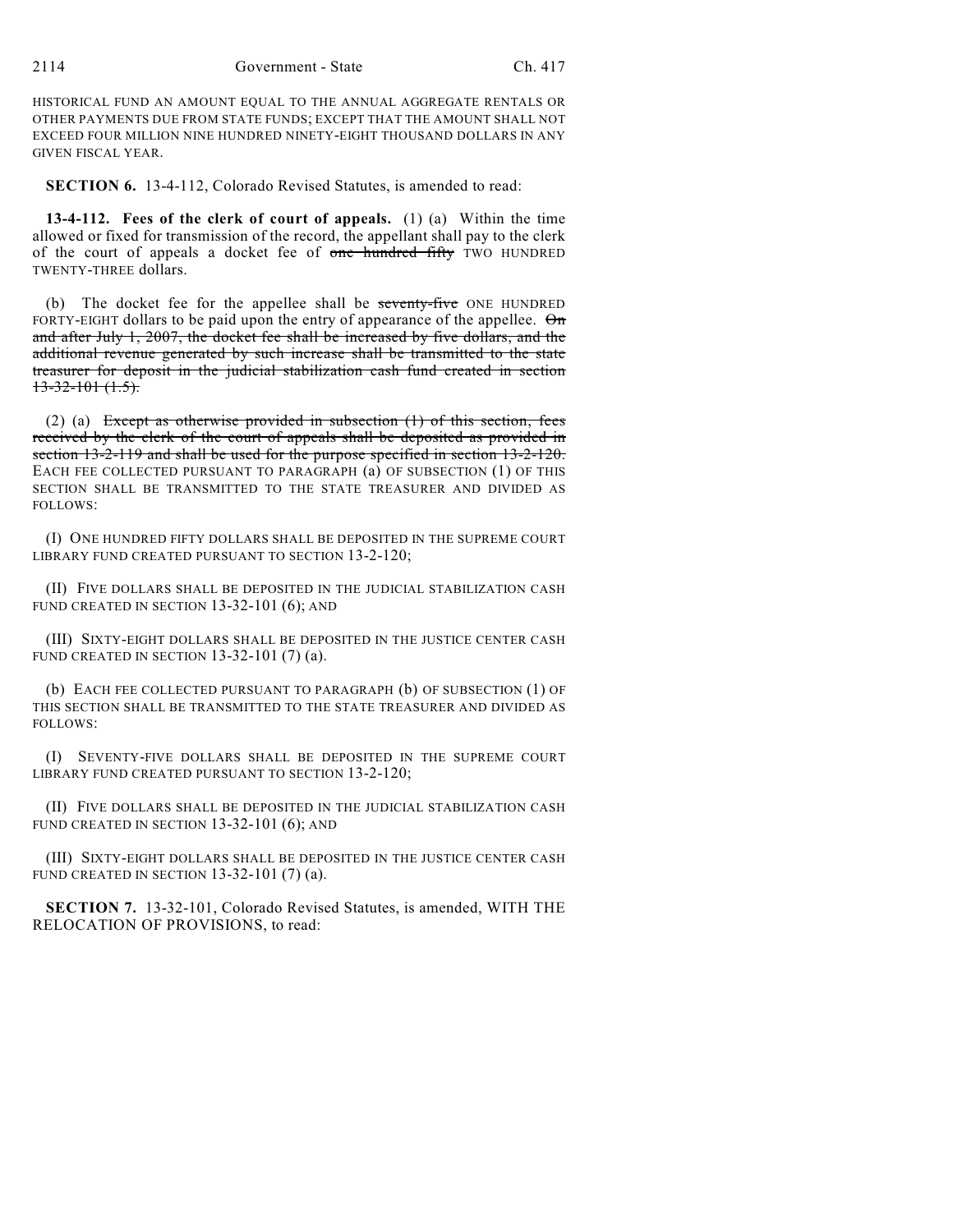HISTORICAL FUND AN AMOUNT EQUAL TO THE ANNUAL AGGREGATE RENTALS OR OTHER PAYMENTS DUE FROM STATE FUNDS; EXCEPT THAT THE AMOUNT SHALL NOT EXCEED FOUR MILLION NINE HUNDRED NINETY-EIGHT THOUSAND DOLLARS IN ANY GIVEN FISCAL YEAR.

**SECTION 6.** 13-4-112, Colorado Revised Statutes, is amended to read:

**13-4-112. Fees of the clerk of court of appeals.** (1) (a) Within the time allowed or fixed for transmission of the record, the appellant shall pay to the clerk of the court of appeals a docket fee of ~~one hundred fifty~~ TWO HUNDRED TWENTY-THREE dollars.

(b) The docket fee for the appellee shall be ~~seventy-five~~ ONE HUNDRED FORTY-EIGHT dollars to be paid upon the entry of appearance of the appellee. ~~On and after July 1, 2007, the docket fee shall be increased by five dollars, and the additional revenue generated by such increase shall be transmitted to the state treasurer for deposit in the judicial stabilization cash fund created in section 13-32-101 (1.5).~~

(2) (a) ~~Except as otherwise provided in subsection (1) of this section, fees received by the clerk of the court of appeals shall be deposited as provided in section 13-2-119 and shall be used for the purpose specified in section 13-2-120.~~ EACH FEE COLLECTED PURSUANT TO PARAGRAPH (a) OF SUBSECTION (1) OF THIS SECTION SHALL BE TRANSMITTED TO THE STATE TREASURER AND DIVIDED AS FOLLOWS:

(I) ONE HUNDRED FIFTY DOLLARS SHALL BE DEPOSITED IN THE SUPREME COURT LIBRARY FUND CREATED PURSUANT TO SECTION 13-2-120;

(II) FIVE DOLLARS SHALL BE DEPOSITED IN THE JUDICIAL STABILIZATION CASH FUND CREATED IN SECTION 13-32-101 (6); AND

(III) SIXTY-EIGHT DOLLARS SHALL BE DEPOSITED IN THE JUSTICE CENTER CASH FUND CREATED IN SECTION 13-32-101 (7) (a).

(b) EACH FEE COLLECTED PURSUANT TO PARAGRAPH (b) OF SUBSECTION (1) OF THIS SECTION SHALL BE TRANSMITTED TO THE STATE TREASURER AND DIVIDED AS FOLLOWS:

(I) SEVENTY-FIVE DOLLARS SHALL BE DEPOSITED IN THE SUPREME COURT LIBRARY FUND CREATED PURSUANT TO SECTION 13-2-120;

(II) FIVE DOLLARS SHALL BE DEPOSITED IN THE JUDICIAL STABILIZATION CASH FUND CREATED IN SECTION 13-32-101 (6); AND

(III) SIXTY-EIGHT DOLLARS SHALL BE DEPOSITED IN THE JUSTICE CENTER CASH FUND CREATED IN SECTION 13-32-101 (7) (a).

**SECTION 7.** 13-32-101, Colorado Revised Statutes, is amended, WITH THE RELOCATION OF PROVISIONS, to read: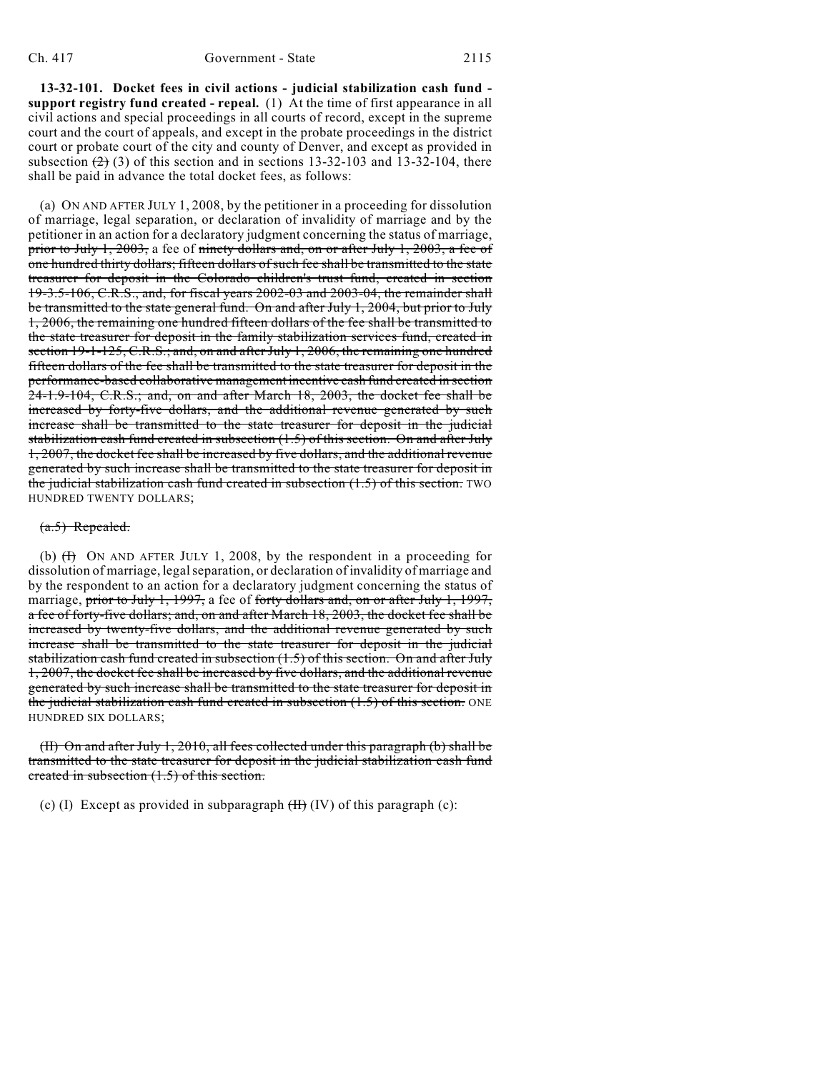**13-32-101. Docket fees in civil actions - judicial stabilization cash fund - support registry fund created - repeal.** (1) At the time of first appearance in all civil actions and special proceedings in all courts of record, except in the supreme court and the court of appeals, and except in the probate proceedings in the district court or probate court of the city and county of Denver, and except as provided in subsection ~~(2)~~ (3) of this section and in sections 13-32-103 and 13-32-104, there shall be paid in advance the total docket fees, as follows:

(a) ON AND AFTER JULY 1, 2008, by the petitioner in a proceeding for dissolution of marriage, legal separation, or declaration of invalidity of marriage and by the petitioner in an action for a declaratory judgment concerning the status of marriage, ~~prior to July 1, 2003,~~ a fee of ~~ninety dollars and, on or after July 1, 2003, a fee of one hundred thirty dollars; fifteen dollars of such fee shall be transmitted to the state treasurer for deposit in the Colorado children's trust fund, created in section 19-3.5-106, C.R.S., and, for fiscal years 2002-03 and 2003-04, the remainder shall be transmitted to the state general fund. On and after July 1, 2004, but prior to July 1, 2006, the remaining one hundred fifteen dollars of the fee shall be transmitted to the state treasurer for deposit in the family stabilization services fund, created in section 19-1-125, C.R.S.; and, on and after July 1, 2006, the remaining one hundred fifteen dollars of the fee shall be transmitted to the state treasurer for deposit in the performance-based collaborative management incentive cash fund created in section 24-1.9-104, C.R.S.; and, on and after March 18, 2003, the docket fee shall be increased by forty-five dollars, and the additional revenue generated by such increase shall be transmitted to the state treasurer for deposit in the judicial stabilization cash fund created in subsection (1.5) of this section. On and after July 1, 2007, the docket fee shall be increased by five dollars, and the additional revenue generated by such increase shall be transmitted to the state treasurer for deposit in the judicial stabilization cash fund created in subsection (1.5) of this section.~~ TWO HUNDRED TWENTY DOLLARS;

~~(a.5) Repealed.~~

(b) ~~(I)~~ ON AND AFTER JULY 1, 2008, by the respondent in a proceeding for dissolution of marriage, legal separation, or declaration of invalidity of marriage and by the respondent to an action for a declaratory judgment concerning the status of marriage, ~~prior to July 1, 1997,~~ a fee of ~~forty dollars and, on or after July 1, 1997, a fee of forty-five dollars; and, on and after March 18, 2003, the docket fee shall be increased by twenty-five dollars, and the additional revenue generated by such increase shall be transmitted to the state treasurer for deposit in the judicial stabilization cash fund created in subsection (1.5) of this section. On and after July 1, 2007, the docket fee shall be increased by five dollars, and the additional revenue generated by such increase shall be transmitted to the state treasurer for deposit in the judicial stabilization cash fund created in subsection (1.5) of this section.~~ ONE HUNDRED SIX DOLLARS;

~~(II) On and after July 1, 2010, all fees collected under this paragraph (b) shall be transmitted to the state treasurer for deposit in the judicial stabilization cash fund created in subsection (1.5) of this section.~~

(c) (I) Except as provided in subparagraph ~~(II)~~ (IV) of this paragraph (c):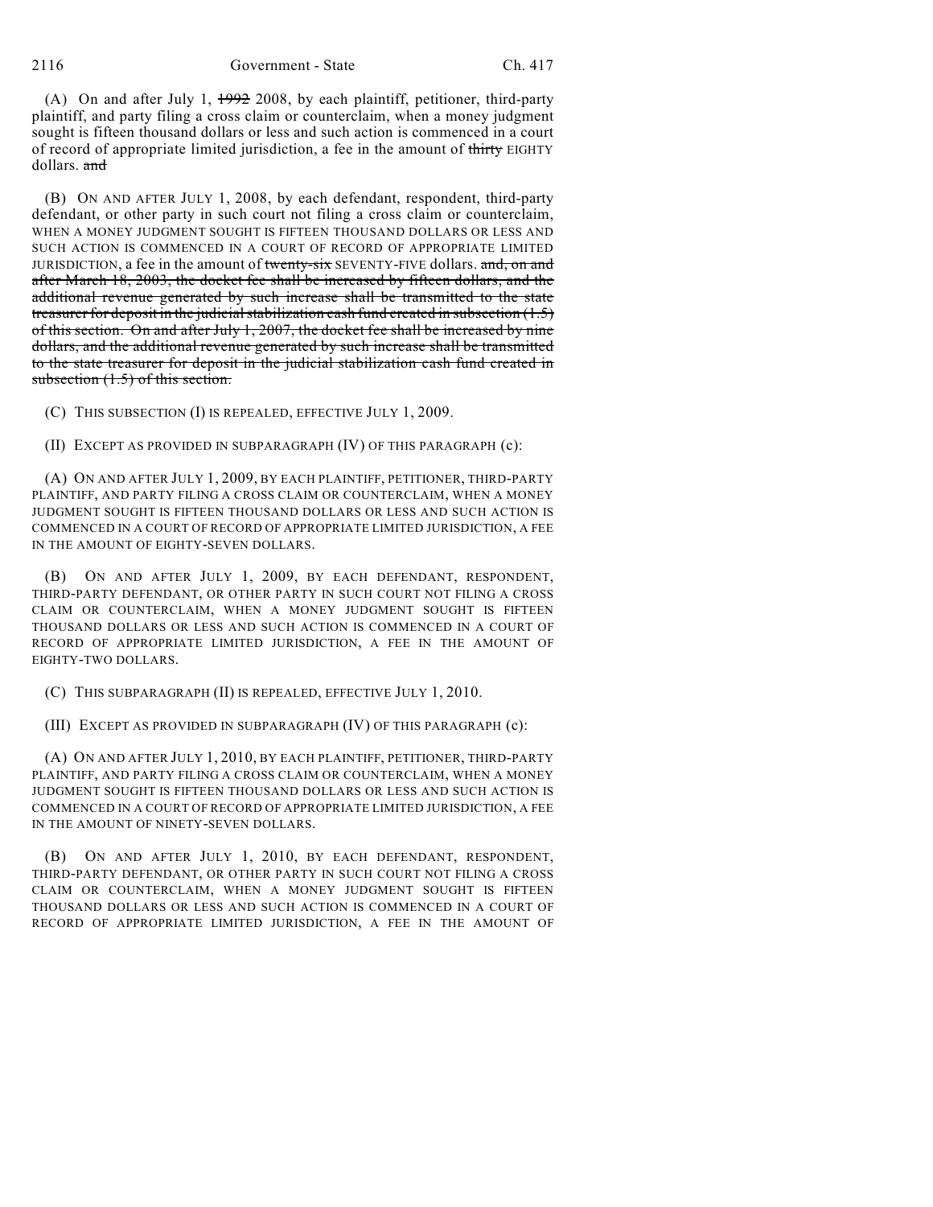(A) On and after July 1, ~~1992~~ 2008, by each plaintiff, petitioner, third-party plaintiff, and party filing a cross claim or counterclaim, when a money judgment sought is fifteen thousand dollars or less and such action is commenced in a court of record of appropriate limited jurisdiction, a fee in the amount of ~~thirty~~ EIGHTY dollars. ~~and~~

(B) ON AND AFTER JULY 1, 2008, by each defendant, respondent, third-party defendant, or other party in such court not filing a cross claim or counterclaim, WHEN A MONEY JUDGMENT SOUGHT IS FIFTEEN THOUSAND DOLLARS OR LESS AND SUCH ACTION IS COMMENCED IN A COURT OF RECORD OF APPROPRIATE LIMITED JURISDICTION, a fee in the amount of ~~twenty-six~~ SEVENTY-FIVE dollars. ~~and, on and after March 18, 2003, the docket fee shall be increased by fifteen dollars, and the additional revenue generated by such increase shall be transmitted to the state treasurer for deposit in the judicial stabilization cash fund created in subsection (1.5) of this section. On and after July 1, 2007, the docket fee shall be increased by nine dollars, and the additional revenue generated by such increase shall be transmitted to the state treasurer for deposit in the judicial stabilization cash fund created in subsection (1.5) of this section.~~

(C) THIS SUBSECTION (I) IS REPEALED, EFFECTIVE JULY 1, 2009.

(II) EXCEPT AS PROVIDED IN SUBPARAGRAPH (IV) OF THIS PARAGRAPH (c):

(A) ON AND AFTER JULY 1, 2009, BY EACH PLAINTIFF, PETITIONER, THIRD-PARTY PLAINTIFF, AND PARTY FILING A CROSS CLAIM OR COUNTERCLAIM, WHEN A MONEY JUDGMENT SOUGHT IS FIFTEEN THOUSAND DOLLARS OR LESS AND SUCH ACTION IS COMMENCED IN A COURT OF RECORD OF APPROPRIATE LIMITED JURISDICTION, A FEE IN THE AMOUNT OF EIGHTY-SEVEN DOLLARS.

(B) ON AND AFTER JULY 1, 2009, BY EACH DEFENDANT, RESPONDENT, THIRD-PARTY DEFENDANT, OR OTHER PARTY IN SUCH COURT NOT FILING A CROSS CLAIM OR COUNTERCLAIM, WHEN A MONEY JUDGMENT SOUGHT IS FIFTEEN THOUSAND DOLLARS OR LESS AND SUCH ACTION IS COMMENCED IN A COURT OF RECORD OF APPROPRIATE LIMITED JURISDICTION, A FEE IN THE AMOUNT OF EIGHTY-TWO DOLLARS.

(C) THIS SUBPARAGRAPH (II) IS REPEALED, EFFECTIVE JULY 1, 2010.

(III) EXCEPT AS PROVIDED IN SUBPARAGRAPH (IV) OF THIS PARAGRAPH (c):

(A) ON AND AFTER JULY 1, 2010, BY EACH PLAINTIFF, PETITIONER, THIRD-PARTY PLAINTIFF, AND PARTY FILING A CROSS CLAIM OR COUNTERCLAIM, WHEN A MONEY JUDGMENT SOUGHT IS FIFTEEN THOUSAND DOLLARS OR LESS AND SUCH ACTION IS COMMENCED IN A COURT OF RECORD OF APPROPRIATE LIMITED JURISDICTION, A FEE IN THE AMOUNT OF NINETY-SEVEN DOLLARS.

(B) ON AND AFTER JULY 1, 2010, BY EACH DEFENDANT, RESPONDENT, THIRD-PARTY DEFENDANT, OR OTHER PARTY IN SUCH COURT NOT FILING A CROSS CLAIM OR COUNTERCLAIM, WHEN A MONEY JUDGMENT SOUGHT IS FIFTEEN THOUSAND DOLLARS OR LESS AND SUCH ACTION IS COMMENCED IN A COURT OF RECORD OF APPROPRIATE LIMITED JURISDICTION, A FEE IN THE AMOUNT OF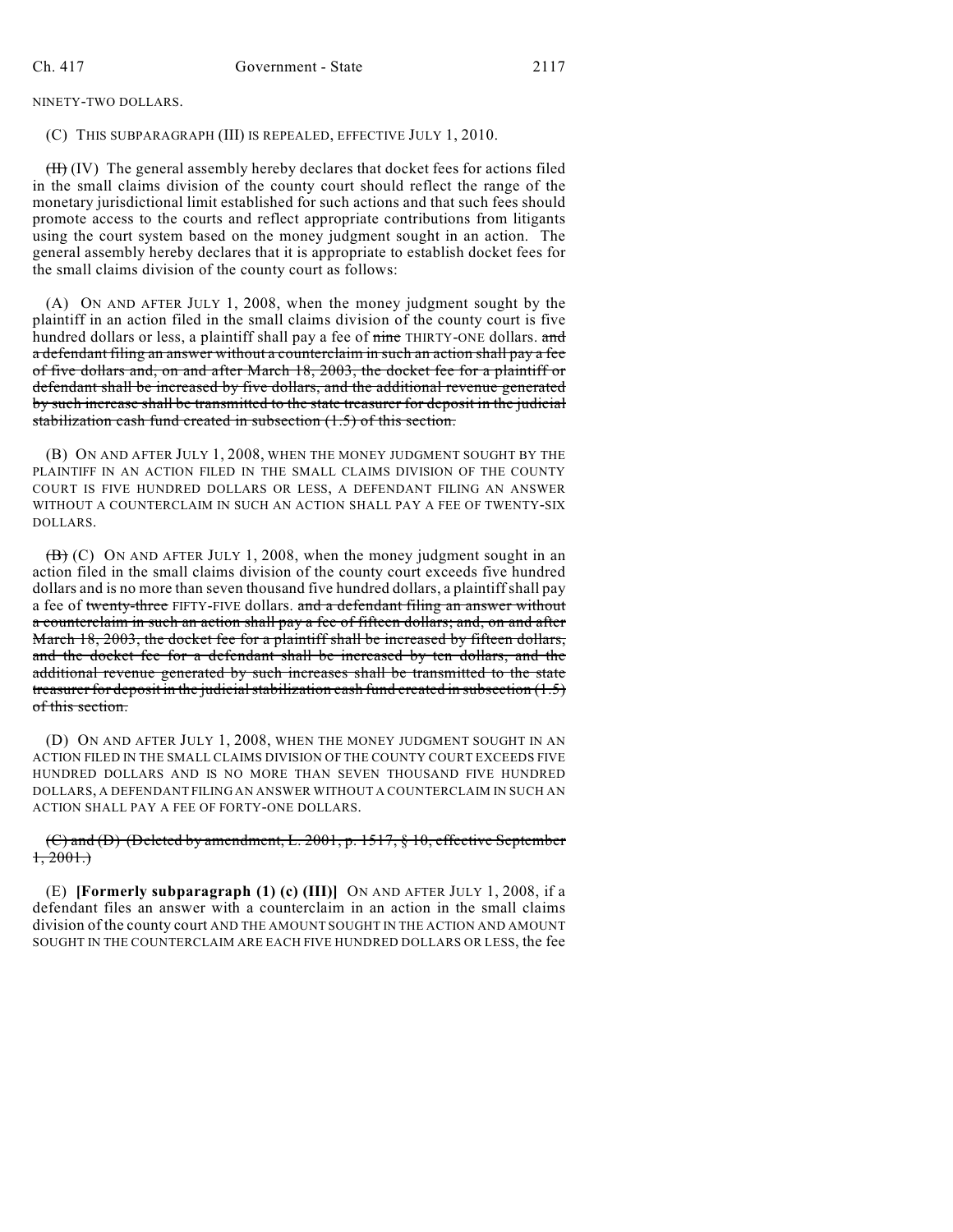NINETY-TWO DOLLARS.

(C) THIS SUBPARAGRAPH (III) IS REPEALED, EFFECTIVE JULY 1, 2010.

~~(III)~~ (IV) The general assembly hereby declares that docket fees for actions filed in the small claims division of the county court should reflect the range of the monetary jurisdictional limit established for such actions and that such fees should promote access to the courts and reflect appropriate contributions from litigants using the court system based on the money judgment sought in an action. The general assembly hereby declares that it is appropriate to establish docket fees for the small claims division of the county court as follows:

(A) ON AND AFTER JULY 1, 2008, when the money judgment sought by the plaintiff in an action filed in the small claims division of the county court is five hundred dollars or less, a plaintiff shall pay a fee of ~~nine~~ THIRTY-ONE dollars. ~~and a defendant filing an answer without a counterclaim in such an action shall pay a fee of five dollars and, on and after March 18, 2003, the docket fee for a plaintiff or defendant shall be increased by five dollars, and the additional revenue generated by such increase shall be transmitted to the state treasurer for deposit in the judicial stabilization cash fund created in subsection (1.5) of this section.~~

(B) ON AND AFTER JULY 1, 2008, WHEN THE MONEY JUDGMENT SOUGHT BY THE PLAINTIFF IN AN ACTION FILED IN THE SMALL CLAIMS DIVISION OF THE COUNTY COURT IS FIVE HUNDRED DOLLARS OR LESS, A DEFENDANT FILING AN ANSWER WITHOUT A COUNTERCLAIM IN SUCH AN ACTION SHALL PAY A FEE OF TWENTY-SIX DOLLARS.

~~(B)~~ (C) ON AND AFTER JULY 1, 2008, when the money judgment sought in an action filed in the small claims division of the county court exceeds five hundred dollars and is no more than seven thousand five hundred dollars, a plaintiff shall pay a fee of ~~twenty-three~~ FIFTY-FIVE dollars. ~~and a defendant filing an answer without a counterclaim in such an action shall pay a fee of fifteen dollars; and, on and after March 18, 2003, the docket fee for a plaintiff shall be increased by fifteen dollars, and the docket fee for a defendant shall be increased by ten dollars, and the additional revenue generated by such increases shall be transmitted to the state treasurer for deposit in the judicial stabilization cash fund created in subsection (1.5) of this section.~~

(D) ON AND AFTER JULY 1, 2008, WHEN THE MONEY JUDGMENT SOUGHT IN AN ACTION FILED IN THE SMALL CLAIMS DIVISION OF THE COUNTY COURT EXCEEDS FIVE HUNDRED DOLLARS AND IS NO MORE THAN SEVEN THOUSAND FIVE HUNDRED DOLLARS, A DEFENDANT FILING AN ANSWER WITHOUT A COUNTERCLAIM IN SUCH AN ACTION SHALL PAY A FEE OF FORTY-ONE DOLLARS.

~~(C) and (D) (Deleted by amendment, L. 2001, p. 1517, § 10, effective September 1, 2001.)~~

(E) **[Formerly subparagraph (1) (c) (III)]** ON AND AFTER JULY 1, 2008, if a defendant files an answer with a counterclaim in an action in the small claims division of the county court AND THE AMOUNT SOUGHT IN THE ACTION AND AMOUNT SOUGHT IN THE COUNTERCLAIM ARE EACH FIVE HUNDRED DOLLARS OR LESS, the fee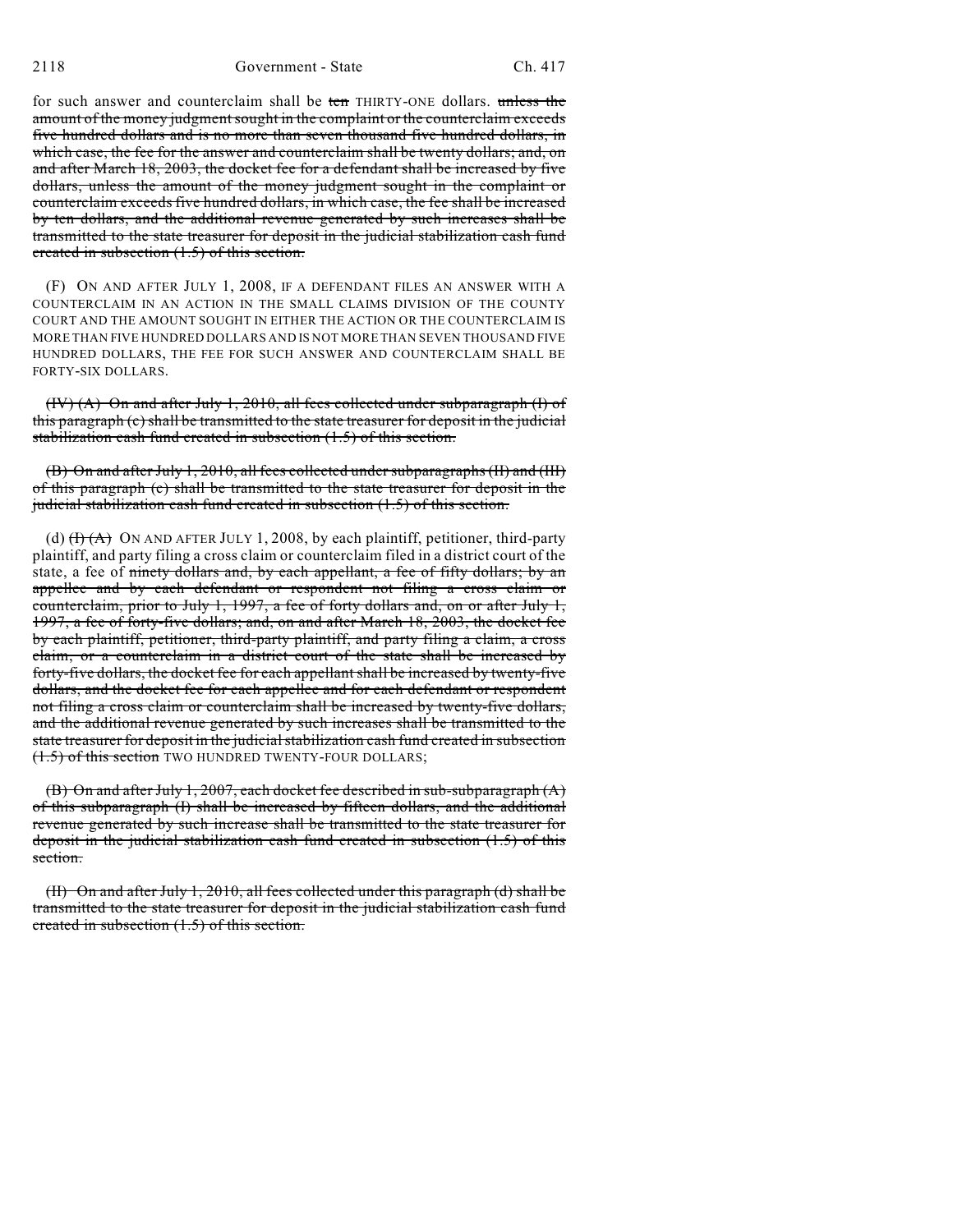for such answer and counterclaim shall be ~~ten~~ THIRTY-ONE dollars. ~~unless the amount of the money judgment sought in the complaint or the counterclaim exceeds five hundred dollars and is no more than seven thousand five hundred dollars, in which case, the fee for the answer and counterclaim shall be twenty dollars; and, on and after March 18, 2003, the docket fee for a defendant shall be increased by five dollars, unless the amount of the money judgment sought in the complaint or counterclaim exceeds five hundred dollars, in which case, the fee shall be increased by ten dollars, and the additional revenue generated by such increases shall be transmitted to the state treasurer for deposit in the judicial stabilization cash fund created in subsection (1.5) of this section.~~

(F) ON AND AFTER JULY 1, 2008, IF A DEFENDANT FILES AN ANSWER WITH A COUNTERCLAIM IN AN ACTION IN THE SMALL CLAIMS DIVISION OF THE COUNTY COURT AND THE AMOUNT SOUGHT IN EITHER THE ACTION OR THE COUNTERCLAIM IS MORE THAN FIVE HUNDRED DOLLARS AND IS NOT MORE THAN SEVEN THOUSAND FIVE HUNDRED DOLLARS, THE FEE FOR SUCH ANSWER AND COUNTERCLAIM SHALL BE FORTY-SIX DOLLARS.

~~(IV) (A) On and after July 1, 2010, all fees collected under subparagraph (I) of this paragraph (c) shall be transmitted to the state treasurer for deposit in the judicial stabilization cash fund created in subsection (1.5) of this section.~~

~~(B) On and after July 1, 2010, all fees collected under subparagraphs (II) and (III) of this paragraph (c) shall be transmitted to the state treasurer for deposit in the judicial stabilization cash fund created in subsection (1.5) of this section.~~

(d) ~~(I) (A)~~ ON AND AFTER JULY 1, 2008, by each plaintiff, petitioner, third-party plaintiff, and party filing a cross claim or counterclaim filed in a district court of the state, a fee of ~~ninety dollars and, by each appellant, a fee of fifty dollars; by an appellee and by each defendant or respondent not filing a cross claim or counterclaim, prior to July 1, 1997, a fee of forty dollars and, on or after July 1, 1997, a fee of forty-five dollars; and, on and after March 18, 2003, the docket fee by each plaintiff, petitioner, third-party plaintiff, and party filing a claim, a cross claim, or a counterclaim in a district court of the state shall be increased by forty-five dollars, the docket fee for each appellant shall be increased by twenty-five dollars, and the docket fee for each appellee and for each defendant or respondent not filing a cross claim or counterclaim shall be increased by twenty-five dollars, and the additional revenue generated by such increases shall be transmitted to the state treasurer for deposit in the judicial stabilization cash fund created in subsection (1.5) of this section~~ TWO HUNDRED TWENTY-FOUR DOLLARS;

~~(B) On and after July 1, 2007, each docket fee described in sub-subparagraph (A) of this subparagraph (I) shall be increased by fifteen dollars, and the additional revenue generated by such increase shall be transmitted to the state treasurer for deposit in the judicial stabilization cash fund created in subsection (1.5) of this section.~~

~~(II) On and after July 1, 2010, all fees collected under this paragraph (d) shall be transmitted to the state treasurer for deposit in the judicial stabilization cash fund created in subsection (1.5) of this section.~~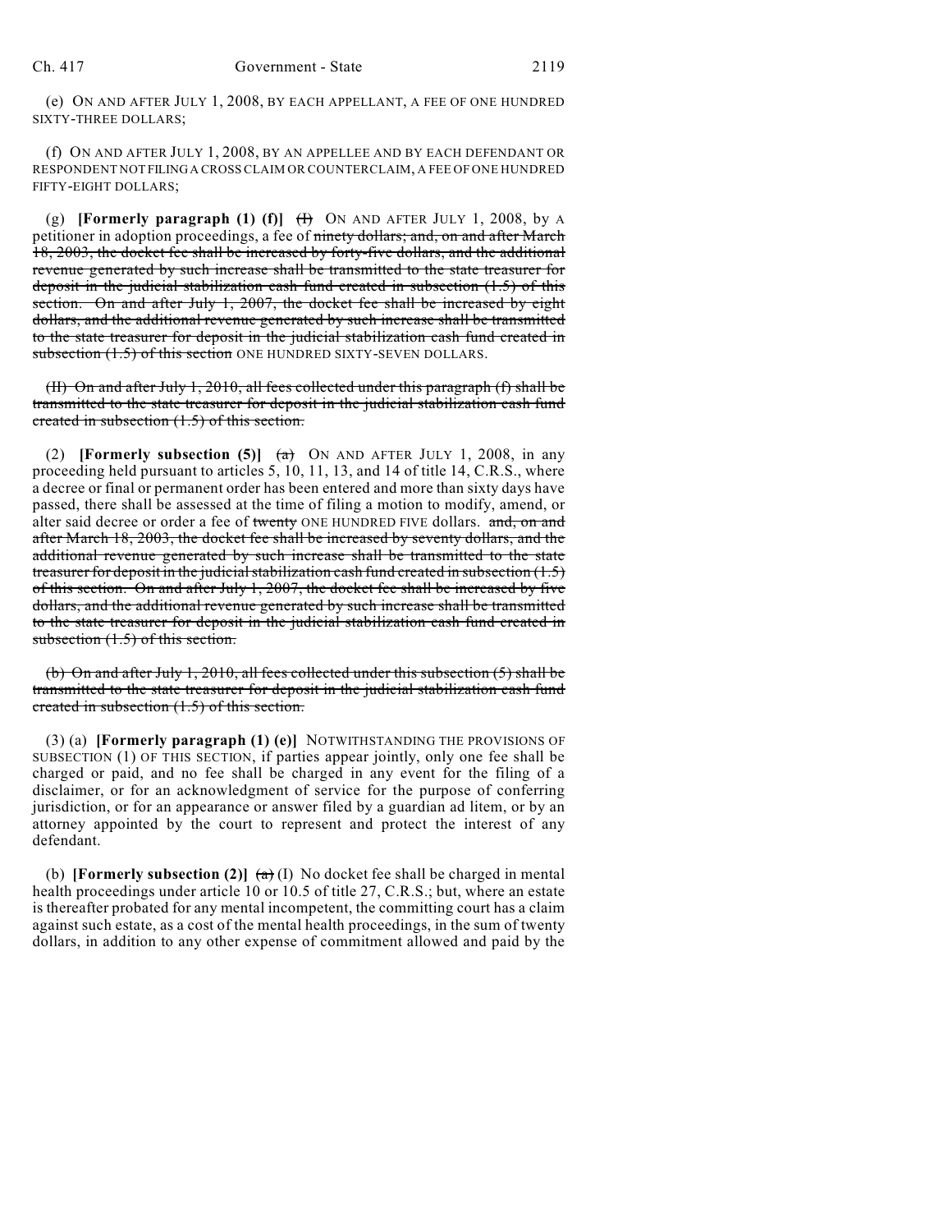(e) ON AND AFTER JULY 1, 2008, BY EACH APPELLANT, A FEE OF ONE HUNDRED SIXTY-THREE DOLLARS;

(f) ON AND AFTER JULY 1, 2008, BY AN APPELLEE AND BY EACH DEFENDANT OR RESPONDENT NOT FILING A CROSS CLAIM OR COUNTERCLAIM, A FEE OF ONE HUNDRED FIFTY-EIGHT DOLLARS;

(g) **[Formerly paragraph (1) (f)]** ~~(I)~~ ON AND AFTER JULY 1, 2008, by A petitioner in adoption proceedings, a fee of ~~ninety dollars; and, on and after March 18, 2003, the docket fee shall be increased by forty-five dollars, and the additional revenue generated by such increase shall be transmitted to the state treasurer for deposit in the judicial stabilization cash fund created in subsection (1.5) of this section. On and after July 1, 2007, the docket fee shall be increased by eight dollars, and the additional revenue generated by such increase shall be transmitted to the state treasurer for deposit in the judicial stabilization cash fund created in subsection (1.5) of this section~~ ONE HUNDRED SIXTY-SEVEN DOLLARS.

~~(II) On and after July 1, 2010, all fees collected under this paragraph (f) shall be transmitted to the state treasurer for deposit in the judicial stabilization cash fund created in subsection (1.5) of this section.~~

(2) **[Formerly subsection (5)]** ~~(a)~~ ON AND AFTER JULY 1, 2008, in any proceeding held pursuant to articles 5, 10, 11, 13, and 14 of title 14, C.R.S., where a decree or final or permanent order has been entered and more than sixty days have passed, there shall be assessed at the time of filing a motion to modify, amend, or alter said decree or order a fee of ~~twenty~~ ONE HUNDRED FIVE dollars. ~~and, on and after March 18, 2003, the docket fee shall be increased by seventy dollars, and the additional revenue generated by such increase shall be transmitted to the state treasurer for deposit in the judicial stabilization cash fund created in subsection (1.5) of this section. On and after July 1, 2007, the docket fee shall be increased by five dollars, and the additional revenue generated by such increase shall be transmitted to the state treasurer for deposit in the judicial stabilization cash fund created in subsection (1.5) of this section.~~

~~(b) On and after July 1, 2010, all fees collected under this subsection (5) shall be transmitted to the state treasurer for deposit in the judicial stabilization cash fund created in subsection (1.5) of this section.~~

(3) (a) **[Formerly paragraph (1) (e)]** NOTWITHSTANDING THE PROVISIONS OF SUBSECTION (1) OF THIS SECTION, if parties appear jointly, only one fee shall be charged or paid, and no fee shall be charged in any event for the filing of a disclaimer, or for an acknowledgment of service for the purpose of conferring jurisdiction, or for an appearance or answer filed by a guardian ad litem, or by an attorney appointed by the court to represent and protect the interest of any defendant.

(b) **[Formerly subsection (2)]** ~~(a)~~ (I) No docket fee shall be charged in mental health proceedings under article 10 or 10.5 of title 27, C.R.S.; but, where an estate is thereafter probated for any mental incompetent, the committing court has a claim against such estate, as a cost of the mental health proceedings, in the sum of twenty dollars, in addition to any other expense of commitment allowed and paid by the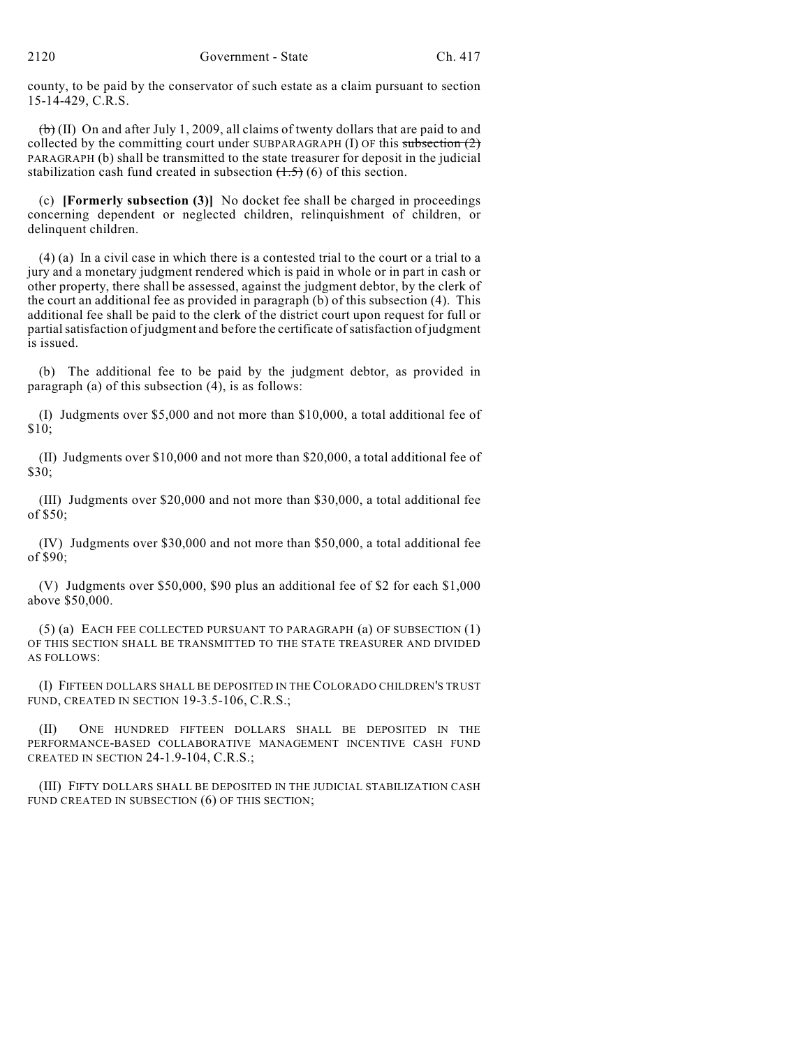county, to be paid by the conservator of such estate as a claim pursuant to section 15-14-429, C.R.S.

~~(b)~~ (II) On and after July 1, 2009, all claims of twenty dollars that are paid to and collected by the committing court under SUBPARAGRAPH (I) OF this ~~subsection (2)~~ PARAGRAPH (b) shall be transmitted to the state treasurer for deposit in the judicial stabilization cash fund created in subsection ~~(1.5)~~ (6) of this section.

(c) **[Formerly subsection (3)]** No docket fee shall be charged in proceedings concerning dependent or neglected children, relinquishment of children, or delinquent children.

(4) (a) In a civil case in which there is a contested trial to the court or a trial to a jury and a monetary judgment rendered which is paid in whole or in part in cash or other property, there shall be assessed, against the judgment debtor, by the clerk of the court an additional fee as provided in paragraph (b) of this subsection (4). This additional fee shall be paid to the clerk of the district court upon request for full or partial satisfaction of judgment and before the certificate of satisfaction of judgment is issued.

(b) The additional fee to be paid by the judgment debtor, as provided in paragraph (a) of this subsection (4), is as follows:

(I) Judgments over $5,000 and not more than $10,000, a total additional fee of $10;

(II) Judgments over $10,000 and not more than $20,000, a total additional fee of $30;

(III) Judgments over $20,000 and not more than $30,000, a total additional fee of $50;

(IV) Judgments over $30,000 and not more than $50,000, a total additional fee of $90;

(V) Judgments over $50,000, $90 plus an additional fee of $2 for each $1,000 above $50,000.

(5) (a) EACH FEE COLLECTED PURSUANT TO PARAGRAPH (a) OF SUBSECTION (1) OF THIS SECTION SHALL BE TRANSMITTED TO THE STATE TREASURER AND DIVIDED AS FOLLOWS:

(I) FIFTEEN DOLLARS SHALL BE DEPOSITED IN THE COLORADO CHILDREN'S TRUST FUND, CREATED IN SECTION 19-3.5-106, C.R.S.;

(II) ONE HUNDRED FIFTEEN DOLLARS SHALL BE DEPOSITED IN THE PERFORMANCE-BASED COLLABORATIVE MANAGEMENT INCENTIVE CASH FUND CREATED IN SECTION 24-1.9-104, C.R.S.;

(III) FIFTY DOLLARS SHALL BE DEPOSITED IN THE JUDICIAL STABILIZATION CASH FUND CREATED IN SUBSECTION (6) OF THIS SECTION;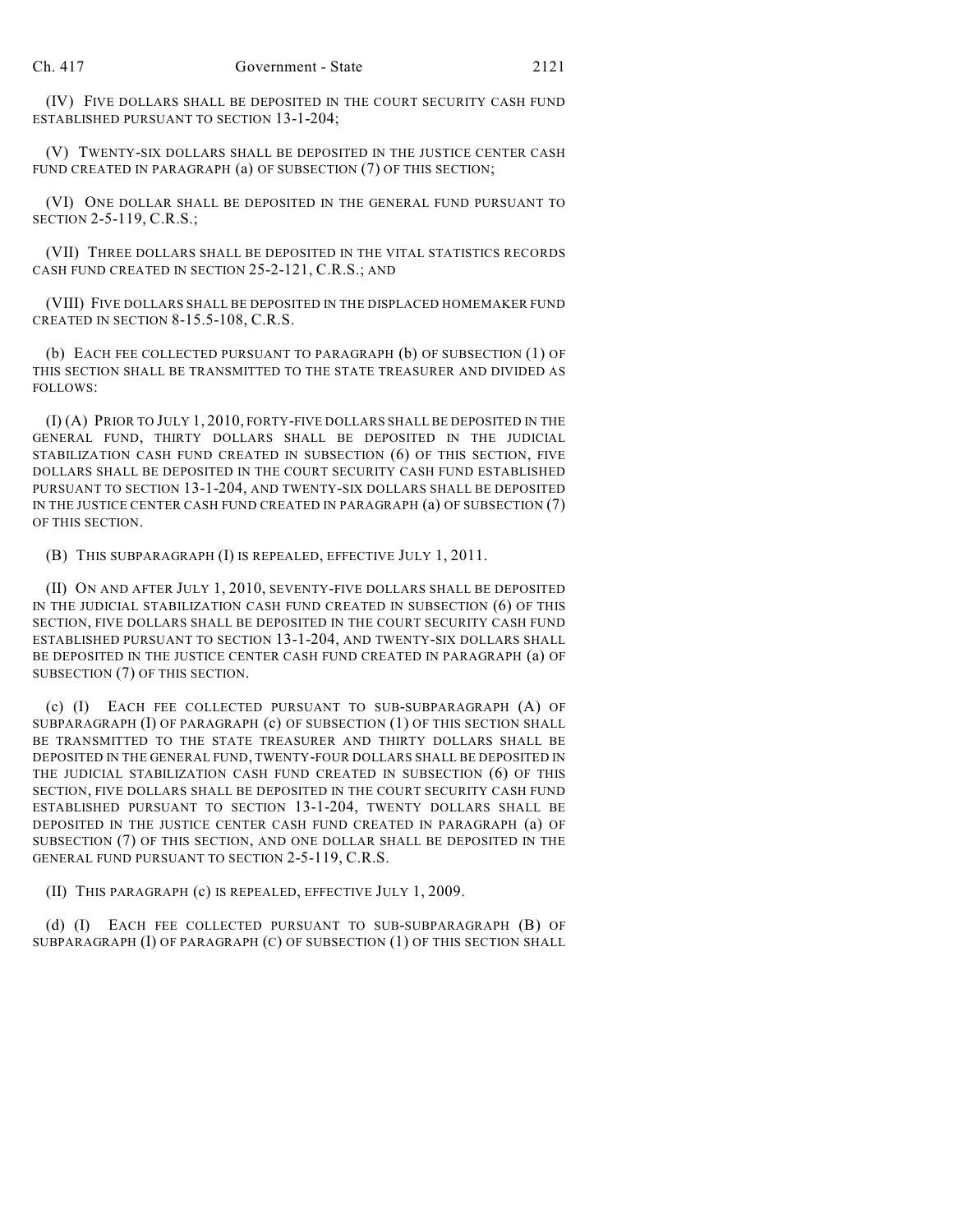(IV) FIVE DOLLARS SHALL BE DEPOSITED IN THE COURT SECURITY CASH FUND ESTABLISHED PURSUANT TO SECTION 13-1-204;

(V) TWENTY-SIX DOLLARS SHALL BE DEPOSITED IN THE JUSTICE CENTER CASH FUND CREATED IN PARAGRAPH (a) OF SUBSECTION (7) OF THIS SECTION;

(VI) ONE DOLLAR SHALL BE DEPOSITED IN THE GENERAL FUND PURSUANT TO SECTION 2-5-119, C.R.S.;

(VII) THREE DOLLARS SHALL BE DEPOSITED IN THE VITAL STATISTICS RECORDS CASH FUND CREATED IN SECTION 25-2-121, C.R.S.; AND

(VIII) FIVE DOLLARS SHALL BE DEPOSITED IN THE DISPLACED HOMEMAKER FUND CREATED IN SECTION 8-15.5-108, C.R.S.

(b) EACH FEE COLLECTED PURSUANT TO PARAGRAPH (b) OF SUBSECTION (1) OF THIS SECTION SHALL BE TRANSMITTED TO THE STATE TREASURER AND DIVIDED AS FOLLOWS:

(I) (A) PRIOR TO JULY 1, 2010, FORTY-FIVE DOLLARS SHALL BE DEPOSITED IN THE GENERAL FUND, THIRTY DOLLARS SHALL BE DEPOSITED IN THE JUDICIAL STABILIZATION CASH FUND CREATED IN SUBSECTION (6) OF THIS SECTION, FIVE DOLLARS SHALL BE DEPOSITED IN THE COURT SECURITY CASH FUND ESTABLISHED PURSUANT TO SECTION 13-1-204, AND TWENTY-SIX DOLLARS SHALL BE DEPOSITED IN THE JUSTICE CENTER CASH FUND CREATED IN PARAGRAPH (a) OF SUBSECTION (7) OF THIS SECTION.

(B) THIS SUBPARAGRAPH (I) IS REPEALED, EFFECTIVE JULY 1, 2011.

(II) ON AND AFTER JULY 1, 2010, SEVENTY-FIVE DOLLARS SHALL BE DEPOSITED IN THE JUDICIAL STABILIZATION CASH FUND CREATED IN SUBSECTION (6) OF THIS SECTION, FIVE DOLLARS SHALL BE DEPOSITED IN THE COURT SECURITY CASH FUND ESTABLISHED PURSUANT TO SECTION 13-1-204, AND TWENTY-SIX DOLLARS SHALL BE DEPOSITED IN THE JUSTICE CENTER CASH FUND CREATED IN PARAGRAPH (a) OF SUBSECTION (7) OF THIS SECTION.

(c) (I) EACH FEE COLLECTED PURSUANT TO SUB-SUBPARAGRAPH (A) OF SUBPARAGRAPH (I) OF PARAGRAPH (c) OF SUBSECTION (1) OF THIS SECTION SHALL BE TRANSMITTED TO THE STATE TREASURER AND THIRTY DOLLARS SHALL BE DEPOSITED IN THE GENERAL FUND, TWENTY-FOUR DOLLARS SHALL BE DEPOSITED IN THE JUDICIAL STABILIZATION CASH FUND CREATED IN SUBSECTION (6) OF THIS SECTION, FIVE DOLLARS SHALL BE DEPOSITED IN THE COURT SECURITY CASH FUND ESTABLISHED PURSUANT TO SECTION 13-1-204, TWENTY DOLLARS SHALL BE DEPOSITED IN THE JUSTICE CENTER CASH FUND CREATED IN PARAGRAPH (a) OF SUBSECTION (7) OF THIS SECTION, AND ONE DOLLAR SHALL BE DEPOSITED IN THE GENERAL FUND PURSUANT TO SECTION 2-5-119, C.R.S.

(II) THIS PARAGRAPH (c) IS REPEALED, EFFECTIVE JULY 1, 2009.

(d) (I) EACH FEE COLLECTED PURSUANT TO SUB-SUBPARAGRAPH (B) OF SUBPARAGRAPH (I) OF PARAGRAPH (C) OF SUBSECTION (1) OF THIS SECTION SHALL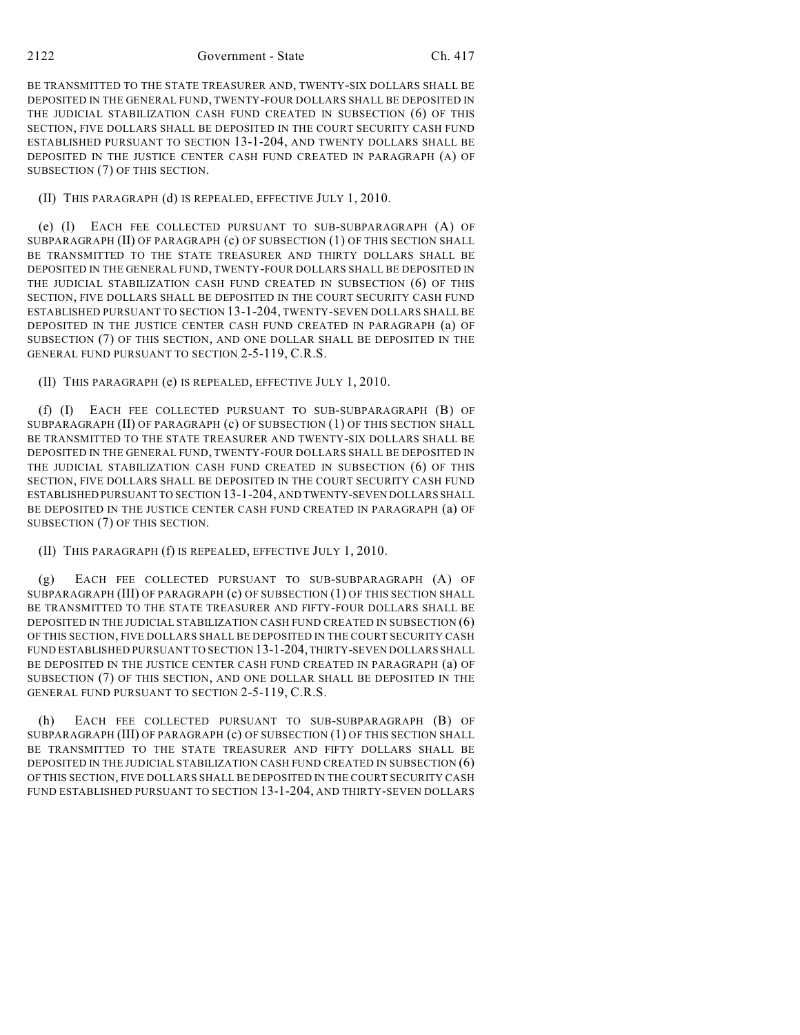BE TRANSMITTED TO THE STATE TREASURER AND, TWENTY-SIX DOLLARS SHALL BE DEPOSITED IN THE GENERAL FUND, TWENTY-FOUR DOLLARS SHALL BE DEPOSITED IN THE JUDICIAL STABILIZATION CASH FUND CREATED IN SUBSECTION (6) OF THIS SECTION, FIVE DOLLARS SHALL BE DEPOSITED IN THE COURT SECURITY CASH FUND ESTABLISHED PURSUANT TO SECTION 13-1-204, AND TWENTY DOLLARS SHALL BE DEPOSITED IN THE JUSTICE CENTER CASH FUND CREATED IN PARAGRAPH (A) OF SUBSECTION (7) OF THIS SECTION.

(II) THIS PARAGRAPH (d) IS REPEALED, EFFECTIVE JULY 1, 2010.

(e) (I) EACH FEE COLLECTED PURSUANT TO SUB-SUBPARAGRAPH (A) OF SUBPARAGRAPH (II) OF PARAGRAPH (c) OF SUBSECTION (1) OF THIS SECTION SHALL BE TRANSMITTED TO THE STATE TREASURER AND THIRTY DOLLARS SHALL BE DEPOSITED IN THE GENERAL FUND, TWENTY-FOUR DOLLARS SHALL BE DEPOSITED IN THE JUDICIAL STABILIZATION CASH FUND CREATED IN SUBSECTION (6) OF THIS SECTION, FIVE DOLLARS SHALL BE DEPOSITED IN THE COURT SECURITY CASH FUND ESTABLISHED PURSUANT TO SECTION 13-1-204, TWENTY-SEVEN DOLLARS SHALL BE DEPOSITED IN THE JUSTICE CENTER CASH FUND CREATED IN PARAGRAPH (a) OF SUBSECTION (7) OF THIS SECTION, AND ONE DOLLAR SHALL BE DEPOSITED IN THE GENERAL FUND PURSUANT TO SECTION 2-5-119, C.R.S.

(II) THIS PARAGRAPH (e) IS REPEALED, EFFECTIVE JULY 1, 2010.

(f) (I) EACH FEE COLLECTED PURSUANT TO SUB-SUBPARAGRAPH (B) OF SUBPARAGRAPH (II) OF PARAGRAPH (c) OF SUBSECTION (1) OF THIS SECTION SHALL BE TRANSMITTED TO THE STATE TREASURER AND TWENTY-SIX DOLLARS SHALL BE DEPOSITED IN THE GENERAL FUND, TWENTY-FOUR DOLLARS SHALL BE DEPOSITED IN THE JUDICIAL STABILIZATION CASH FUND CREATED IN SUBSECTION (6) OF THIS SECTION, FIVE DOLLARS SHALL BE DEPOSITED IN THE COURT SECURITY CASH FUND ESTABLISHED PURSUANT TO SECTION 13-1-204, AND TWENTY-SEVEN DOLLARS SHALL BE DEPOSITED IN THE JUSTICE CENTER CASH FUND CREATED IN PARAGRAPH (a) OF SUBSECTION (7) OF THIS SECTION.

(II) THIS PARAGRAPH (f) IS REPEALED, EFFECTIVE JULY 1, 2010.

(g) EACH FEE COLLECTED PURSUANT TO SUB-SUBPARAGRAPH (A) OF SUBPARAGRAPH (III) OF PARAGRAPH (c) OF SUBSECTION (1) OF THIS SECTION SHALL BE TRANSMITTED TO THE STATE TREASURER AND FIFTY-FOUR DOLLARS SHALL BE DEPOSITED IN THE JUDICIAL STABILIZATION CASH FUND CREATED IN SUBSECTION (6) OF THIS SECTION, FIVE DOLLARS SHALL BE DEPOSITED IN THE COURT SECURITY CASH FUND ESTABLISHED PURSUANT TO SECTION 13-1-204, THIRTY-SEVEN DOLLARS SHALL BE DEPOSITED IN THE JUSTICE CENTER CASH FUND CREATED IN PARAGRAPH (a) OF SUBSECTION (7) OF THIS SECTION, AND ONE DOLLAR SHALL BE DEPOSITED IN THE GENERAL FUND PURSUANT TO SECTION 2-5-119, C.R.S.

(h) EACH FEE COLLECTED PURSUANT TO SUB-SUBPARAGRAPH (B) OF SUBPARAGRAPH (III) OF PARAGRAPH (c) OF SUBSECTION (1) OF THIS SECTION SHALL BE TRANSMITTED TO THE STATE TREASURER AND FIFTY DOLLARS SHALL BE DEPOSITED IN THE JUDICIAL STABILIZATION CASH FUND CREATED IN SUBSECTION (6) OF THIS SECTION, FIVE DOLLARS SHALL BE DEPOSITED IN THE COURT SECURITY CASH FUND ESTABLISHED PURSUANT TO SECTION 13-1-204, AND THIRTY-SEVEN DOLLARS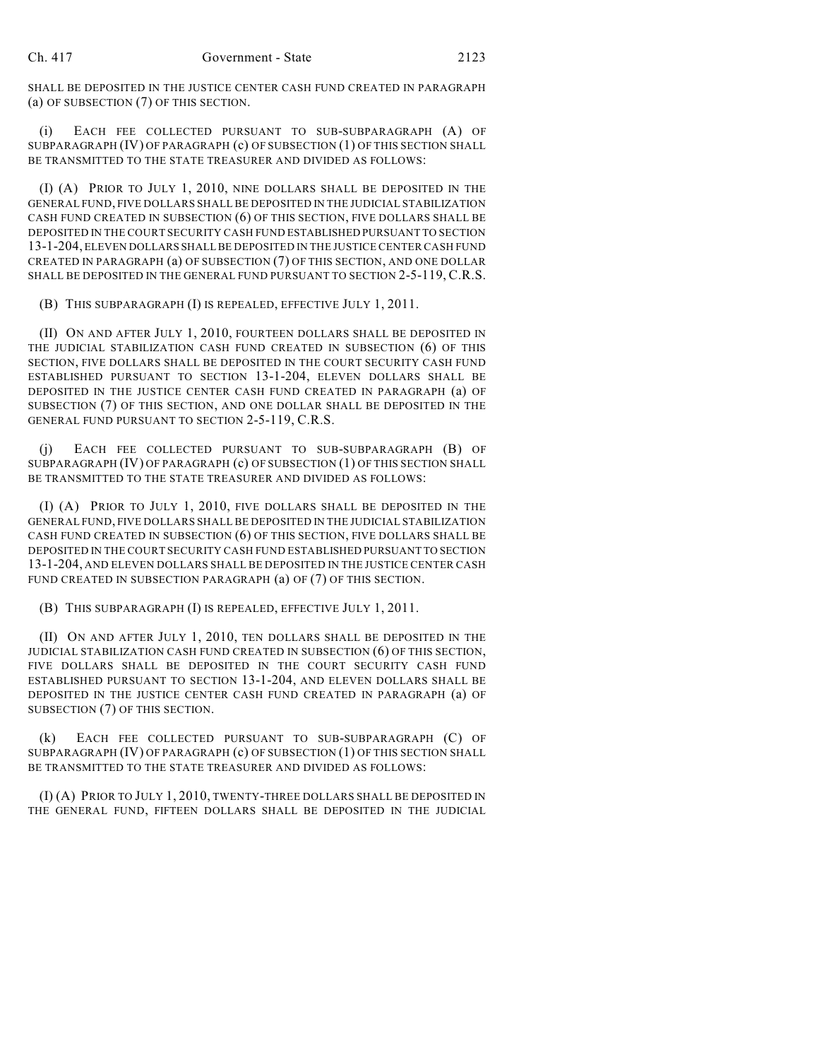SHALL BE DEPOSITED IN THE JUSTICE CENTER CASH FUND CREATED IN PARAGRAPH (a) OF SUBSECTION (7) OF THIS SECTION.

(i) EACH FEE COLLECTED PURSUANT TO SUB-SUBPARAGRAPH (A) OF SUBPARAGRAPH (IV) OF PARAGRAPH (c) OF SUBSECTION (1) OF THIS SECTION SHALL BE TRANSMITTED TO THE STATE TREASURER AND DIVIDED AS FOLLOWS:

(I) (A) PRIOR TO JULY 1, 2010, NINE DOLLARS SHALL BE DEPOSITED IN THE GENERAL FUND, FIVE DOLLARS SHALL BE DEPOSITED IN THE JUDICIAL STABILIZATION CASH FUND CREATED IN SUBSECTION (6) OF THIS SECTION, FIVE DOLLARS SHALL BE DEPOSITED IN THE COURT SECURITY CASH FUND ESTABLISHED PURSUANT TO SECTION 13-1-204, ELEVEN DOLLARS SHALL BE DEPOSITED IN THE JUSTICE CENTER CASH FUND CREATED IN PARAGRAPH (a) OF SUBSECTION (7) OF THIS SECTION, AND ONE DOLLAR SHALL BE DEPOSITED IN THE GENERAL FUND PURSUANT TO SECTION 2-5-119, C.R.S.

(B) THIS SUBPARAGRAPH (I) IS REPEALED, EFFECTIVE JULY 1, 2011.

(II) ON AND AFTER JULY 1, 2010, FOURTEEN DOLLARS SHALL BE DEPOSITED IN THE JUDICIAL STABILIZATION CASH FUND CREATED IN SUBSECTION (6) OF THIS SECTION, FIVE DOLLARS SHALL BE DEPOSITED IN THE COURT SECURITY CASH FUND ESTABLISHED PURSUANT TO SECTION 13-1-204, ELEVEN DOLLARS SHALL BE DEPOSITED IN THE JUSTICE CENTER CASH FUND CREATED IN PARAGRAPH (a) OF SUBSECTION (7) OF THIS SECTION, AND ONE DOLLAR SHALL BE DEPOSITED IN THE GENERAL FUND PURSUANT TO SECTION 2-5-119, C.R.S.

(j) EACH FEE COLLECTED PURSUANT TO SUB-SUBPARAGRAPH (B) OF SUBPARAGRAPH (IV) OF PARAGRAPH (c) OF SUBSECTION (1) OF THIS SECTION SHALL BE TRANSMITTED TO THE STATE TREASURER AND DIVIDED AS FOLLOWS:

(I) (A) PRIOR TO JULY 1, 2010, FIVE DOLLARS SHALL BE DEPOSITED IN THE GENERAL FUND, FIVE DOLLARS SHALL BE DEPOSITED IN THE JUDICIAL STABILIZATION CASH FUND CREATED IN SUBSECTION (6) OF THIS SECTION, FIVE DOLLARS SHALL BE DEPOSITED IN THE COURT SECURITY CASH FUND ESTABLISHED PURSUANT TO SECTION 13-1-204, AND ELEVEN DOLLARS SHALL BE DEPOSITED IN THE JUSTICE CENTER CASH FUND CREATED IN SUBSECTION PARAGRAPH (a) OF (7) OF THIS SECTION.

(B) THIS SUBPARAGRAPH (I) IS REPEALED, EFFECTIVE JULY 1, 2011.

(II) ON AND AFTER JULY 1, 2010, TEN DOLLARS SHALL BE DEPOSITED IN THE JUDICIAL STABILIZATION CASH FUND CREATED IN SUBSECTION (6) OF THIS SECTION, FIVE DOLLARS SHALL BE DEPOSITED IN THE COURT SECURITY CASH FUND ESTABLISHED PURSUANT TO SECTION 13-1-204, AND ELEVEN DOLLARS SHALL BE DEPOSITED IN THE JUSTICE CENTER CASH FUND CREATED IN PARAGRAPH (a) OF SUBSECTION (7) OF THIS SECTION.

(k) EACH FEE COLLECTED PURSUANT TO SUB-SUBPARAGRAPH (C) OF SUBPARAGRAPH (IV) OF PARAGRAPH (c) OF SUBSECTION (1) OF THIS SECTION SHALL BE TRANSMITTED TO THE STATE TREASURER AND DIVIDED AS FOLLOWS:

(I) (A) PRIOR TO JULY 1, 2010, TWENTY-THREE DOLLARS SHALL BE DEPOSITED IN THE GENERAL FUND, FIFTEEN DOLLARS SHALL BE DEPOSITED IN THE JUDICIAL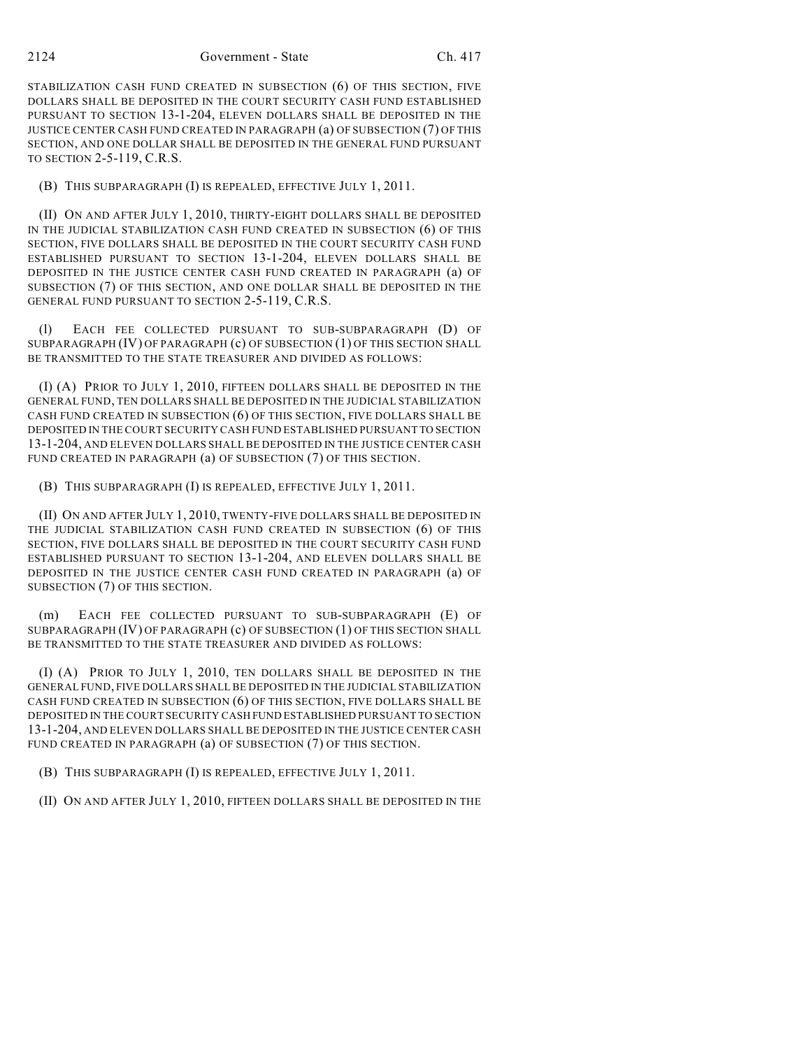STABILIZATION CASH FUND CREATED IN SUBSECTION (6) OF THIS SECTION, FIVE DOLLARS SHALL BE DEPOSITED IN THE COURT SECURITY CASH FUND ESTABLISHED PURSUANT TO SECTION 13-1-204, ELEVEN DOLLARS SHALL BE DEPOSITED IN THE JUSTICE CENTER CASH FUND CREATED IN PARAGRAPH (a) OF SUBSECTION (7) OF THIS SECTION, AND ONE DOLLAR SHALL BE DEPOSITED IN THE GENERAL FUND PURSUANT TO SECTION 2-5-119, C.R.S.

(B) THIS SUBPARAGRAPH (I) IS REPEALED, EFFECTIVE JULY 1, 2011.

(II) ON AND AFTER JULY 1, 2010, THIRTY-EIGHT DOLLARS SHALL BE DEPOSITED IN THE JUDICIAL STABILIZATION CASH FUND CREATED IN SUBSECTION (6) OF THIS SECTION, FIVE DOLLARS SHALL BE DEPOSITED IN THE COURT SECURITY CASH FUND ESTABLISHED PURSUANT TO SECTION 13-1-204, ELEVEN DOLLARS SHALL BE DEPOSITED IN THE JUSTICE CENTER CASH FUND CREATED IN PARAGRAPH (a) OF SUBSECTION (7) OF THIS SECTION, AND ONE DOLLAR SHALL BE DEPOSITED IN THE GENERAL FUND PURSUANT TO SECTION 2-5-119, C.R.S.

(l) EACH FEE COLLECTED PURSUANT TO SUB-SUBPARAGRAPH (D) OF SUBPARAGRAPH (IV) OF PARAGRAPH (c) OF SUBSECTION (1) OF THIS SECTION SHALL BE TRANSMITTED TO THE STATE TREASURER AND DIVIDED AS FOLLOWS:

(I) (A) PRIOR TO JULY 1, 2010, FIFTEEN DOLLARS SHALL BE DEPOSITED IN THE GENERAL FUND, TEN DOLLARS SHALL BE DEPOSITED IN THE JUDICIAL STABILIZATION CASH FUND CREATED IN SUBSECTION (6) OF THIS SECTION, FIVE DOLLARS SHALL BE DEPOSITED IN THE COURT SECURITY CASH FUND ESTABLISHED PURSUANT TO SECTION 13-1-204, AND ELEVEN DOLLARS SHALL BE DEPOSITED IN THE JUSTICE CENTER CASH FUND CREATED IN PARAGRAPH (a) OF SUBSECTION (7) OF THIS SECTION.

(B) THIS SUBPARAGRAPH (I) IS REPEALED, EFFECTIVE JULY 1, 2011.

(II) ON AND AFTER JULY 1, 2010, TWENTY-FIVE DOLLARS SHALL BE DEPOSITED IN THE JUDICIAL STABILIZATION CASH FUND CREATED IN SUBSECTION (6) OF THIS SECTION, FIVE DOLLARS SHALL BE DEPOSITED IN THE COURT SECURITY CASH FUND ESTABLISHED PURSUANT TO SECTION 13-1-204, AND ELEVEN DOLLARS SHALL BE DEPOSITED IN THE JUSTICE CENTER CASH FUND CREATED IN PARAGRAPH (a) OF SUBSECTION (7) OF THIS SECTION.

(m) EACH FEE COLLECTED PURSUANT TO SUB-SUBPARAGRAPH (E) OF SUBPARAGRAPH (IV) OF PARAGRAPH (c) OF SUBSECTION (1) OF THIS SECTION SHALL BE TRANSMITTED TO THE STATE TREASURER AND DIVIDED AS FOLLOWS:

(I) (A) PRIOR TO JULY 1, 2010, TEN DOLLARS SHALL BE DEPOSITED IN THE GENERAL FUND, FIVE DOLLARS SHALL BE DEPOSITED IN THE JUDICIAL STABILIZATION CASH FUND CREATED IN SUBSECTION (6) OF THIS SECTION, FIVE DOLLARS SHALL BE DEPOSITED IN THE COURT SECURITY CASH FUND ESTABLISHED PURSUANT TO SECTION 13-1-204, AND ELEVEN DOLLARS SHALL BE DEPOSITED IN THE JUSTICE CENTER CASH FUND CREATED IN PARAGRAPH (a) OF SUBSECTION (7) OF THIS SECTION.

(B) THIS SUBPARAGRAPH (I) IS REPEALED, EFFECTIVE JULY 1, 2011.

(II) ON AND AFTER JULY 1, 2010, FIFTEEN DOLLARS SHALL BE DEPOSITED IN THE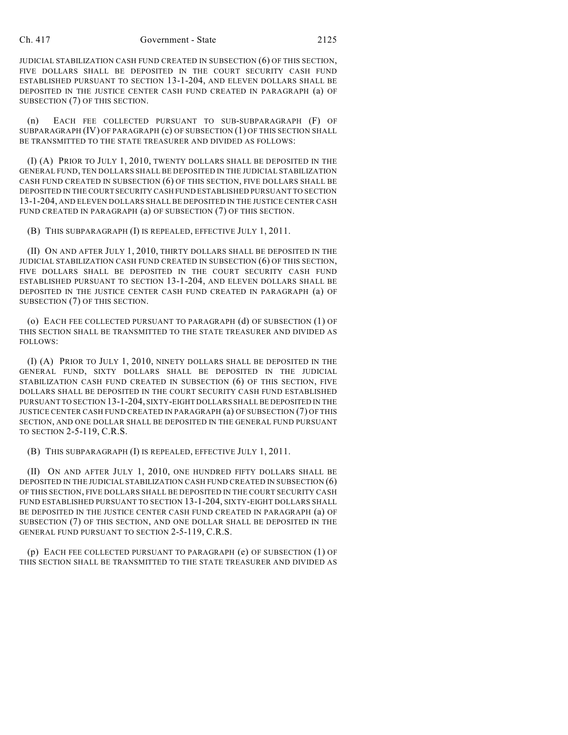JUDICIAL STABILIZATION CASH FUND CREATED IN SUBSECTION (6) OF THIS SECTION, FIVE DOLLARS SHALL BE DEPOSITED IN THE COURT SECURITY CASH FUND ESTABLISHED PURSUANT TO SECTION 13-1-204, AND ELEVEN DOLLARS SHALL BE DEPOSITED IN THE JUSTICE CENTER CASH FUND CREATED IN PARAGRAPH (a) OF SUBSECTION (7) OF THIS SECTION.

(n) EACH FEE COLLECTED PURSUANT TO SUB-SUBPARAGRAPH (F) OF SUBPARAGRAPH (IV) OF PARAGRAPH (c) OF SUBSECTION (1) OF THIS SECTION SHALL BE TRANSMITTED TO THE STATE TREASURER AND DIVIDED AS FOLLOWS:

(I) (A) PRIOR TO JULY 1, 2010, TWENTY DOLLARS SHALL BE DEPOSITED IN THE GENERAL FUND, TEN DOLLARS SHALL BE DEPOSITED IN THE JUDICIAL STABILIZATION CASH FUND CREATED IN SUBSECTION (6) OF THIS SECTION, FIVE DOLLARS SHALL BE DEPOSITED IN THE COURT SECURITY CASH FUND ESTABLISHED PURSUANT TO SECTION 13-1-204, AND ELEVEN DOLLARS SHALL BE DEPOSITED IN THE JUSTICE CENTER CASH FUND CREATED IN PARAGRAPH (a) OF SUBSECTION (7) OF THIS SECTION.

(B) THIS SUBPARAGRAPH (I) IS REPEALED, EFFECTIVE JULY 1, 2011.

(II) ON AND AFTER JULY 1, 2010, THIRTY DOLLARS SHALL BE DEPOSITED IN THE JUDICIAL STABILIZATION CASH FUND CREATED IN SUBSECTION (6) OF THIS SECTION, FIVE DOLLARS SHALL BE DEPOSITED IN THE COURT SECURITY CASH FUND ESTABLISHED PURSUANT TO SECTION 13-1-204, AND ELEVEN DOLLARS SHALL BE DEPOSITED IN THE JUSTICE CENTER CASH FUND CREATED IN PARAGRAPH (a) OF SUBSECTION (7) OF THIS SECTION.

(o) EACH FEE COLLECTED PURSUANT TO PARAGRAPH (d) OF SUBSECTION (1) OF THIS SECTION SHALL BE TRANSMITTED TO THE STATE TREASURER AND DIVIDED AS FOLLOWS:

(I) (A) PRIOR TO JULY 1, 2010, NINETY DOLLARS SHALL BE DEPOSITED IN THE GENERAL FUND, SIXTY DOLLARS SHALL BE DEPOSITED IN THE JUDICIAL STABILIZATION CASH FUND CREATED IN SUBSECTION (6) OF THIS SECTION, FIVE DOLLARS SHALL BE DEPOSITED IN THE COURT SECURITY CASH FUND ESTABLISHED PURSUANT TO SECTION 13-1-204, SIXTY-EIGHT DOLLARS SHALL BE DEPOSITED IN THE JUSTICE CENTER CASH FUND CREATED IN PARAGRAPH (a) OF SUBSECTION (7) OF THIS SECTION, AND ONE DOLLAR SHALL BE DEPOSITED IN THE GENERAL FUND PURSUANT TO SECTION 2-5-119, C.R.S.

(B) THIS SUBPARAGRAPH (I) IS REPEALED, EFFECTIVE JULY 1, 2011.

(II) ON AND AFTER JULY 1, 2010, ONE HUNDRED FIFTY DOLLARS SHALL BE DEPOSITED IN THE JUDICIAL STABILIZATION CASH FUND CREATED IN SUBSECTION (6) OF THIS SECTION, FIVE DOLLARS SHALL BE DEPOSITED IN THE COURT SECURITY CASH FUND ESTABLISHED PURSUANT TO SECTION 13-1-204, SIXTY-EIGHT DOLLARS SHALL BE DEPOSITED IN THE JUSTICE CENTER CASH FUND CREATED IN PARAGRAPH (a) OF SUBSECTION (7) OF THIS SECTION, AND ONE DOLLAR SHALL BE DEPOSITED IN THE GENERAL FUND PURSUANT TO SECTION 2-5-119, C.R.S.

(p) EACH FEE COLLECTED PURSUANT TO PARAGRAPH (e) OF SUBSECTION (1) OF THIS SECTION SHALL BE TRANSMITTED TO THE STATE TREASURER AND DIVIDED AS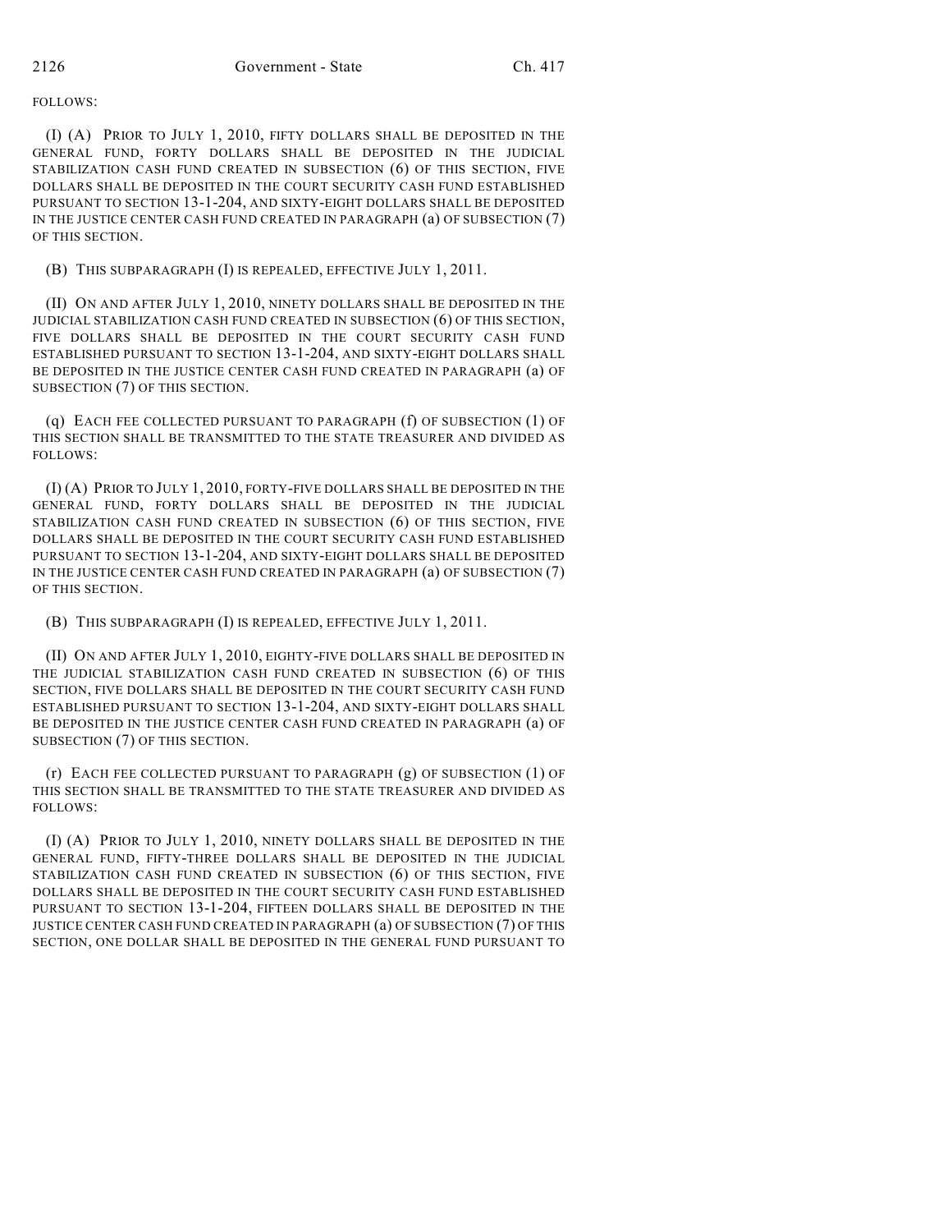FOLLOWS:

(I) (A) PRIOR TO JULY 1, 2010, FIFTY DOLLARS SHALL BE DEPOSITED IN THE GENERAL FUND, FORTY DOLLARS SHALL BE DEPOSITED IN THE JUDICIAL STABILIZATION CASH FUND CREATED IN SUBSECTION (6) OF THIS SECTION, FIVE DOLLARS SHALL BE DEPOSITED IN THE COURT SECURITY CASH FUND ESTABLISHED PURSUANT TO SECTION 13-1-204, AND SIXTY-EIGHT DOLLARS SHALL BE DEPOSITED IN THE JUSTICE CENTER CASH FUND CREATED IN PARAGRAPH (a) OF SUBSECTION (7) OF THIS SECTION.

(B) THIS SUBPARAGRAPH (I) IS REPEALED, EFFECTIVE JULY 1, 2011.

(II) ON AND AFTER JULY 1, 2010, NINETY DOLLARS SHALL BE DEPOSITED IN THE JUDICIAL STABILIZATION CASH FUND CREATED IN SUBSECTION (6) OF THIS SECTION, FIVE DOLLARS SHALL BE DEPOSITED IN THE COURT SECURITY CASH FUND ESTABLISHED PURSUANT TO SECTION 13-1-204, AND SIXTY-EIGHT DOLLARS SHALL BE DEPOSITED IN THE JUSTICE CENTER CASH FUND CREATED IN PARAGRAPH (a) OF SUBSECTION (7) OF THIS SECTION.

(q) EACH FEE COLLECTED PURSUANT TO PARAGRAPH (f) OF SUBSECTION (1) OF THIS SECTION SHALL BE TRANSMITTED TO THE STATE TREASURER AND DIVIDED AS FOLLOWS:

(I) (A) PRIOR TO JULY 1, 2010, FORTY-FIVE DOLLARS SHALL BE DEPOSITED IN THE GENERAL FUND, FORTY DOLLARS SHALL BE DEPOSITED IN THE JUDICIAL STABILIZATION CASH FUND CREATED IN SUBSECTION (6) OF THIS SECTION, FIVE DOLLARS SHALL BE DEPOSITED IN THE COURT SECURITY CASH FUND ESTABLISHED PURSUANT TO SECTION 13-1-204, AND SIXTY-EIGHT DOLLARS SHALL BE DEPOSITED IN THE JUSTICE CENTER CASH FUND CREATED IN PARAGRAPH (a) OF SUBSECTION (7) OF THIS SECTION.

(B) THIS SUBPARAGRAPH (I) IS REPEALED, EFFECTIVE JULY 1, 2011.

(II) ON AND AFTER JULY 1, 2010, EIGHTY-FIVE DOLLARS SHALL BE DEPOSITED IN THE JUDICIAL STABILIZATION CASH FUND CREATED IN SUBSECTION (6) OF THIS SECTION, FIVE DOLLARS SHALL BE DEPOSITED IN THE COURT SECURITY CASH FUND ESTABLISHED PURSUANT TO SECTION 13-1-204, AND SIXTY-EIGHT DOLLARS SHALL BE DEPOSITED IN THE JUSTICE CENTER CASH FUND CREATED IN PARAGRAPH (a) OF SUBSECTION (7) OF THIS SECTION.

(r) EACH FEE COLLECTED PURSUANT TO PARAGRAPH (g) OF SUBSECTION (1) OF THIS SECTION SHALL BE TRANSMITTED TO THE STATE TREASURER AND DIVIDED AS FOLLOWS:

(I) (A) PRIOR TO JULY 1, 2010, NINETY DOLLARS SHALL BE DEPOSITED IN THE GENERAL FUND, FIFTY-THREE DOLLARS SHALL BE DEPOSITED IN THE JUDICIAL STABILIZATION CASH FUND CREATED IN SUBSECTION (6) OF THIS SECTION, FIVE DOLLARS SHALL BE DEPOSITED IN THE COURT SECURITY CASH FUND ESTABLISHED PURSUANT TO SECTION 13-1-204, FIFTEEN DOLLARS SHALL BE DEPOSITED IN THE JUSTICE CENTER CASH FUND CREATED IN PARAGRAPH (a) OF SUBSECTION (7) OF THIS SECTION, ONE DOLLAR SHALL BE DEPOSITED IN THE GENERAL FUND PURSUANT TO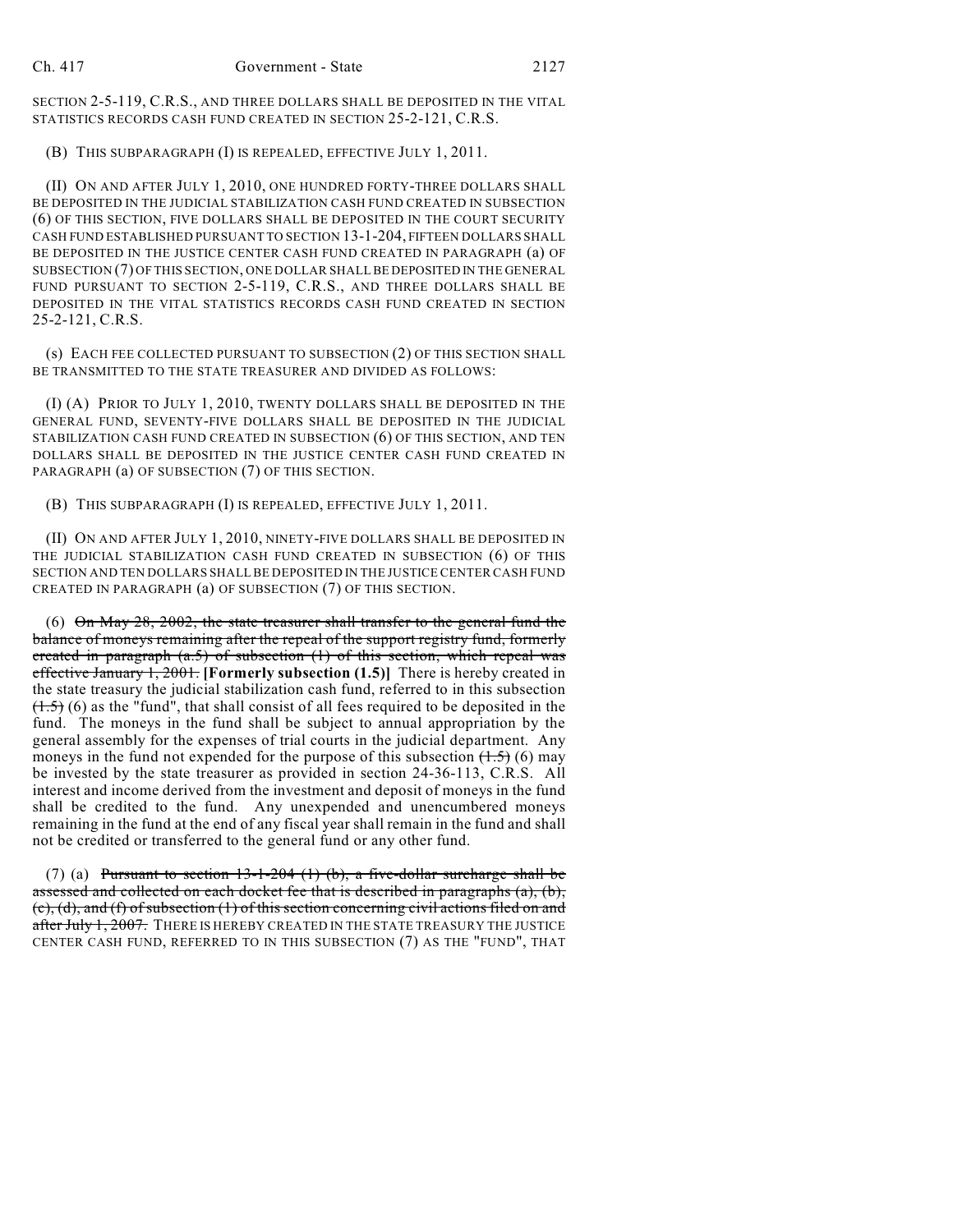SECTION 2-5-119, C.R.S., AND THREE DOLLARS SHALL BE DEPOSITED IN THE VITAL STATISTICS RECORDS CASH FUND CREATED IN SECTION 25-2-121, C.R.S.

(B) THIS SUBPARAGRAPH (I) IS REPEALED, EFFECTIVE JULY 1, 2011.

(II) ON AND AFTER JULY 1, 2010, ONE HUNDRED FORTY-THREE DOLLARS SHALL BE DEPOSITED IN THE JUDICIAL STABILIZATION CASH FUND CREATED IN SUBSECTION (6) OF THIS SECTION, FIVE DOLLARS SHALL BE DEPOSITED IN THE COURT SECURITY CASH FUND ESTABLISHED PURSUANT TO SECTION 13-1-204, FIFTEEN DOLLARS SHALL BE DEPOSITED IN THE JUSTICE CENTER CASH FUND CREATED IN PARAGRAPH (a) OF SUBSECTION (7) OF THIS SECTION, ONE DOLLAR SHALL BE DEPOSITED IN THE GENERAL FUND PURSUANT TO SECTION 2-5-119, C.R.S., AND THREE DOLLARS SHALL BE DEPOSITED IN THE VITAL STATISTICS RECORDS CASH FUND CREATED IN SECTION 25-2-121, C.R.S.

(s) EACH FEE COLLECTED PURSUANT TO SUBSECTION (2) OF THIS SECTION SHALL BE TRANSMITTED TO THE STATE TREASURER AND DIVIDED AS FOLLOWS:

(I) (A) PRIOR TO JULY 1, 2010, TWENTY DOLLARS SHALL BE DEPOSITED IN THE GENERAL FUND, SEVENTY-FIVE DOLLARS SHALL BE DEPOSITED IN THE JUDICIAL STABILIZATION CASH FUND CREATED IN SUBSECTION (6) OF THIS SECTION, AND TEN DOLLARS SHALL BE DEPOSITED IN THE JUSTICE CENTER CASH FUND CREATED IN PARAGRAPH (a) OF SUBSECTION (7) OF THIS SECTION.

(B) THIS SUBPARAGRAPH (I) IS REPEALED, EFFECTIVE JULY 1, 2011.

(II) ON AND AFTER JULY 1, 2010, NINETY-FIVE DOLLARS SHALL BE DEPOSITED IN THE JUDICIAL STABILIZATION CASH FUND CREATED IN SUBSECTION (6) OF THIS SECTION AND TEN DOLLARS SHALL BE DEPOSITED IN THE JUSTICE CENTER CASH FUND CREATED IN PARAGRAPH (a) OF SUBSECTION (7) OF THIS SECTION.

(6) ~~On May 28, 2002, the state treasurer shall transfer to the general fund the balance of moneys remaining after the repeal of the support registry fund, formerly created in paragraph (a.5) of subsection (1) of this section, which repeal was effective January 1, 2001.~~ **[Formerly subsection (1.5)]** There is hereby created in the state treasury the judicial stabilization cash fund, referred to in this subsection ~~(1.5)~~ (6) as the "fund", that shall consist of all fees required to be deposited in the fund. The moneys in the fund shall be subject to annual appropriation by the general assembly for the expenses of trial courts in the judicial department. Any moneys in the fund not expended for the purpose of this subsection ~~(1.5)~~ (6) may be invested by the state treasurer as provided in section 24-36-113, C.R.S. All interest and income derived from the investment and deposit of moneys in the fund shall be credited to the fund. Any unexpended and unencumbered moneys remaining in the fund at the end of any fiscal year shall remain in the fund and shall not be credited or transferred to the general fund or any other fund.

(7) (a) ~~Pursuant to section 13-1-204 (1) (b), a five-dollar surcharge shall be assessed and collected on each docket fee that is described in paragraphs (a), (b), (c), (d), and (f) of subsection (1) of this section concerning civil actions filed on and after July 1, 2007.~~ THERE IS HEREBY CREATED IN THE STATE TREASURY THE JUSTICE CENTER CASH FUND, REFERRED TO IN THIS SUBSECTION (7) AS THE "FUND", THAT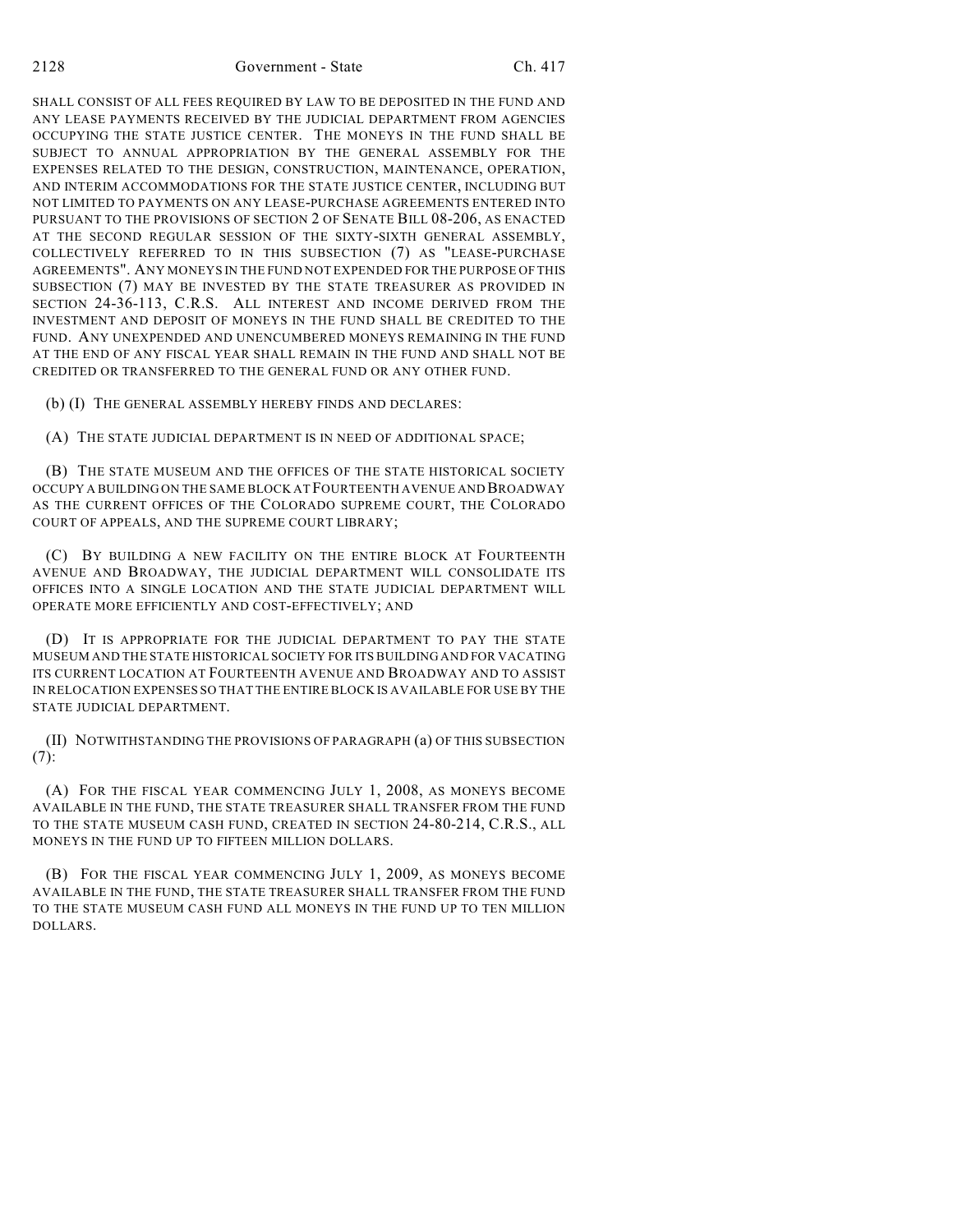SHALL CONSIST OF ALL FEES REQUIRED BY LAW TO BE DEPOSITED IN THE FUND AND ANY LEASE PAYMENTS RECEIVED BY THE JUDICIAL DEPARTMENT FROM AGENCIES OCCUPYING THE STATE JUSTICE CENTER. THE MONEYS IN THE FUND SHALL BE SUBJECT TO ANNUAL APPROPRIATION BY THE GENERAL ASSEMBLY FOR THE EXPENSES RELATED TO THE DESIGN, CONSTRUCTION, MAINTENANCE, OPERATION, AND INTERIM ACCOMMODATIONS FOR THE STATE JUSTICE CENTER, INCLUDING BUT NOT LIMITED TO PAYMENTS ON ANY LEASE-PURCHASE AGREEMENTS ENTERED INTO PURSUANT TO THE PROVISIONS OF SECTION 2 OF SENATE BILL 08-206, AS ENACTED AT THE SECOND REGULAR SESSION OF THE SIXTY-SIXTH GENERAL ASSEMBLY, COLLECTIVELY REFERRED TO IN THIS SUBSECTION (7) AS "LEASE-PURCHASE AGREEMENTS". ANY MONEYS IN THE FUND NOT EXPENDED FOR THE PURPOSE OF THIS SUBSECTION (7) MAY BE INVESTED BY THE STATE TREASURER AS PROVIDED IN SECTION 24-36-113, C.R.S. ALL INTEREST AND INCOME DERIVED FROM THE INVESTMENT AND DEPOSIT OF MONEYS IN THE FUND SHALL BE CREDITED TO THE FUND. ANY UNEXPENDED AND UNENCUMBERED MONEYS REMAINING IN THE FUND AT THE END OF ANY FISCAL YEAR SHALL REMAIN IN THE FUND AND SHALL NOT BE CREDITED OR TRANSFERRED TO THE GENERAL FUND OR ANY OTHER FUND.

(b) (I) THE GENERAL ASSEMBLY HEREBY FINDS AND DECLARES:

(A) THE STATE JUDICIAL DEPARTMENT IS IN NEED OF ADDITIONAL SPACE;

(B) THE STATE MUSEUM AND THE OFFICES OF THE STATE HISTORICAL SOCIETY OCCUPY A BUILDING ON THE SAME BLOCK AT FOURTEENTH AVENUE AND BROADWAY AS THE CURRENT OFFICES OF THE COLORADO SUPREME COURT, THE COLORADO COURT OF APPEALS, AND THE SUPREME COURT LIBRARY;

(C) BY BUILDING A NEW FACILITY ON THE ENTIRE BLOCK AT FOURTEENTH AVENUE AND BROADWAY, THE JUDICIAL DEPARTMENT WILL CONSOLIDATE ITS OFFICES INTO A SINGLE LOCATION AND THE STATE JUDICIAL DEPARTMENT WILL OPERATE MORE EFFICIENTLY AND COST-EFFECTIVELY; AND

(D) IT IS APPROPRIATE FOR THE JUDICIAL DEPARTMENT TO PAY THE STATE MUSEUM AND THE STATE HISTORICAL SOCIETY FOR ITS BUILDING AND FOR VACATING ITS CURRENT LOCATION AT FOURTEENTH AVENUE AND BROADWAY AND TO ASSIST IN RELOCATION EXPENSES SO THAT THE ENTIRE BLOCK IS AVAILABLE FOR USE BY THE STATE JUDICIAL DEPARTMENT.

(II) NOTWITHSTANDING THE PROVISIONS OF PARAGRAPH (a) OF THIS SUBSECTION (7):

(A) FOR THE FISCAL YEAR COMMENCING JULY 1, 2008, AS MONEYS BECOME AVAILABLE IN THE FUND, THE STATE TREASURER SHALL TRANSFER FROM THE FUND TO THE STATE MUSEUM CASH FUND, CREATED IN SECTION 24-80-214, C.R.S., ALL MONEYS IN THE FUND UP TO FIFTEEN MILLION DOLLARS.

(B) FOR THE FISCAL YEAR COMMENCING JULY 1, 2009, AS MONEYS BECOME AVAILABLE IN THE FUND, THE STATE TREASURER SHALL TRANSFER FROM THE FUND TO THE STATE MUSEUM CASH FUND ALL MONEYS IN THE FUND UP TO TEN MILLION DOLLARS.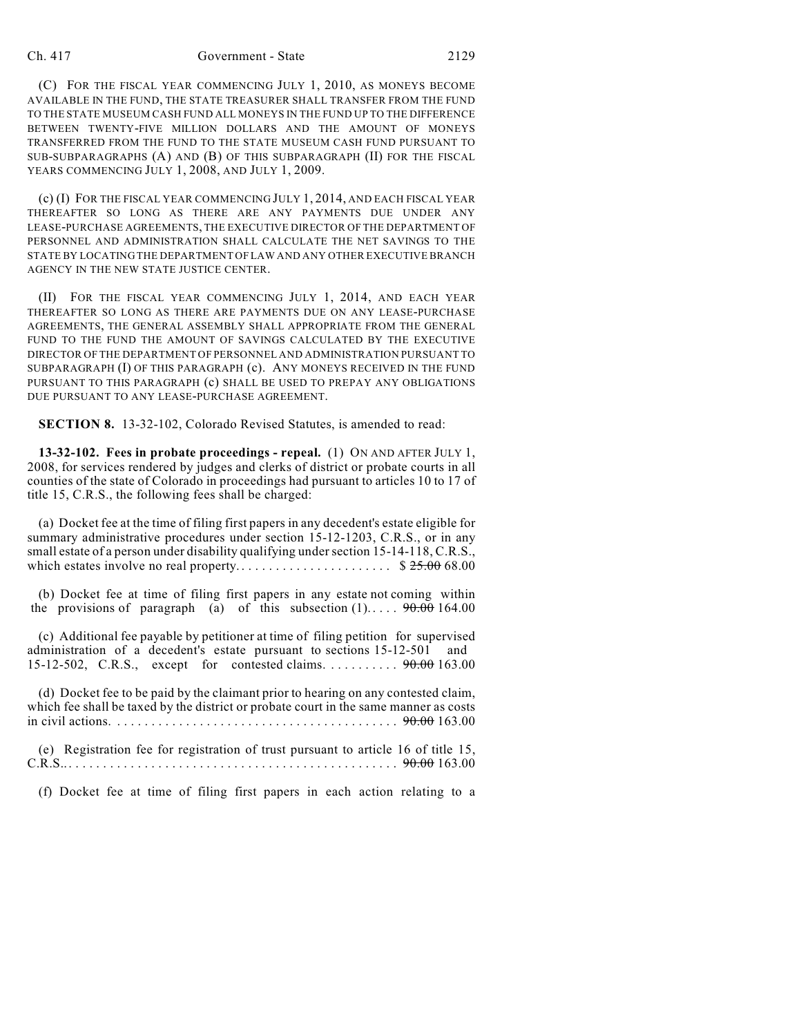(C) FOR THE FISCAL YEAR COMMENCING JULY 1, 2010, AS MONEYS BECOME AVAILABLE IN THE FUND, THE STATE TREASURER SHALL TRANSFER FROM THE FUND TO THE STATE MUSEUM CASH FUND ALL MONEYS IN THE FUND UP TO THE DIFFERENCE BETWEEN TWENTY-FIVE MILLION DOLLARS AND THE AMOUNT OF MONEYS TRANSFERRED FROM THE FUND TO THE STATE MUSEUM CASH FUND PURSUANT TO SUB-SUBPARAGRAPHS (A) AND (B) OF THIS SUBPARAGRAPH (II) FOR THE FISCAL YEARS COMMENCING JULY 1, 2008, AND JULY 1, 2009.

(c) (I) FOR THE FISCAL YEAR COMMENCING JULY 1, 2014, AND EACH FISCAL YEAR THEREAFTER SO LONG AS THERE ARE ANY PAYMENTS DUE UNDER ANY LEASE-PURCHASE AGREEMENTS, THE EXECUTIVE DIRECTOR OF THE DEPARTMENT OF PERSONNEL AND ADMINISTRATION SHALL CALCULATE THE NET SAVINGS TO THE STATE BY LOCATING THE DEPARTMENT OF LAW AND ANY OTHER EXECUTIVE BRANCH AGENCY IN THE NEW STATE JUSTICE CENTER.

(II) FOR THE FISCAL YEAR COMMENCING JULY 1, 2014, AND EACH YEAR THEREAFTER SO LONG AS THERE ARE PAYMENTS DUE ON ANY LEASE-PURCHASE AGREEMENTS, THE GENERAL ASSEMBLY SHALL APPROPRIATE FROM THE GENERAL FUND TO THE FUND THE AMOUNT OF SAVINGS CALCULATED BY THE EXECUTIVE DIRECTOR OF THE DEPARTMENT OF PERSONNEL AND ADMINISTRATION PURSUANT TO SUBPARAGRAPH (I) OF THIS PARAGRAPH (c). ANY MONEYS RECEIVED IN THE FUND PURSUANT TO THIS PARAGRAPH (c) SHALL BE USED TO PREPAY ANY OBLIGATIONS DUE PURSUANT TO ANY LEASE-PURCHASE AGREEMENT.

**SECTION 8.** 13-32-102, Colorado Revised Statutes, is amended to read:

**13-32-102. Fees in probate proceedings - repeal.** (1) ON AND AFTER JULY 1, 2008, for services rendered by judges and clerks of district or probate courts in all counties of the state of Colorado in proceedings had pursuant to articles 10 to 17 of title 15, C.R.S., the following fees shall be charged:

(a) Docket fee at the time of filing first papers in any decedent's estate eligible for summary administrative procedures under section 15-12-1203, C.R.S., or in any small estate of a person under disability qualifying under section 15-14-118, C.R.S., which estates involve no real property. . . . . . . . . . . . . . . . . . . . . . . $ ~~25.00~~ 68.00

(b) Docket fee at time of filing first papers in any estate not coming within the provisions of paragraph (a) of this subsection (1). . . . . ~~90.00~~ 164.00

(c) Additional fee payable by petitioner at time of filing petition for supervised administration of a decedent's estate pursuant to sections 15-12-501 and 15-12-502, C.R.S., except for contested claims. . . . . . . . . . . ~~90.00~~ 163.00

(d) Docket fee to be paid by the claimant prior to hearing on any contested claim, which fee shall be taxed by the district or probate court in the same manner as costs in civil actions. . . . . . . . . . . . . . . . . . . . . . . . . . . . . . . . . . . . . . . . . ~~90.00~~ 163.00

(e) Registration fee for registration of trust pursuant to article 16 of title 15, C.R.S.. . . . . . . . . . . . . . . . . . . . . . . . . . . . . . . . . . . . . . . . . . . . . . . . ~~90.00~~ 163.00

(f) Docket fee at time of filing first papers in each action relating to a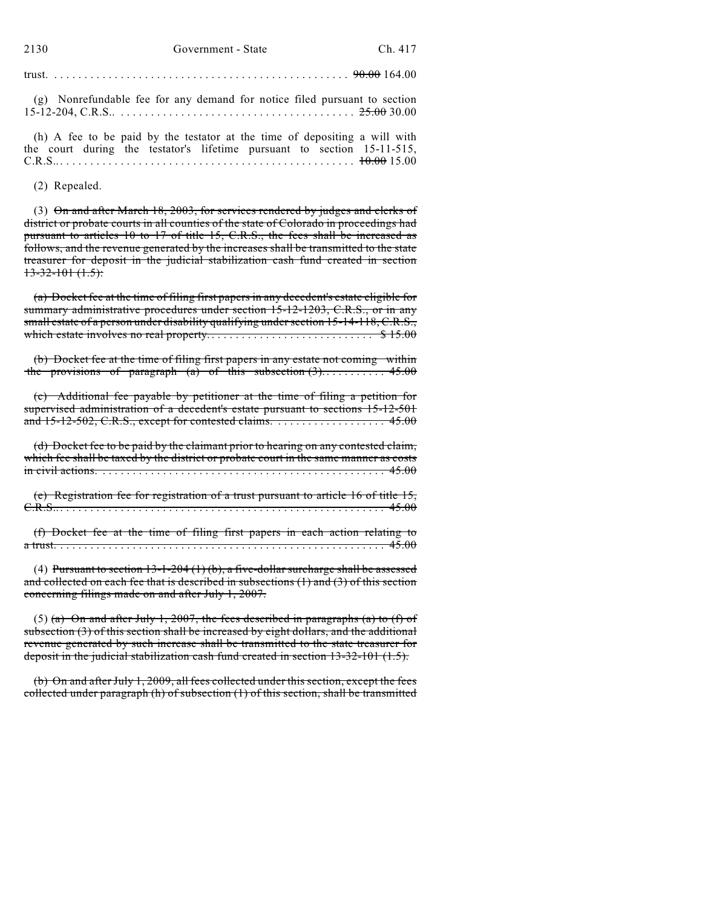trust. . . . . . . . . . . . . . . . . . . . . . . . . . . . . . . . . . . . . . . . . . . . . . . . . ~~90.00~~ 164.00

(g) Nonrefundable fee for any demand for notice filed pursuant to section 15-12-204, C.R.S.. . . . . . . . . . . . . . . . . . . . . . . . . . . . . . . . . . . . . . . ~~25.00~~ 30.00

(h) A fee to be paid by the testator at the time of depositing a will with the court during the testator's lifetime pursuant to section 15-11-515, C.R.S... . . . . . . . . . . . . . . . . . . . . . . . . . . . . . . . . . . . . . . . . . . . . . . ~~10.00~~ 15.00

(2) Repealed.

(3) ~~On and after March 18, 2003, for services rendered by judges and clerks of district or probate courts in all counties of the state of Colorado in proceedings had pursuant to articles 10 to 17 of title 15, C.R.S., the fees shall be increased as follows, and the revenue generated by the increases shall be transmitted to the state treasurer for deposit in the judicial stabilization cash fund created in section 13-32-101 (1.5):~~

~~(a) Docket fee at the time of filing first papers in any decedent's estate eligible for summary administrative procedures under section 15-12-1203, C.R.S., or in any small estate of a person under disability qualifying under section 15-14-118, C.R.S., which estate involves no real property. . . . . . . . . . . . . . . . . . . . . . . . . . . . . $ 15.00~~

~~(b) Docket fee at the time of filing first papers in any estate not coming within the provisions of paragraph (a) of this subsection (3). . . . . . . . . . . 45.00~~

~~(c) Additional fee payable by petitioner at the time of filing a petition for supervised administration of a decedent's estate pursuant to sections 15-12-501 and 15-12-502, C.R.S., except for contested claims. . . . . . . . . . . . . . . . . . . . 45.00~~

~~(d) Docket fee to be paid by the claimant prior to hearing on any contested claim, which fee shall be taxed by the district or probate court in the same manner as costs in civil actions. . . . . . . . . . . . . . . . . . . . . . . . . . . . . . . . . . . . . . . . . . . . . . . . 45.00~~

~~(e) Registration fee for registration of a trust pursuant to article 16 of title 15, C.R.S... . . . . . . . . . . . . . . . . . . . . . . . . . . . . . . . . . . . . . . . . . . . . . . . . . . . . 45.00~~

~~(f) Docket fee at the time of filing first papers in each action relating to a trust. . . . . . . . . . . . . . . . . . . . . . . . . . . . . . . . . . . . . . . . . . . . . . . . . . . . . . 45.00~~

(4) ~~Pursuant to section 13-1-204 (1) (b), a five-dollar surcharge shall be assessed and collected on each fee that is described in subsections (1) and (3) of this section concerning filings made on and after July 1, 2007.~~

(5) ~~(a) On and after July 1, 2007, the fees described in paragraphs (a) to (f) of subsection (3) of this section shall be increased by eight dollars, and the additional revenue generated by such increase shall be transmitted to the state treasurer for deposit in the judicial stabilization cash fund created in section 13-32-101 (1.5).~~

~~(b) On and after July 1, 2009, all fees collected under this section, except the fees collected under paragraph (h) of subsection (1) of this section, shall be transmitted~~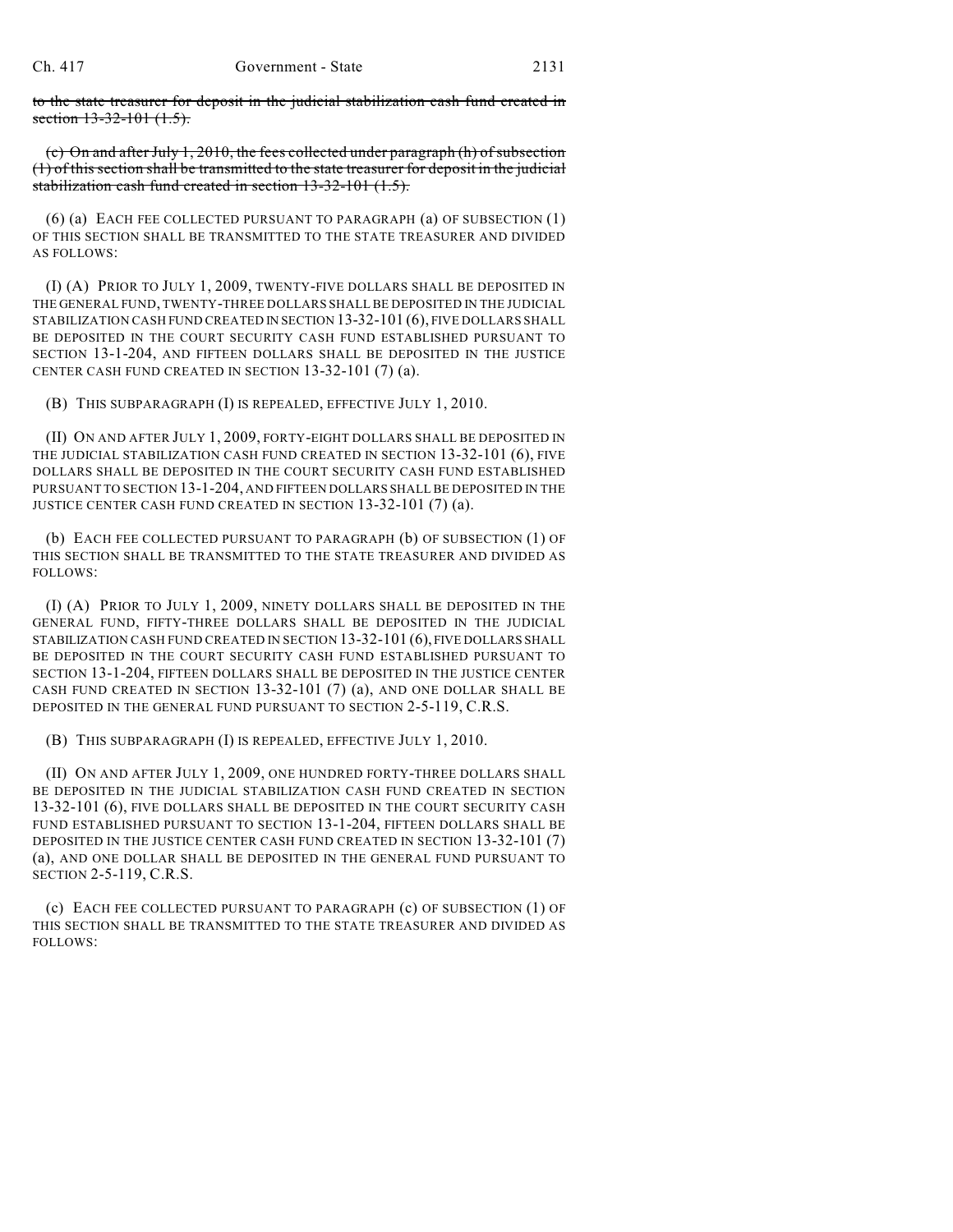~~to the state treasurer for deposit in the judicial stabilization cash fund created in section 13-32-101 (1.5).~~

~~(c) On and after July 1, 2010, the fees collected under paragraph (h) of subsection (1) of this section shall be transmitted to the state treasurer for deposit in the judicial stabilization cash fund created in section 13-32-101 (1.5).~~

(6) (a) EACH FEE COLLECTED PURSUANT TO PARAGRAPH (a) OF SUBSECTION (1) OF THIS SECTION SHALL BE TRANSMITTED TO THE STATE TREASURER AND DIVIDED AS FOLLOWS:

(I) (A) PRIOR TO JULY 1, 2009, TWENTY-FIVE DOLLARS SHALL BE DEPOSITED IN THE GENERAL FUND, TWENTY-THREE DOLLARS SHALL BE DEPOSITED IN THE JUDICIAL STABILIZATION CASH FUND CREATED IN SECTION 13-32-101 (6), FIVE DOLLARS SHALL BE DEPOSITED IN THE COURT SECURITY CASH FUND ESTABLISHED PURSUANT TO SECTION 13-1-204, AND FIFTEEN DOLLARS SHALL BE DEPOSITED IN THE JUSTICE CENTER CASH FUND CREATED IN SECTION 13-32-101 (7) (a).

(B) THIS SUBPARAGRAPH (I) IS REPEALED, EFFECTIVE JULY 1, 2010.

(II) ON AND AFTER JULY 1, 2009, FORTY-EIGHT DOLLARS SHALL BE DEPOSITED IN THE JUDICIAL STABILIZATION CASH FUND CREATED IN SECTION 13-32-101 (6), FIVE DOLLARS SHALL BE DEPOSITED IN THE COURT SECURITY CASH FUND ESTABLISHED PURSUANT TO SECTION 13-1-204, AND FIFTEEN DOLLARS SHALL BE DEPOSITED IN THE JUSTICE CENTER CASH FUND CREATED IN SECTION 13-32-101 (7) (a).

(b) EACH FEE COLLECTED PURSUANT TO PARAGRAPH (b) OF SUBSECTION (1) OF THIS SECTION SHALL BE TRANSMITTED TO THE STATE TREASURER AND DIVIDED AS FOLLOWS:

(I) (A) PRIOR TO JULY 1, 2009, NINETY DOLLARS SHALL BE DEPOSITED IN THE GENERAL FUND, FIFTY-THREE DOLLARS SHALL BE DEPOSITED IN THE JUDICIAL STABILIZATION CASH FUND CREATED IN SECTION 13-32-101 (6), FIVE DOLLARS SHALL BE DEPOSITED IN THE COURT SECURITY CASH FUND ESTABLISHED PURSUANT TO SECTION 13-1-204, FIFTEEN DOLLARS SHALL BE DEPOSITED IN THE JUSTICE CENTER CASH FUND CREATED IN SECTION 13-32-101 (7) (a), AND ONE DOLLAR SHALL BE DEPOSITED IN THE GENERAL FUND PURSUANT TO SECTION 2-5-119, C.R.S.

(B) THIS SUBPARAGRAPH (I) IS REPEALED, EFFECTIVE JULY 1, 2010.

(II) ON AND AFTER JULY 1, 2009, ONE HUNDRED FORTY-THREE DOLLARS SHALL BE DEPOSITED IN THE JUDICIAL STABILIZATION CASH FUND CREATED IN SECTION 13-32-101 (6), FIVE DOLLARS SHALL BE DEPOSITED IN THE COURT SECURITY CASH FUND ESTABLISHED PURSUANT TO SECTION 13-1-204, FIFTEEN DOLLARS SHALL BE DEPOSITED IN THE JUSTICE CENTER CASH FUND CREATED IN SECTION 13-32-101 (7) (a), AND ONE DOLLAR SHALL BE DEPOSITED IN THE GENERAL FUND PURSUANT TO SECTION 2-5-119, C.R.S.

(c) EACH FEE COLLECTED PURSUANT TO PARAGRAPH (c) OF SUBSECTION (1) OF THIS SECTION SHALL BE TRANSMITTED TO THE STATE TREASURER AND DIVIDED AS FOLLOWS: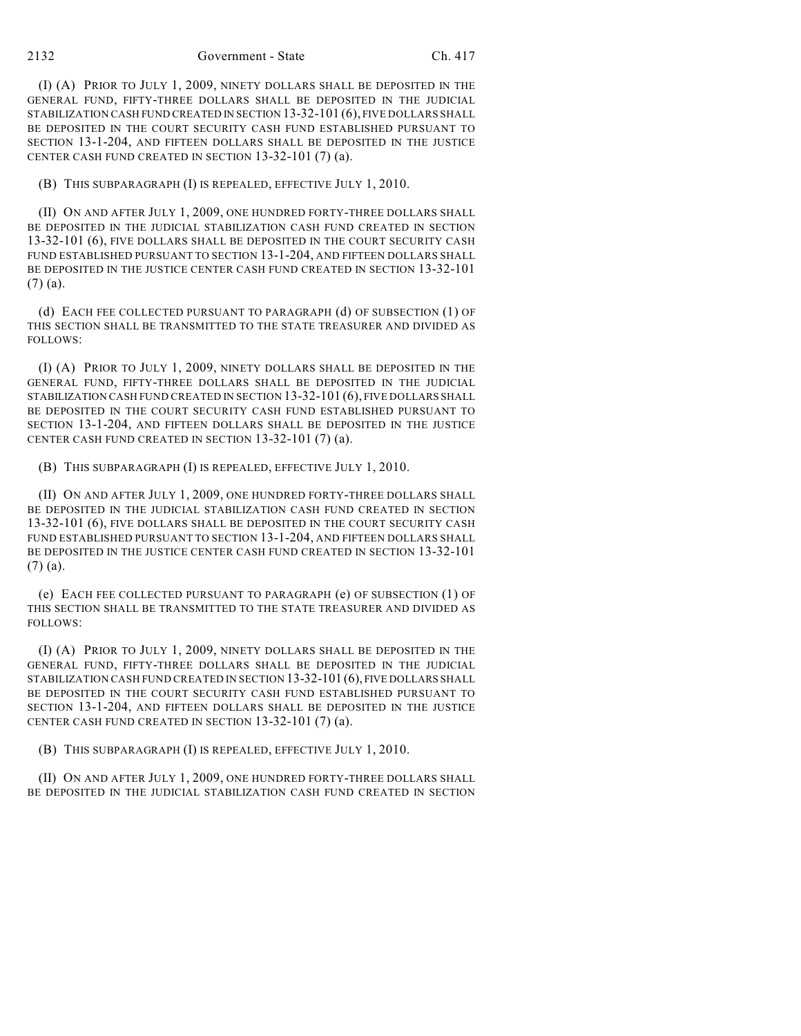(I) (A) PRIOR TO JULY 1, 2009, NINETY DOLLARS SHALL BE DEPOSITED IN THE GENERAL FUND, FIFTY-THREE DOLLARS SHALL BE DEPOSITED IN THE JUDICIAL STABILIZATION CASH FUND CREATED IN SECTION 13-32-101 (6), FIVE DOLLARS SHALL BE DEPOSITED IN THE COURT SECURITY CASH FUND ESTABLISHED PURSUANT TO SECTION 13-1-204, AND FIFTEEN DOLLARS SHALL BE DEPOSITED IN THE JUSTICE CENTER CASH FUND CREATED IN SECTION 13-32-101 (7) (a).

(B) THIS SUBPARAGRAPH (I) IS REPEALED, EFFECTIVE JULY 1, 2010.

(II) ON AND AFTER JULY 1, 2009, ONE HUNDRED FORTY-THREE DOLLARS SHALL BE DEPOSITED IN THE JUDICIAL STABILIZATION CASH FUND CREATED IN SECTION 13-32-101 (6), FIVE DOLLARS SHALL BE DEPOSITED IN THE COURT SECURITY CASH FUND ESTABLISHED PURSUANT TO SECTION 13-1-204, AND FIFTEEN DOLLARS SHALL BE DEPOSITED IN THE JUSTICE CENTER CASH FUND CREATED IN SECTION 13-32-101 (7) (a).

(d) EACH FEE COLLECTED PURSUANT TO PARAGRAPH (d) OF SUBSECTION (1) OF THIS SECTION SHALL BE TRANSMITTED TO THE STATE TREASURER AND DIVIDED AS FOLLOWS:

(I) (A) PRIOR TO JULY 1, 2009, NINETY DOLLARS SHALL BE DEPOSITED IN THE GENERAL FUND, FIFTY-THREE DOLLARS SHALL BE DEPOSITED IN THE JUDICIAL STABILIZATION CASH FUND CREATED IN SECTION 13-32-101 (6), FIVE DOLLARS SHALL BE DEPOSITED IN THE COURT SECURITY CASH FUND ESTABLISHED PURSUANT TO SECTION 13-1-204, AND FIFTEEN DOLLARS SHALL BE DEPOSITED IN THE JUSTICE CENTER CASH FUND CREATED IN SECTION 13-32-101 (7) (a).

(B) THIS SUBPARAGRAPH (I) IS REPEALED, EFFECTIVE JULY 1, 2010.

(II) ON AND AFTER JULY 1, 2009, ONE HUNDRED FORTY-THREE DOLLARS SHALL BE DEPOSITED IN THE JUDICIAL STABILIZATION CASH FUND CREATED IN SECTION 13-32-101 (6), FIVE DOLLARS SHALL BE DEPOSITED IN THE COURT SECURITY CASH FUND ESTABLISHED PURSUANT TO SECTION 13-1-204, AND FIFTEEN DOLLARS SHALL BE DEPOSITED IN THE JUSTICE CENTER CASH FUND CREATED IN SECTION 13-32-101 (7) (a).

(e) EACH FEE COLLECTED PURSUANT TO PARAGRAPH (e) OF SUBSECTION (1) OF THIS SECTION SHALL BE TRANSMITTED TO THE STATE TREASURER AND DIVIDED AS FOLLOWS:

(I) (A) PRIOR TO JULY 1, 2009, NINETY DOLLARS SHALL BE DEPOSITED IN THE GENERAL FUND, FIFTY-THREE DOLLARS SHALL BE DEPOSITED IN THE JUDICIAL STABILIZATION CASH FUND CREATED IN SECTION 13-32-101 (6), FIVE DOLLARS SHALL BE DEPOSITED IN THE COURT SECURITY CASH FUND ESTABLISHED PURSUANT TO SECTION 13-1-204, AND FIFTEEN DOLLARS SHALL BE DEPOSITED IN THE JUSTICE CENTER CASH FUND CREATED IN SECTION 13-32-101 (7) (a).

(B) THIS SUBPARAGRAPH (I) IS REPEALED, EFFECTIVE JULY 1, 2010.

(II) ON AND AFTER JULY 1, 2009, ONE HUNDRED FORTY-THREE DOLLARS SHALL BE DEPOSITED IN THE JUDICIAL STABILIZATION CASH FUND CREATED IN SECTION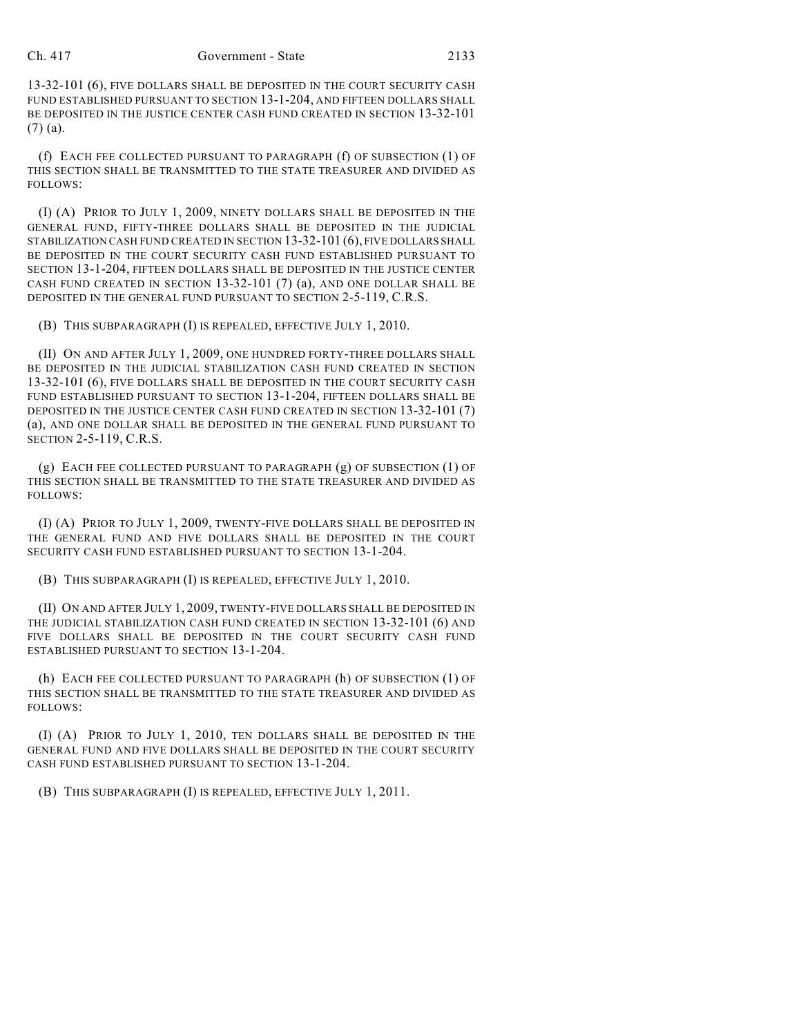13-32-101 (6), FIVE DOLLARS SHALL BE DEPOSITED IN THE COURT SECURITY CASH FUND ESTABLISHED PURSUANT TO SECTION 13-1-204, AND FIFTEEN DOLLARS SHALL BE DEPOSITED IN THE JUSTICE CENTER CASH FUND CREATED IN SECTION 13-32-101 (7) (a).

(f) EACH FEE COLLECTED PURSUANT TO PARAGRAPH (f) OF SUBSECTION (1) OF THIS SECTION SHALL BE TRANSMITTED TO THE STATE TREASURER AND DIVIDED AS FOLLOWS:

(I) (A) PRIOR TO JULY 1, 2009, NINETY DOLLARS SHALL BE DEPOSITED IN THE GENERAL FUND, FIFTY-THREE DOLLARS SHALL BE DEPOSITED IN THE JUDICIAL STABILIZATION CASH FUND CREATED IN SECTION 13-32-101 (6), FIVE DOLLARS SHALL BE DEPOSITED IN THE COURT SECURITY CASH FUND ESTABLISHED PURSUANT TO SECTION 13-1-204, FIFTEEN DOLLARS SHALL BE DEPOSITED IN THE JUSTICE CENTER CASH FUND CREATED IN SECTION 13-32-101 (7) (a), AND ONE DOLLAR SHALL BE DEPOSITED IN THE GENERAL FUND PURSUANT TO SECTION 2-5-119, C.R.S.

(B) THIS SUBPARAGRAPH (I) IS REPEALED, EFFECTIVE JULY 1, 2010.

(II) ON AND AFTER JULY 1, 2009, ONE HUNDRED FORTY-THREE DOLLARS SHALL BE DEPOSITED IN THE JUDICIAL STABILIZATION CASH FUND CREATED IN SECTION 13-32-101 (6), FIVE DOLLARS SHALL BE DEPOSITED IN THE COURT SECURITY CASH FUND ESTABLISHED PURSUANT TO SECTION 13-1-204, FIFTEEN DOLLARS SHALL BE DEPOSITED IN THE JUSTICE CENTER CASH FUND CREATED IN SECTION 13-32-101 (7) (a), AND ONE DOLLAR SHALL BE DEPOSITED IN THE GENERAL FUND PURSUANT TO SECTION 2-5-119, C.R.S.

(g) EACH FEE COLLECTED PURSUANT TO PARAGRAPH (g) OF SUBSECTION (1) OF THIS SECTION SHALL BE TRANSMITTED TO THE STATE TREASURER AND DIVIDED AS FOLLOWS:

(I) (A) PRIOR TO JULY 1, 2009, TWENTY-FIVE DOLLARS SHALL BE DEPOSITED IN THE GENERAL FUND AND FIVE DOLLARS SHALL BE DEPOSITED IN THE COURT SECURITY CASH FUND ESTABLISHED PURSUANT TO SECTION 13-1-204.

(B) THIS SUBPARAGRAPH (I) IS REPEALED, EFFECTIVE JULY 1, 2010.

(II) ON AND AFTER JULY 1, 2009, TWENTY-FIVE DOLLARS SHALL BE DEPOSITED IN THE JUDICIAL STABILIZATION CASH FUND CREATED IN SECTION 13-32-101 (6) AND FIVE DOLLARS SHALL BE DEPOSITED IN THE COURT SECURITY CASH FUND ESTABLISHED PURSUANT TO SECTION 13-1-204.

(h) EACH FEE COLLECTED PURSUANT TO PARAGRAPH (h) OF SUBSECTION (1) OF THIS SECTION SHALL BE TRANSMITTED TO THE STATE TREASURER AND DIVIDED AS FOLLOWS:

(I) (A) PRIOR TO JULY 1, 2010, TEN DOLLARS SHALL BE DEPOSITED IN THE GENERAL FUND AND FIVE DOLLARS SHALL BE DEPOSITED IN THE COURT SECURITY CASH FUND ESTABLISHED PURSUANT TO SECTION 13-1-204.

(B) THIS SUBPARAGRAPH (I) IS REPEALED, EFFECTIVE JULY 1, 2011.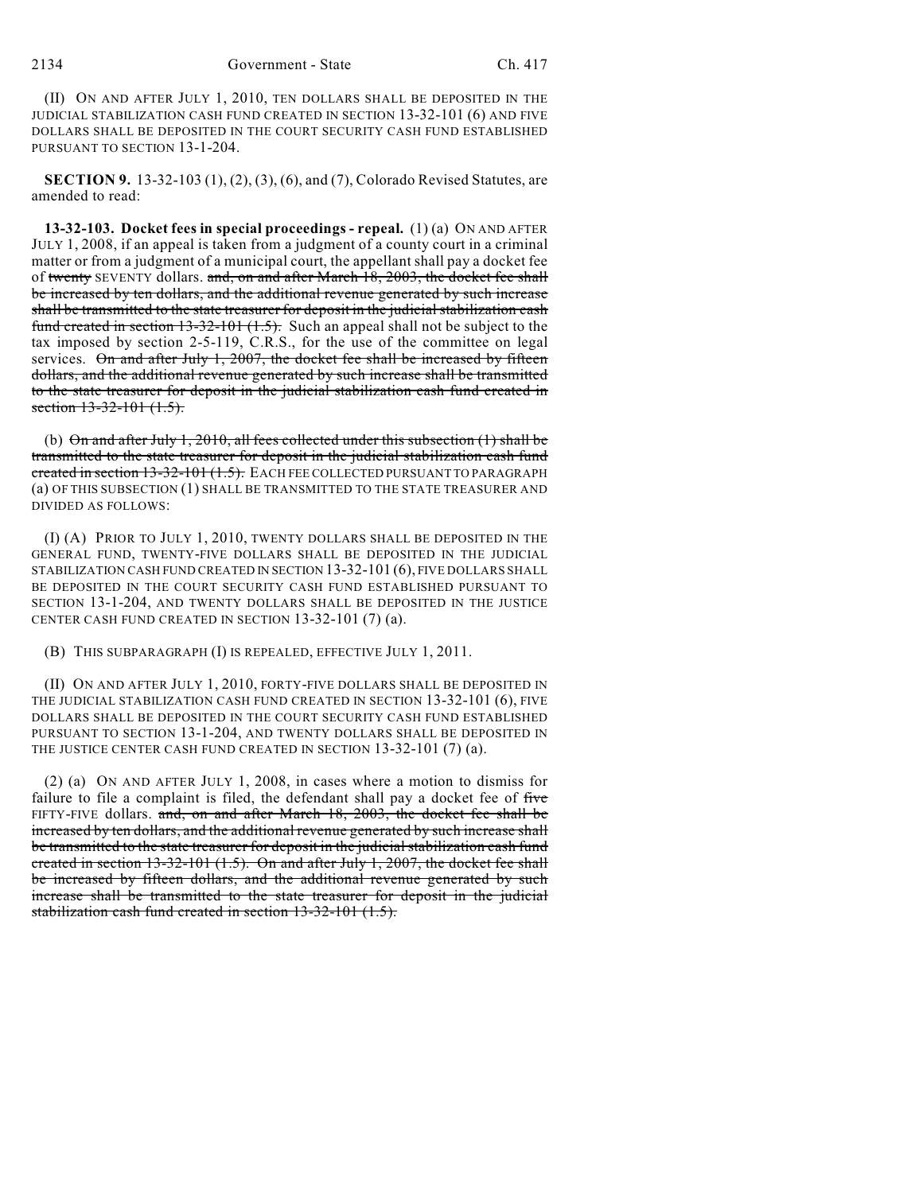(II) ON AND AFTER JULY 1, 2010, TEN DOLLARS SHALL BE DEPOSITED IN THE JUDICIAL STABILIZATION CASH FUND CREATED IN SECTION 13-32-101 (6) AND FIVE DOLLARS SHALL BE DEPOSITED IN THE COURT SECURITY CASH FUND ESTABLISHED PURSUANT TO SECTION 13-1-204.

**SECTION 9.** 13-32-103 (1), (2), (3), (6), and (7), Colorado Revised Statutes, are amended to read:

**13-32-103. Docket fees in special proceedings - repeal.** (1) (a) ON AND AFTER JULY 1, 2008, if an appeal is taken from a judgment of a county court in a criminal matter or from a judgment of a municipal court, the appellant shall pay a docket fee of ~~twenty~~ SEVENTY dollars. ~~and, on and after March 18, 2003, the docket fee shall be increased by ten dollars, and the additional revenue generated by such increase shall be transmitted to the state treasurer for deposit in the judicial stabilization cash fund created in section 13-32-101 (1.5).~~ Such an appeal shall not be subject to the tax imposed by section 2-5-119, C.R.S., for the use of the committee on legal services. ~~On and after July 1, 2007, the docket fee shall be increased by fifteen dollars, and the additional revenue generated by such increase shall be transmitted to the state treasurer for deposit in the judicial stabilization cash fund created in section 13-32-101 (1.5).~~

(b) ~~On and after July 1, 2010, all fees collected under this subsection (1) shall be transmitted to the state treasurer for deposit in the judicial stabilization cash fund created in section 13-32-101 (1.5).~~ EACH FEE COLLECTED PURSUANT TO PARAGRAPH (a) OF THIS SUBSECTION (1) SHALL BE TRANSMITTED TO THE STATE TREASURER AND DIVIDED AS FOLLOWS:

(I) (A) PRIOR TO JULY 1, 2010, TWENTY DOLLARS SHALL BE DEPOSITED IN THE GENERAL FUND, TWENTY-FIVE DOLLARS SHALL BE DEPOSITED IN THE JUDICIAL STABILIZATION CASH FUND CREATED IN SECTION 13-32-101 (6), FIVE DOLLARS SHALL BE DEPOSITED IN THE COURT SECURITY CASH FUND ESTABLISHED PURSUANT TO SECTION 13-1-204, AND TWENTY DOLLARS SHALL BE DEPOSITED IN THE JUSTICE CENTER CASH FUND CREATED IN SECTION 13-32-101 (7) (a).

(B) THIS SUBPARAGRAPH (I) IS REPEALED, EFFECTIVE JULY 1, 2011.

(II) ON AND AFTER JULY 1, 2010, FORTY-FIVE DOLLARS SHALL BE DEPOSITED IN THE JUDICIAL STABILIZATION CASH FUND CREATED IN SECTION 13-32-101 (6), FIVE DOLLARS SHALL BE DEPOSITED IN THE COURT SECURITY CASH FUND ESTABLISHED PURSUANT TO SECTION 13-1-204, AND TWENTY DOLLARS SHALL BE DEPOSITED IN THE JUSTICE CENTER CASH FUND CREATED IN SECTION 13-32-101 (7) (a).

(2) (a) ON AND AFTER JULY 1, 2008, in cases where a motion to dismiss for failure to file a complaint is filed, the defendant shall pay a docket fee of ~~five~~ FIFTY-FIVE dollars. ~~and, on and after March 18, 2003, the docket fee shall be increased by ten dollars, and the additional revenue generated by such increase shall be transmitted to the state treasurer for deposit in the judicial stabilization cash fund created in section 13-32-101 (1.5). On and after July 1, 2007, the docket fee shall be increased by fifteen dollars, and the additional revenue generated by such increase shall be transmitted to the state treasurer for deposit in the judicial stabilization cash fund created in section 13-32-101 (1.5).~~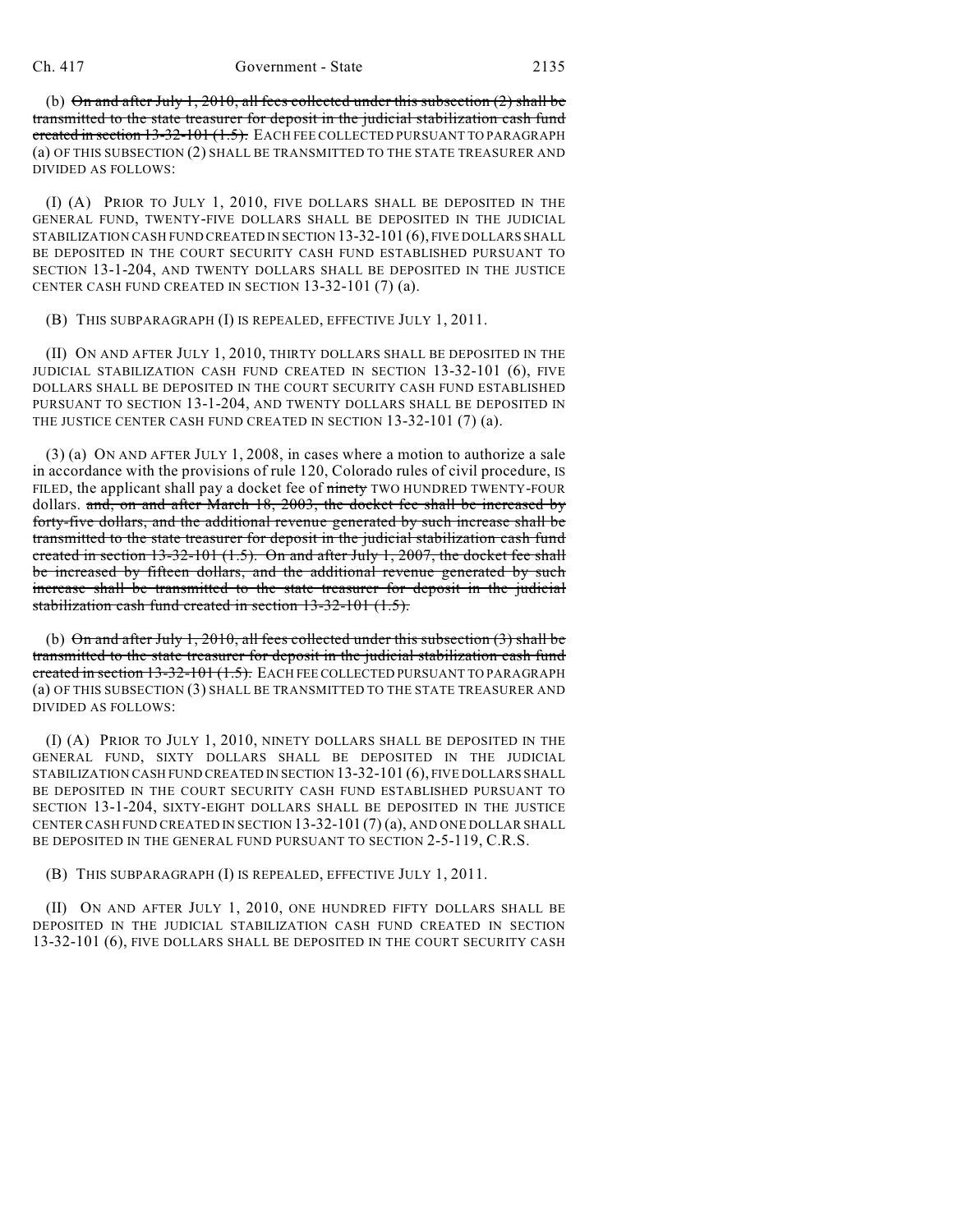(b) ~~On and after July 1, 2010, all fees collected under this subsection (2) shall be transmitted to the state treasurer for deposit in the judicial stabilization cash fund created in section 13-32-101 (1.5).~~ EACH FEE COLLECTED PURSUANT TO PARAGRAPH (a) OF THIS SUBSECTION (2) SHALL BE TRANSMITTED TO THE STATE TREASURER AND DIVIDED AS FOLLOWS:

(I) (A) PRIOR TO JULY 1, 2010, FIVE DOLLARS SHALL BE DEPOSITED IN THE GENERAL FUND, TWENTY-FIVE DOLLARS SHALL BE DEPOSITED IN THE JUDICIAL STABILIZATION CASH FUND CREATED IN SECTION 13-32-101 (6), FIVE DOLLARS SHALL BE DEPOSITED IN THE COURT SECURITY CASH FUND ESTABLISHED PURSUANT TO SECTION 13-1-204, AND TWENTY DOLLARS SHALL BE DEPOSITED IN THE JUSTICE CENTER CASH FUND CREATED IN SECTION 13-32-101 (7) (a).

(B) THIS SUBPARAGRAPH (I) IS REPEALED, EFFECTIVE JULY 1, 2011.

(II) ON AND AFTER JULY 1, 2010, THIRTY DOLLARS SHALL BE DEPOSITED IN THE JUDICIAL STABILIZATION CASH FUND CREATED IN SECTION 13-32-101 (6), FIVE DOLLARS SHALL BE DEPOSITED IN THE COURT SECURITY CASH FUND ESTABLISHED PURSUANT TO SECTION 13-1-204, AND TWENTY DOLLARS SHALL BE DEPOSITED IN THE JUSTICE CENTER CASH FUND CREATED IN SECTION 13-32-101 (7) (a).

(3) (a) ON AND AFTER JULY 1, 2008, in cases where a motion to authorize a sale in accordance with the provisions of rule 120, Colorado rules of civil procedure, IS FILED, the applicant shall pay a docket fee of ~~ninety~~ TWO HUNDRED TWENTY-FOUR dollars. ~~and, on and after March 18, 2003, the docket fee shall be increased by forty-five dollars, and the additional revenue generated by such increase shall be transmitted to the state treasurer for deposit in the judicial stabilization cash fund created in section 13-32-101 (1.5). On and after July 1, 2007, the docket fee shall be increased by fifteen dollars, and the additional revenue generated by such increase shall be transmitted to the state treasurer for deposit in the judicial stabilization cash fund created in section 13-32-101 (1.5).~~

(b) ~~On and after July 1, 2010, all fees collected under this subsection (3) shall be transmitted to the state treasurer for deposit in the judicial stabilization cash fund created in section 13-32-101 (1.5).~~ EACH FEE COLLECTED PURSUANT TO PARAGRAPH (a) OF THIS SUBSECTION (3) SHALL BE TRANSMITTED TO THE STATE TREASURER AND DIVIDED AS FOLLOWS:

(I) (A) PRIOR TO JULY 1, 2010, NINETY DOLLARS SHALL BE DEPOSITED IN THE GENERAL FUND, SIXTY DOLLARS SHALL BE DEPOSITED IN THE JUDICIAL STABILIZATION CASH FUND CREATED IN SECTION 13-32-101 (6), FIVE DOLLARS SHALL BE DEPOSITED IN THE COURT SECURITY CASH FUND ESTABLISHED PURSUANT TO SECTION 13-1-204, SIXTY-EIGHT DOLLARS SHALL BE DEPOSITED IN THE JUSTICE CENTER CASH FUND CREATED IN SECTION 13-32-101 (7) (a), AND ONE DOLLAR SHALL BE DEPOSITED IN THE GENERAL FUND PURSUANT TO SECTION 2-5-119, C.R.S.

(B) THIS SUBPARAGRAPH (I) IS REPEALED, EFFECTIVE JULY 1, 2011.

(II) ON AND AFTER JULY 1, 2010, ONE HUNDRED FIFTY DOLLARS SHALL BE DEPOSITED IN THE JUDICIAL STABILIZATION CASH FUND CREATED IN SECTION 13-32-101 (6), FIVE DOLLARS SHALL BE DEPOSITED IN THE COURT SECURITY CASH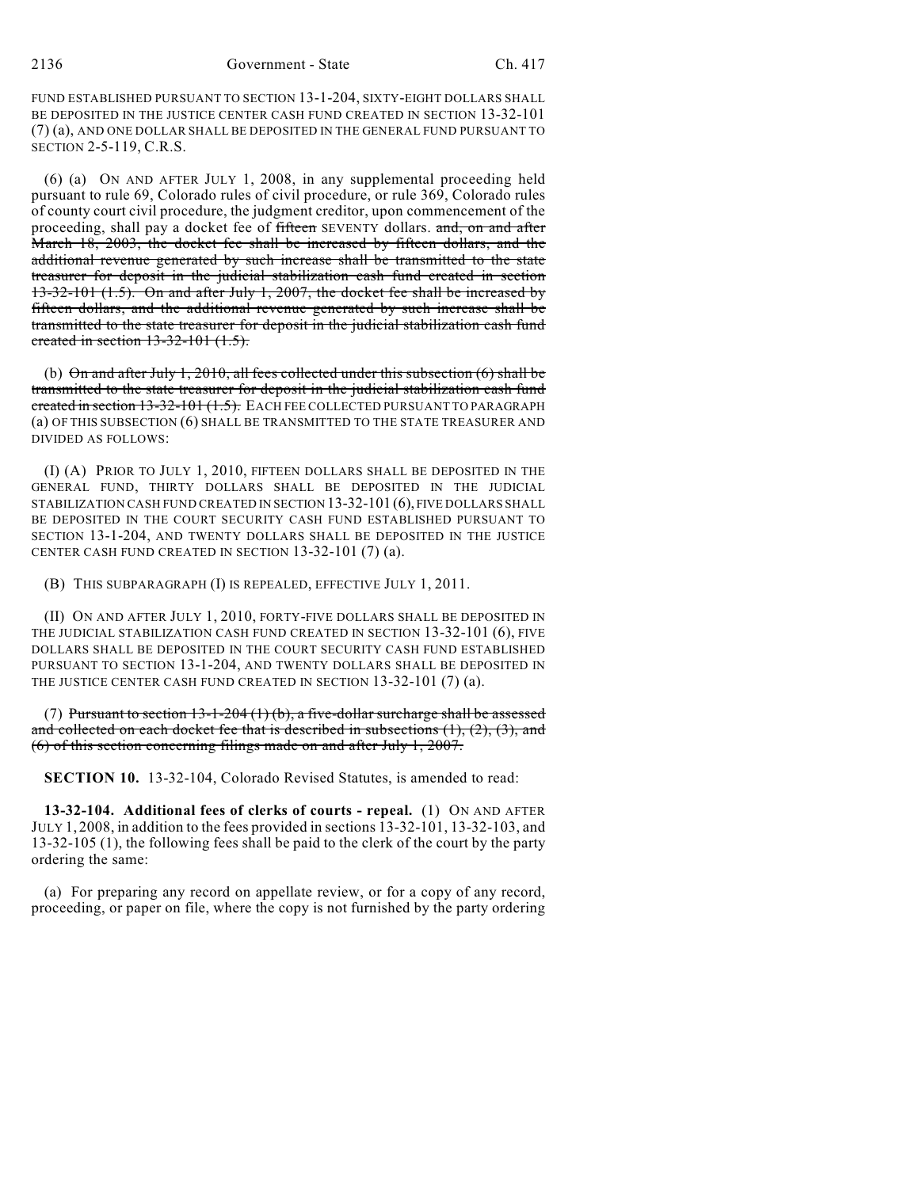FUND ESTABLISHED PURSUANT TO SECTION 13-1-204, SIXTY-EIGHT DOLLARS SHALL BE DEPOSITED IN THE JUSTICE CENTER CASH FUND CREATED IN SECTION 13-32-101 (7) (a), AND ONE DOLLAR SHALL BE DEPOSITED IN THE GENERAL FUND PURSUANT TO SECTION 2-5-119, C.R.S.

(6) (a) ON AND AFTER JULY 1, 2008, in any supplemental proceeding held pursuant to rule 69, Colorado rules of civil procedure, or rule 369, Colorado rules of county court civil procedure, the judgment creditor, upon commencement of the proceeding, shall pay a docket fee of ~~fifteen~~ SEVENTY dollars. ~~and, on and after March 18, 2003, the docket fee shall be increased by fifteen dollars, and the additional revenue generated by such increase shall be transmitted to the state treasurer for deposit in the judicial stabilization cash fund created in section 13-32-101 (1.5). On and after July 1, 2007, the docket fee shall be increased by fifteen dollars, and the additional revenue generated by such increase shall be transmitted to the state treasurer for deposit in the judicial stabilization cash fund created in section 13-32-101 (1.5).~~

(b) ~~On and after July 1, 2010, all fees collected under this subsection (6) shall be transmitted to the state treasurer for deposit in the judicial stabilization cash fund created in section 13-32-101 (1.5).~~ EACH FEE COLLECTED PURSUANT TO PARAGRAPH (a) OF THIS SUBSECTION (6) SHALL BE TRANSMITTED TO THE STATE TREASURER AND DIVIDED AS FOLLOWS:

(I) (A) PRIOR TO JULY 1, 2010, FIFTEEN DOLLARS SHALL BE DEPOSITED IN THE GENERAL FUND, THIRTY DOLLARS SHALL BE DEPOSITED IN THE JUDICIAL STABILIZATION CASH FUND CREATED IN SECTION 13-32-101 (6), FIVE DOLLARS SHALL BE DEPOSITED IN THE COURT SECURITY CASH FUND ESTABLISHED PURSUANT TO SECTION 13-1-204, AND TWENTY DOLLARS SHALL BE DEPOSITED IN THE JUSTICE CENTER CASH FUND CREATED IN SECTION 13-32-101 (7) (a).

(B) THIS SUBPARAGRAPH (I) IS REPEALED, EFFECTIVE JULY 1, 2011.

(II) ON AND AFTER JULY 1, 2010, FORTY-FIVE DOLLARS SHALL BE DEPOSITED IN THE JUDICIAL STABILIZATION CASH FUND CREATED IN SECTION 13-32-101 (6), FIVE DOLLARS SHALL BE DEPOSITED IN THE COURT SECURITY CASH FUND ESTABLISHED PURSUANT TO SECTION 13-1-204, AND TWENTY DOLLARS SHALL BE DEPOSITED IN THE JUSTICE CENTER CASH FUND CREATED IN SECTION 13-32-101 (7) (a).

(7) ~~Pursuant to section 13-1-204 (1) (b), a five-dollar surcharge shall be assessed and collected on each docket fee that is described in subsections (1), (2), (3), and (6) of this section concerning filings made on and after July 1, 2007.~~

**SECTION 10.** 13-32-104, Colorado Revised Statutes, is amended to read:

**13-32-104. Additional fees of clerks of courts - repeal.** (1) ON AND AFTER JULY 1, 2008, in addition to the fees provided in sections 13-32-101, 13-32-103, and 13-32-105 (1), the following fees shall be paid to the clerk of the court by the party ordering the same:

(a) For preparing any record on appellate review, or for a copy of any record, proceeding, or paper on file, where the copy is not furnished by the party ordering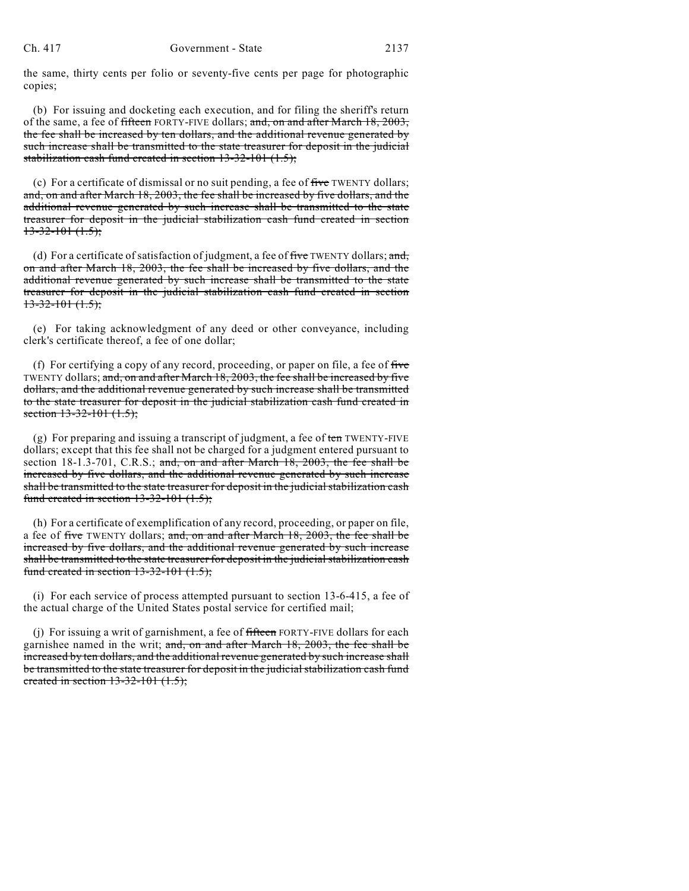the same, thirty cents per folio or seventy-five cents per page for photographic copies;

(b) For issuing and docketing each execution, and for filing the sheriff's return of the same, a fee of ~~fifteen~~ FORTY-FIVE dollars; ~~and, on and after March 18, 2003, the fee shall be increased by ten dollars, and the additional revenue generated by such increase shall be transmitted to the state treasurer for deposit in the judicial stabilization cash fund created in section 13-32-101 (1.5);~~

(c) For a certificate of dismissal or no suit pending, a fee of ~~five~~ TWENTY dollars; ~~and, on and after March 18, 2003, the fee shall be increased by five dollars, and the additional revenue generated by such increase shall be transmitted to the state treasurer for deposit in the judicial stabilization cash fund created in section 13-32-101 (1.5);~~

(d) For a certificate of satisfaction of judgment, a fee of ~~five~~ TWENTY dollars; ~~and, on and after March 18, 2003, the fee shall be increased by five dollars, and the additional revenue generated by such increase shall be transmitted to the state treasurer for deposit in the judicial stabilization cash fund created in section 13-32-101 (1.5);~~

(e) For taking acknowledgment of any deed or other conveyance, including clerk's certificate thereof, a fee of one dollar;

(f) For certifying a copy of any record, proceeding, or paper on file, a fee of ~~five~~ TWENTY dollars; ~~and, on and after March 18, 2003, the fee shall be increased by five dollars, and the additional revenue generated by such increase shall be transmitted to the state treasurer for deposit in the judicial stabilization cash fund created in section 13-32-101 (1.5);~~

(g) For preparing and issuing a transcript of judgment, a fee of ~~ten~~ TWENTY-FIVE dollars; except that this fee shall not be charged for a judgment entered pursuant to section 18-1.3-701, C.R.S.; ~~and, on and after March 18, 2003, the fee shall be increased by five dollars, and the additional revenue generated by such increase shall be transmitted to the state treasurer for deposit in the judicial stabilization cash fund created in section 13-32-101 (1.5);~~

(h) For a certificate of exemplification of any record, proceeding, or paper on file, a fee of ~~five~~ TWENTY dollars; ~~and, on and after March 18, 2003, the fee shall be increased by five dollars, and the additional revenue generated by such increase shall be transmitted to the state treasurer for deposit in the judicial stabilization cash fund created in section 13-32-101 (1.5);~~

(i) For each service of process attempted pursuant to section 13-6-415, a fee of the actual charge of the United States postal service for certified mail;

(j) For issuing a writ of garnishment, a fee of ~~fifteen~~ FORTY-FIVE dollars for each garnishee named in the writ; ~~and, on and after March 18, 2003, the fee shall be increased by ten dollars, and the additional revenue generated by such increase shall be transmitted to the state treasurer for deposit in the judicial stabilization cash fund created in section 13-32-101 (1.5);~~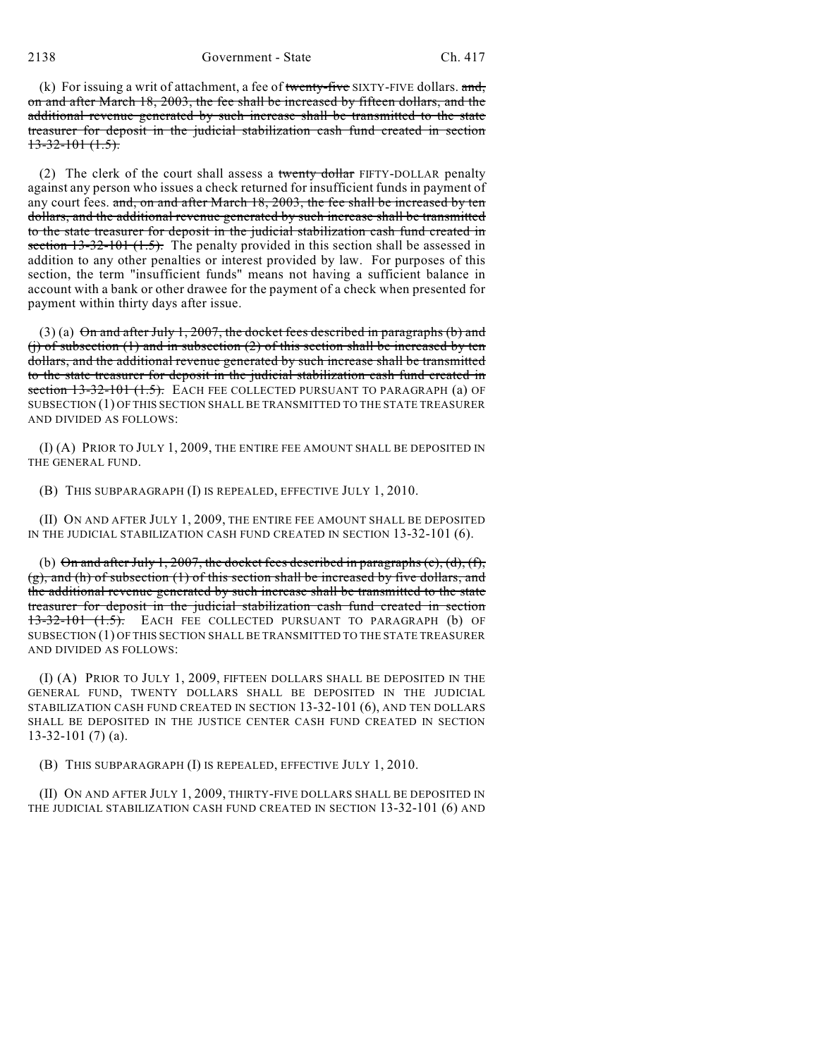(k) For issuing a writ of attachment, a fee of ~~twenty-five~~ SIXTY-FIVE dollars. ~~and, on and after March 18, 2003, the fee shall be increased by fifteen dollars, and the additional revenue generated by such increase shall be transmitted to the state treasurer for deposit in the judicial stabilization cash fund created in section 13-32-101 (1.5).~~

(2) The clerk of the court shall assess a ~~twenty dollar~~ FIFTY-DOLLAR penalty against any person who issues a check returned for insufficient funds in payment of any court fees. ~~and, on and after March 18, 2003, the fee shall be increased by ten dollars, and the additional revenue generated by such increase shall be transmitted to the state treasurer for deposit in the judicial stabilization cash fund created in section 13-32-101 (1.5).~~ The penalty provided in this section shall be assessed in addition to any other penalties or interest provided by law. For purposes of this section, the term "insufficient funds" means not having a sufficient balance in account with a bank or other drawee for the payment of a check when presented for payment within thirty days after issue.

(3) (a) ~~On and after July 1, 2007, the docket fees described in paragraphs (b) and (j) of subsection (1) and in subsection (2) of this section shall be increased by ten dollars, and the additional revenue generated by such increase shall be transmitted to the state treasurer for deposit in the judicial stabilization cash fund created in section 13-32-101 (1.5).~~ EACH FEE COLLECTED PURSUANT TO PARAGRAPH (a) OF SUBSECTION (1) OF THIS SECTION SHALL BE TRANSMITTED TO THE STATE TREASURER AND DIVIDED AS FOLLOWS:

(I) (A) PRIOR TO JULY 1, 2009, THE ENTIRE FEE AMOUNT SHALL BE DEPOSITED IN THE GENERAL FUND.

(B) THIS SUBPARAGRAPH (I) IS REPEALED, EFFECTIVE JULY 1, 2010.

(II) ON AND AFTER JULY 1, 2009, THE ENTIRE FEE AMOUNT SHALL BE DEPOSITED IN THE JUDICIAL STABILIZATION CASH FUND CREATED IN SECTION 13-32-101 (6).

(b) ~~On and after July 1, 2007, the docket fees described in paragraphs (c), (d), (f), (g), and (h) of subsection (1) of this section shall be increased by five dollars, and the additional revenue generated by such increase shall be transmitted to the state treasurer for deposit in the judicial stabilization cash fund created in section 13-32-101 (1.5).~~ EACH FEE COLLECTED PURSUANT TO PARAGRAPH (b) OF SUBSECTION (1) OF THIS SECTION SHALL BE TRANSMITTED TO THE STATE TREASURER AND DIVIDED AS FOLLOWS:

(I) (A) PRIOR TO JULY 1, 2009, FIFTEEN DOLLARS SHALL BE DEPOSITED IN THE GENERAL FUND, TWENTY DOLLARS SHALL BE DEPOSITED IN THE JUDICIAL STABILIZATION CASH FUND CREATED IN SECTION 13-32-101 (6), AND TEN DOLLARS SHALL BE DEPOSITED IN THE JUSTICE CENTER CASH FUND CREATED IN SECTION 13-32-101 (7) (a).

(B) THIS SUBPARAGRAPH (I) IS REPEALED, EFFECTIVE JULY 1, 2010.

(II) ON AND AFTER JULY 1, 2009, THIRTY-FIVE DOLLARS SHALL BE DEPOSITED IN THE JUDICIAL STABILIZATION CASH FUND CREATED IN SECTION 13-32-101 (6) AND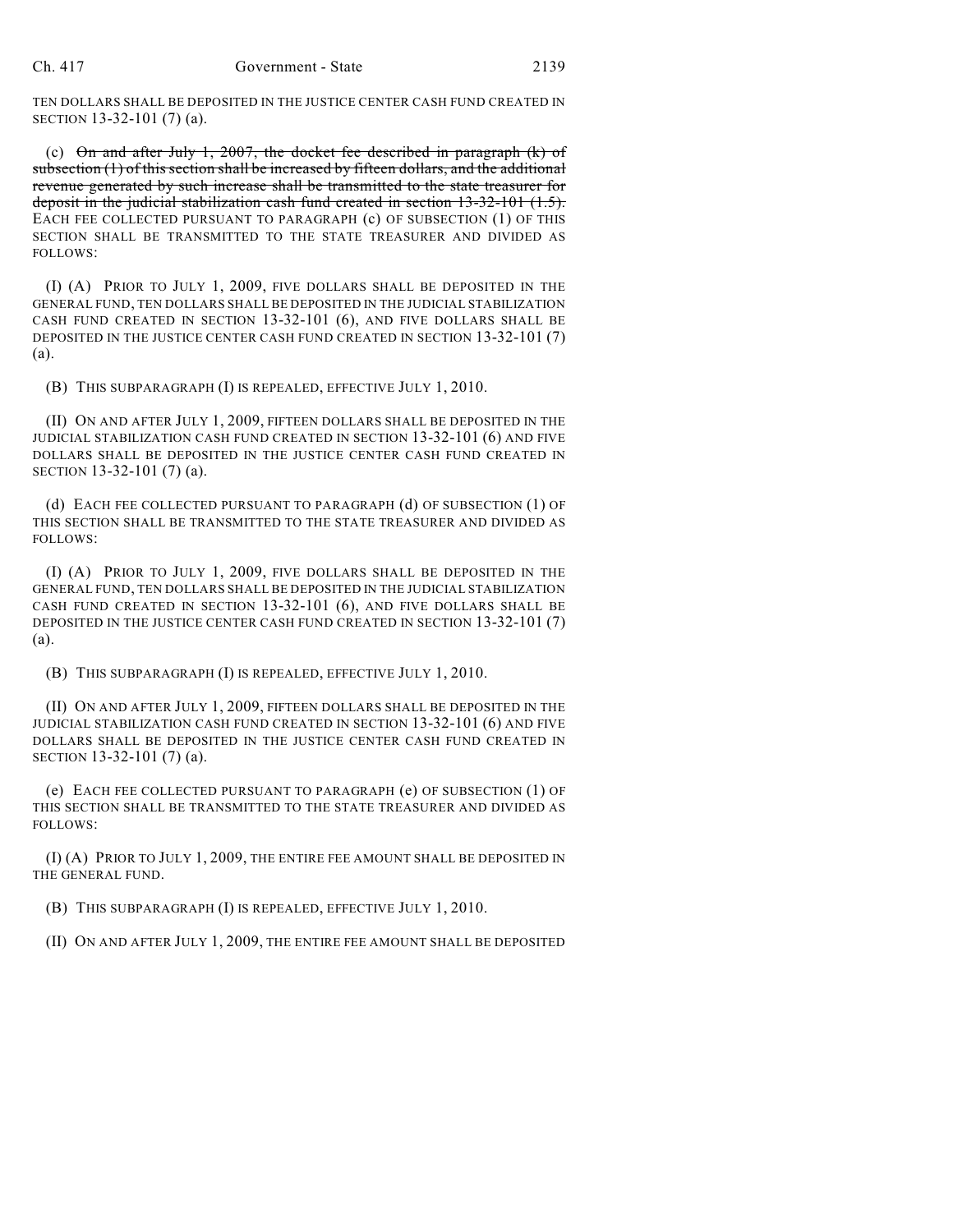TEN DOLLARS SHALL BE DEPOSITED IN THE JUSTICE CENTER CASH FUND CREATED IN SECTION 13-32-101 (7) (a).

(c) ~~On and after July 1, 2007, the docket fee described in paragraph (k) of subsection (1) of this section shall be increased by fifteen dollars, and the additional revenue generated by such increase shall be transmitted to the state treasurer for deposit in the judicial stabilization cash fund created in section 13-32-101 (1.5).~~ EACH FEE COLLECTED PURSUANT TO PARAGRAPH (c) OF SUBSECTION (1) OF THIS SECTION SHALL BE TRANSMITTED TO THE STATE TREASURER AND DIVIDED AS FOLLOWS:

(I) (A) PRIOR TO JULY 1, 2009, FIVE DOLLARS SHALL BE DEPOSITED IN THE GENERAL FUND, TEN DOLLARS SHALL BE DEPOSITED IN THE JUDICIAL STABILIZATION CASH FUND CREATED IN SECTION 13-32-101 (6), AND FIVE DOLLARS SHALL BE DEPOSITED IN THE JUSTICE CENTER CASH FUND CREATED IN SECTION 13-32-101 (7) (a).

(B) THIS SUBPARAGRAPH (I) IS REPEALED, EFFECTIVE JULY 1, 2010.

(II) ON AND AFTER JULY 1, 2009, FIFTEEN DOLLARS SHALL BE DEPOSITED IN THE JUDICIAL STABILIZATION CASH FUND CREATED IN SECTION 13-32-101 (6) AND FIVE DOLLARS SHALL BE DEPOSITED IN THE JUSTICE CENTER CASH FUND CREATED IN SECTION 13-32-101 (7) (a).

(d) EACH FEE COLLECTED PURSUANT TO PARAGRAPH (d) OF SUBSECTION (1) OF THIS SECTION SHALL BE TRANSMITTED TO THE STATE TREASURER AND DIVIDED AS FOLLOWS:

(I) (A) PRIOR TO JULY 1, 2009, FIVE DOLLARS SHALL BE DEPOSITED IN THE GENERAL FUND, TEN DOLLARS SHALL BE DEPOSITED IN THE JUDICIAL STABILIZATION CASH FUND CREATED IN SECTION 13-32-101 (6), AND FIVE DOLLARS SHALL BE DEPOSITED IN THE JUSTICE CENTER CASH FUND CREATED IN SECTION 13-32-101 (7) (a).

(B) THIS SUBPARAGRAPH (I) IS REPEALED, EFFECTIVE JULY 1, 2010.

(II) ON AND AFTER JULY 1, 2009, FIFTEEN DOLLARS SHALL BE DEPOSITED IN THE JUDICIAL STABILIZATION CASH FUND CREATED IN SECTION 13-32-101 (6) AND FIVE DOLLARS SHALL BE DEPOSITED IN THE JUSTICE CENTER CASH FUND CREATED IN SECTION 13-32-101 (7) (a).

(e) EACH FEE COLLECTED PURSUANT TO PARAGRAPH (e) OF SUBSECTION (1) OF THIS SECTION SHALL BE TRANSMITTED TO THE STATE TREASURER AND DIVIDED AS FOLLOWS:

(I) (A) PRIOR TO JULY 1, 2009, THE ENTIRE FEE AMOUNT SHALL BE DEPOSITED IN THE GENERAL FUND.

(B) THIS SUBPARAGRAPH (I) IS REPEALED, EFFECTIVE JULY 1, 2010.

(II) ON AND AFTER JULY 1, 2009, THE ENTIRE FEE AMOUNT SHALL BE DEPOSITED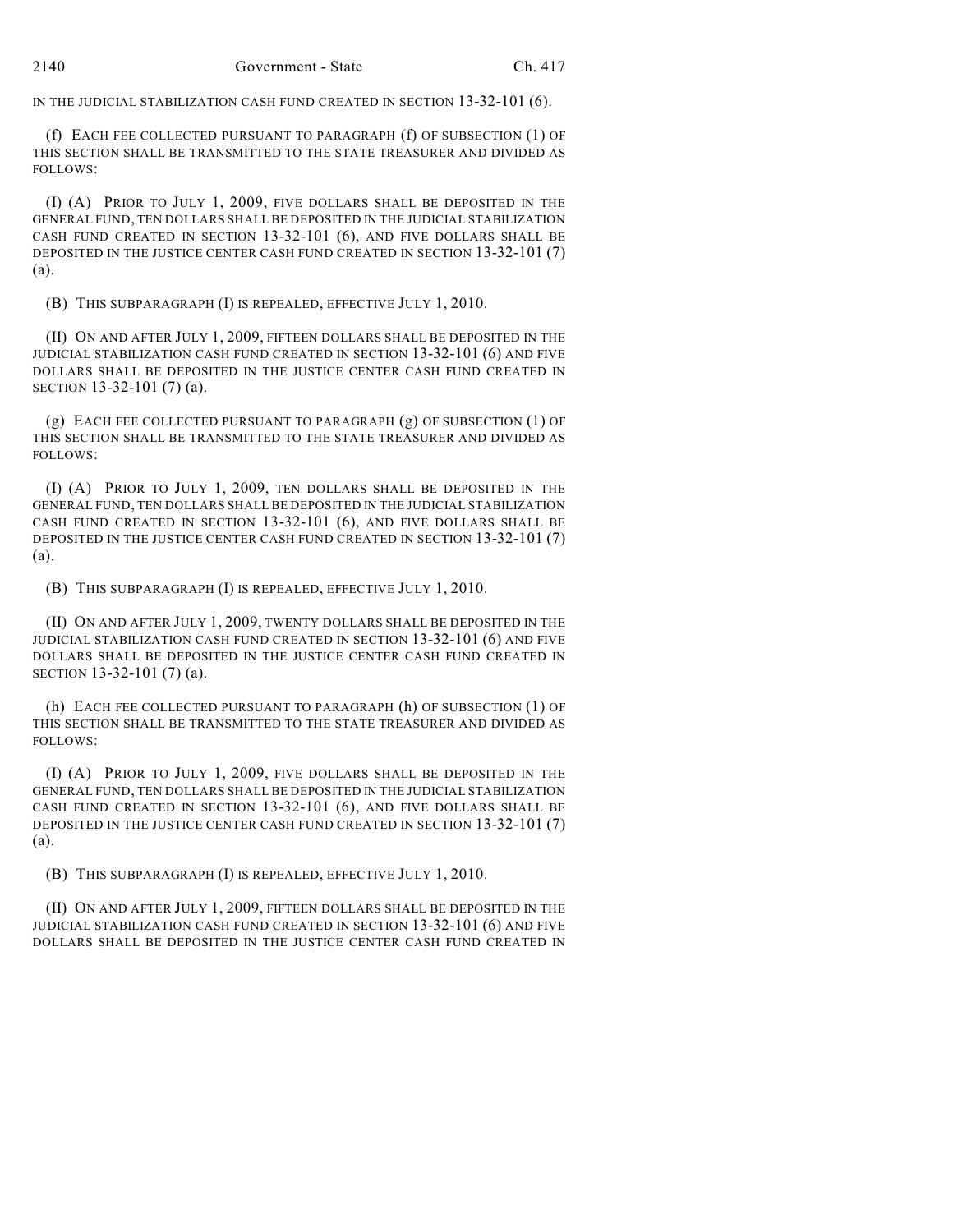IN THE JUDICIAL STABILIZATION CASH FUND CREATED IN SECTION 13-32-101 (6).

(f) EACH FEE COLLECTED PURSUANT TO PARAGRAPH (f) OF SUBSECTION (1) OF THIS SECTION SHALL BE TRANSMITTED TO THE STATE TREASURER AND DIVIDED AS FOLLOWS:

(I) (A) PRIOR TO JULY 1, 2009, FIVE DOLLARS SHALL BE DEPOSITED IN THE GENERAL FUND, TEN DOLLARS SHALL BE DEPOSITED IN THE JUDICIAL STABILIZATION CASH FUND CREATED IN SECTION 13-32-101 (6), AND FIVE DOLLARS SHALL BE DEPOSITED IN THE JUSTICE CENTER CASH FUND CREATED IN SECTION 13-32-101 (7) (a).

(B) THIS SUBPARAGRAPH (I) IS REPEALED, EFFECTIVE JULY 1, 2010.

(II) ON AND AFTER JULY 1, 2009, FIFTEEN DOLLARS SHALL BE DEPOSITED IN THE JUDICIAL STABILIZATION CASH FUND CREATED IN SECTION 13-32-101 (6) AND FIVE DOLLARS SHALL BE DEPOSITED IN THE JUSTICE CENTER CASH FUND CREATED IN SECTION 13-32-101 (7) (a).

(g) EACH FEE COLLECTED PURSUANT TO PARAGRAPH (g) OF SUBSECTION (1) OF THIS SECTION SHALL BE TRANSMITTED TO THE STATE TREASURER AND DIVIDED AS FOLLOWS:

(I) (A) PRIOR TO JULY 1, 2009, TEN DOLLARS SHALL BE DEPOSITED IN THE GENERAL FUND, TEN DOLLARS SHALL BE DEPOSITED IN THE JUDICIAL STABILIZATION CASH FUND CREATED IN SECTION 13-32-101 (6), AND FIVE DOLLARS SHALL BE DEPOSITED IN THE JUSTICE CENTER CASH FUND CREATED IN SECTION 13-32-101 (7) (a).

(B) THIS SUBPARAGRAPH (I) IS REPEALED, EFFECTIVE JULY 1, 2010.

(II) ON AND AFTER JULY 1, 2009, TWENTY DOLLARS SHALL BE DEPOSITED IN THE JUDICIAL STABILIZATION CASH FUND CREATED IN SECTION 13-32-101 (6) AND FIVE DOLLARS SHALL BE DEPOSITED IN THE JUSTICE CENTER CASH FUND CREATED IN SECTION 13-32-101 (7) (a).

(h) EACH FEE COLLECTED PURSUANT TO PARAGRAPH (h) OF SUBSECTION (1) OF THIS SECTION SHALL BE TRANSMITTED TO THE STATE TREASURER AND DIVIDED AS FOLLOWS:

(I) (A) PRIOR TO JULY 1, 2009, FIVE DOLLARS SHALL BE DEPOSITED IN THE GENERAL FUND, TEN DOLLARS SHALL BE DEPOSITED IN THE JUDICIAL STABILIZATION CASH FUND CREATED IN SECTION 13-32-101 (6), AND FIVE DOLLARS SHALL BE DEPOSITED IN THE JUSTICE CENTER CASH FUND CREATED IN SECTION 13-32-101 (7) (a).

(B) THIS SUBPARAGRAPH (I) IS REPEALED, EFFECTIVE JULY 1, 2010.

(II) ON AND AFTER JULY 1, 2009, FIFTEEN DOLLARS SHALL BE DEPOSITED IN THE JUDICIAL STABILIZATION CASH FUND CREATED IN SECTION 13-32-101 (6) AND FIVE DOLLARS SHALL BE DEPOSITED IN THE JUSTICE CENTER CASH FUND CREATED IN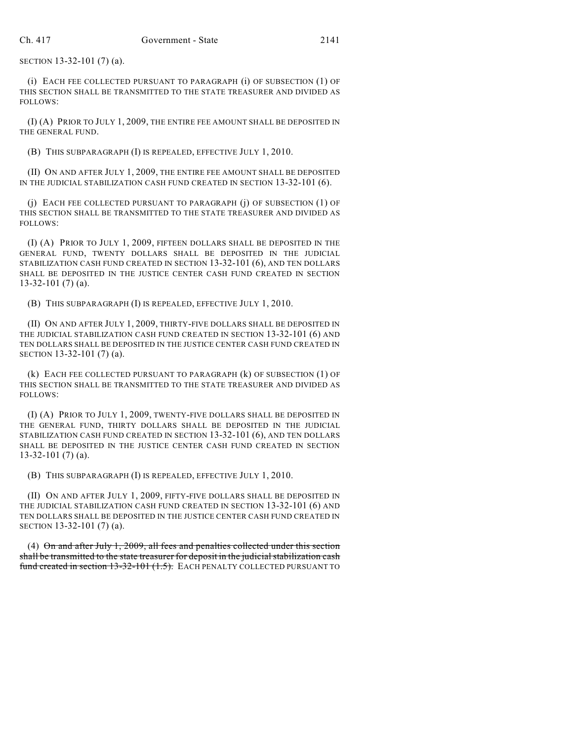SECTION 13-32-101 (7) (a).

(i) EACH FEE COLLECTED PURSUANT TO PARAGRAPH (i) OF SUBSECTION (1) OF THIS SECTION SHALL BE TRANSMITTED TO THE STATE TREASURER AND DIVIDED AS FOLLOWS:

(I) (A) PRIOR TO JULY 1, 2009, THE ENTIRE FEE AMOUNT SHALL BE DEPOSITED IN THE GENERAL FUND.

(B) THIS SUBPARAGRAPH (I) IS REPEALED, EFFECTIVE JULY 1, 2010.

(II) ON AND AFTER JULY 1, 2009, THE ENTIRE FEE AMOUNT SHALL BE DEPOSITED IN THE JUDICIAL STABILIZATION CASH FUND CREATED IN SECTION 13-32-101 (6).

(j) EACH FEE COLLECTED PURSUANT TO PARAGRAPH (j) OF SUBSECTION (1) OF THIS SECTION SHALL BE TRANSMITTED TO THE STATE TREASURER AND DIVIDED AS FOLLOWS:

(I) (A) PRIOR TO JULY 1, 2009, FIFTEEN DOLLARS SHALL BE DEPOSITED IN THE GENERAL FUND, TWENTY DOLLARS SHALL BE DEPOSITED IN THE JUDICIAL STABILIZATION CASH FUND CREATED IN SECTION 13-32-101 (6), AND TEN DOLLARS SHALL BE DEPOSITED IN THE JUSTICE CENTER CASH FUND CREATED IN SECTION 13-32-101 (7) (a).

(B) THIS SUBPARAGRAPH (I) IS REPEALED, EFFECTIVE JULY 1, 2010.

(II) ON AND AFTER JULY 1, 2009, THIRTY-FIVE DOLLARS SHALL BE DEPOSITED IN THE JUDICIAL STABILIZATION CASH FUND CREATED IN SECTION 13-32-101 (6) AND TEN DOLLARS SHALL BE DEPOSITED IN THE JUSTICE CENTER CASH FUND CREATED IN SECTION 13-32-101 (7) (a).

(k) EACH FEE COLLECTED PURSUANT TO PARAGRAPH (k) OF SUBSECTION (1) OF THIS SECTION SHALL BE TRANSMITTED TO THE STATE TREASURER AND DIVIDED AS FOLLOWS:

(I) (A) PRIOR TO JULY 1, 2009, TWENTY-FIVE DOLLARS SHALL BE DEPOSITED IN THE GENERAL FUND, THIRTY DOLLARS SHALL BE DEPOSITED IN THE JUDICIAL STABILIZATION CASH FUND CREATED IN SECTION 13-32-101 (6), AND TEN DOLLARS SHALL BE DEPOSITED IN THE JUSTICE CENTER CASH FUND CREATED IN SECTION 13-32-101 (7) (a).

(B) THIS SUBPARAGRAPH (I) IS REPEALED, EFFECTIVE JULY 1, 2010.

(II) ON AND AFTER JULY 1, 2009, FIFTY-FIVE DOLLARS SHALL BE DEPOSITED IN THE JUDICIAL STABILIZATION CASH FUND CREATED IN SECTION 13-32-101 (6) AND TEN DOLLARS SHALL BE DEPOSITED IN THE JUSTICE CENTER CASH FUND CREATED IN SECTION 13-32-101 (7) (a).

(4) ~~On and after July 1, 2009, all fees and penalties collected under this section shall be transmitted to the state treasurer for deposit in the judicial stabilization cash fund created in section 13-32-101 (1.5).~~ EACH PENALTY COLLECTED PURSUANT TO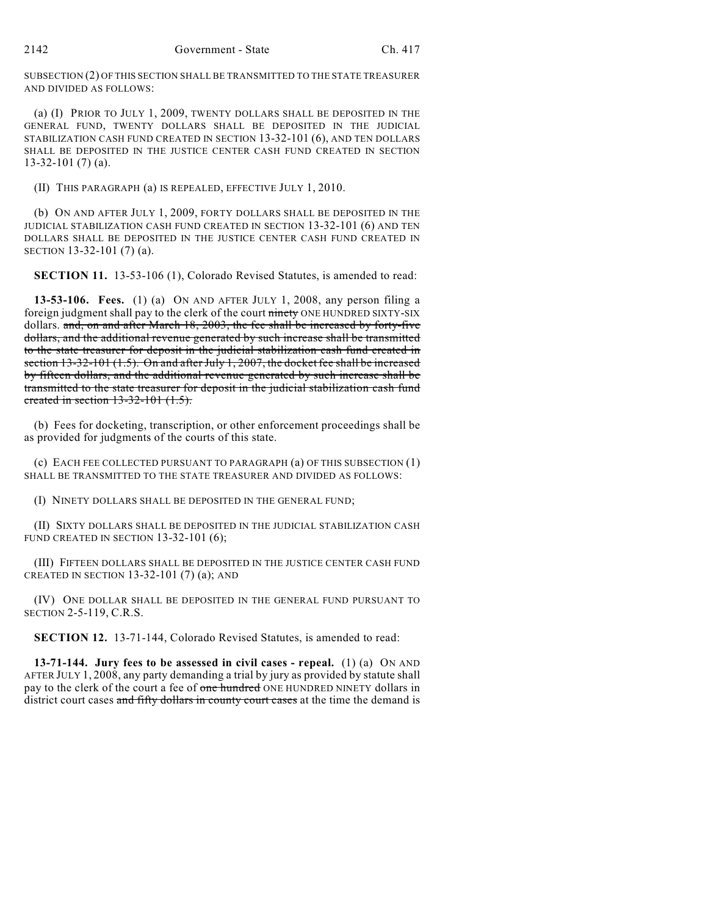SUBSECTION (2) OF THIS SECTION SHALL BE TRANSMITTED TO THE STATE TREASURER AND DIVIDED AS FOLLOWS:

(a) (I) PRIOR TO JULY 1, 2009, TWENTY DOLLARS SHALL BE DEPOSITED IN THE GENERAL FUND, TWENTY DOLLARS SHALL BE DEPOSITED IN THE JUDICIAL STABILIZATION CASH FUND CREATED IN SECTION 13-32-101 (6), AND TEN DOLLARS SHALL BE DEPOSITED IN THE JUSTICE CENTER CASH FUND CREATED IN SECTION 13-32-101 (7) (a).

(II) THIS PARAGRAPH (a) IS REPEALED, EFFECTIVE JULY 1, 2010.

(b) ON AND AFTER JULY 1, 2009, FORTY DOLLARS SHALL BE DEPOSITED IN THE JUDICIAL STABILIZATION CASH FUND CREATED IN SECTION 13-32-101 (6) AND TEN DOLLARS SHALL BE DEPOSITED IN THE JUSTICE CENTER CASH FUND CREATED IN SECTION 13-32-101 (7) (a).

**SECTION 11.** 13-53-106 (1), Colorado Revised Statutes, is amended to read:

**13-53-106. Fees.** (1) (a) ON AND AFTER JULY 1, 2008, any person filing a foreign judgment shall pay to the clerk of the court ~~ninety~~ ONE HUNDRED SIXTY-SIX dollars. ~~and, on and after March 18, 2003, the fee shall be increased by forty-five dollars, and the additional revenue generated by such increase shall be transmitted to the state treasurer for deposit in the judicial stabilization cash fund created in section 13-32-101 (1.5). On and after July 1, 2007, the docket fee shall be increased by fifteen dollars, and the additional revenue generated by such increase shall be transmitted to the state treasurer for deposit in the judicial stabilization cash fund created in section 13-32-101 (1.5).~~

(b) Fees for docketing, transcription, or other enforcement proceedings shall be as provided for judgments of the courts of this state.

(c) EACH FEE COLLECTED PURSUANT TO PARAGRAPH (a) OF THIS SUBSECTION (1) SHALL BE TRANSMITTED TO THE STATE TREASURER AND DIVIDED AS FOLLOWS:

(I) NINETY DOLLARS SHALL BE DEPOSITED IN THE GENERAL FUND;

(II) SIXTY DOLLARS SHALL BE DEPOSITED IN THE JUDICIAL STABILIZATION CASH FUND CREATED IN SECTION 13-32-101 (6);

(III) FIFTEEN DOLLARS SHALL BE DEPOSITED IN THE JUSTICE CENTER CASH FUND CREATED IN SECTION 13-32-101 (7) (a); AND

(IV) ONE DOLLAR SHALL BE DEPOSITED IN THE GENERAL FUND PURSUANT TO SECTION 2-5-119, C.R.S.

**SECTION 12.** 13-71-144, Colorado Revised Statutes, is amended to read:

**13-71-144. Jury fees to be assessed in civil cases - repeal.** (1) (a) ON AND AFTER JULY 1, 2008, any party demanding a trial by jury as provided by statute shall pay to the clerk of the court a fee of ~~one hundred~~ ONE HUNDRED NINETY dollars in district court cases ~~and fifty dollars in county court cases~~ at the time the demand is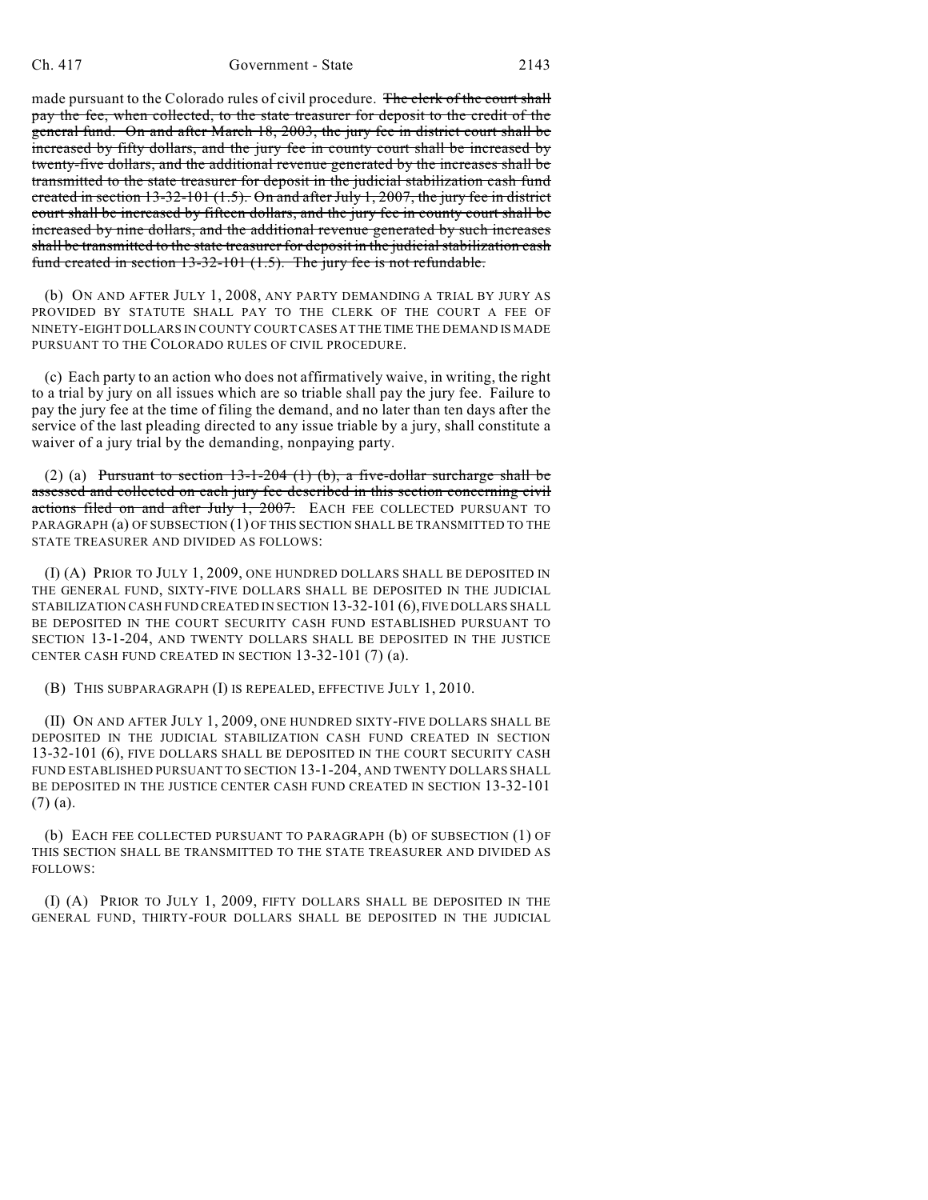made pursuant to the Colorado rules of civil procedure. ~~The clerk of the court shall pay the fee, when collected, to the state treasurer for deposit to the credit of the general fund. On and after March 18, 2003, the jury fee in district court shall be increased by fifty dollars, and the jury fee in county court shall be increased by twenty-five dollars, and the additional revenue generated by the increases shall be transmitted to the state treasurer for deposit in the judicial stabilization cash fund created in section 13-32-101 (1.5). On and after July 1, 2007, the jury fee in district court shall be increased by fifteen dollars, and the jury fee in county court shall be increased by nine dollars, and the additional revenue generated by such increases shall be transmitted to the state treasurer for deposit in the judicial stabilization cash fund created in section 13-32-101 (1.5). The jury fee is not refundable.~~

(b) ON AND AFTER JULY 1, 2008, ANY PARTY DEMANDING A TRIAL BY JURY AS PROVIDED BY STATUTE SHALL PAY TO THE CLERK OF THE COURT A FEE OF NINETY-EIGHT DOLLARS IN COUNTY COURT CASES AT THE TIME THE DEMAND IS MADE PURSUANT TO THE COLORADO RULES OF CIVIL PROCEDURE.

(c) Each party to an action who does not affirmatively waive, in writing, the right to a trial by jury on all issues which are so triable shall pay the jury fee. Failure to pay the jury fee at the time of filing the demand, and no later than ten days after the service of the last pleading directed to any issue triable by a jury, shall constitute a waiver of a jury trial by the demanding, nonpaying party.

(2) (a) ~~Pursuant to section 13-1-204 (1) (b), a five-dollar surcharge shall be assessed and collected on each jury fee described in this section concerning civil actions filed on and after July 1, 2007.~~ EACH FEE COLLECTED PURSUANT TO PARAGRAPH (a) OF SUBSECTION (1) OF THIS SECTION SHALL BE TRANSMITTED TO THE STATE TREASURER AND DIVIDED AS FOLLOWS:

(I) (A) PRIOR TO JULY 1, 2009, ONE HUNDRED DOLLARS SHALL BE DEPOSITED IN THE GENERAL FUND, SIXTY-FIVE DOLLARS SHALL BE DEPOSITED IN THE JUDICIAL STABILIZATION CASH FUND CREATED IN SECTION 13-32-101 (6), FIVE DOLLARS SHALL BE DEPOSITED IN THE COURT SECURITY CASH FUND ESTABLISHED PURSUANT TO SECTION 13-1-204, AND TWENTY DOLLARS SHALL BE DEPOSITED IN THE JUSTICE CENTER CASH FUND CREATED IN SECTION 13-32-101 (7) (a).

(B) THIS SUBPARAGRAPH (I) IS REPEALED, EFFECTIVE JULY 1, 2010.

(II) ON AND AFTER JULY 1, 2009, ONE HUNDRED SIXTY-FIVE DOLLARS SHALL BE DEPOSITED IN THE JUDICIAL STABILIZATION CASH FUND CREATED IN SECTION 13-32-101 (6), FIVE DOLLARS SHALL BE DEPOSITED IN THE COURT SECURITY CASH FUND ESTABLISHED PURSUANT TO SECTION 13-1-204, AND TWENTY DOLLARS SHALL BE DEPOSITED IN THE JUSTICE CENTER CASH FUND CREATED IN SECTION 13-32-101 (7) (a).

(b) EACH FEE COLLECTED PURSUANT TO PARAGRAPH (b) OF SUBSECTION (1) OF THIS SECTION SHALL BE TRANSMITTED TO THE STATE TREASURER AND DIVIDED AS FOLLOWS:

(I) (A) PRIOR TO JULY 1, 2009, FIFTY DOLLARS SHALL BE DEPOSITED IN THE GENERAL FUND, THIRTY-FOUR DOLLARS SHALL BE DEPOSITED IN THE JUDICIAL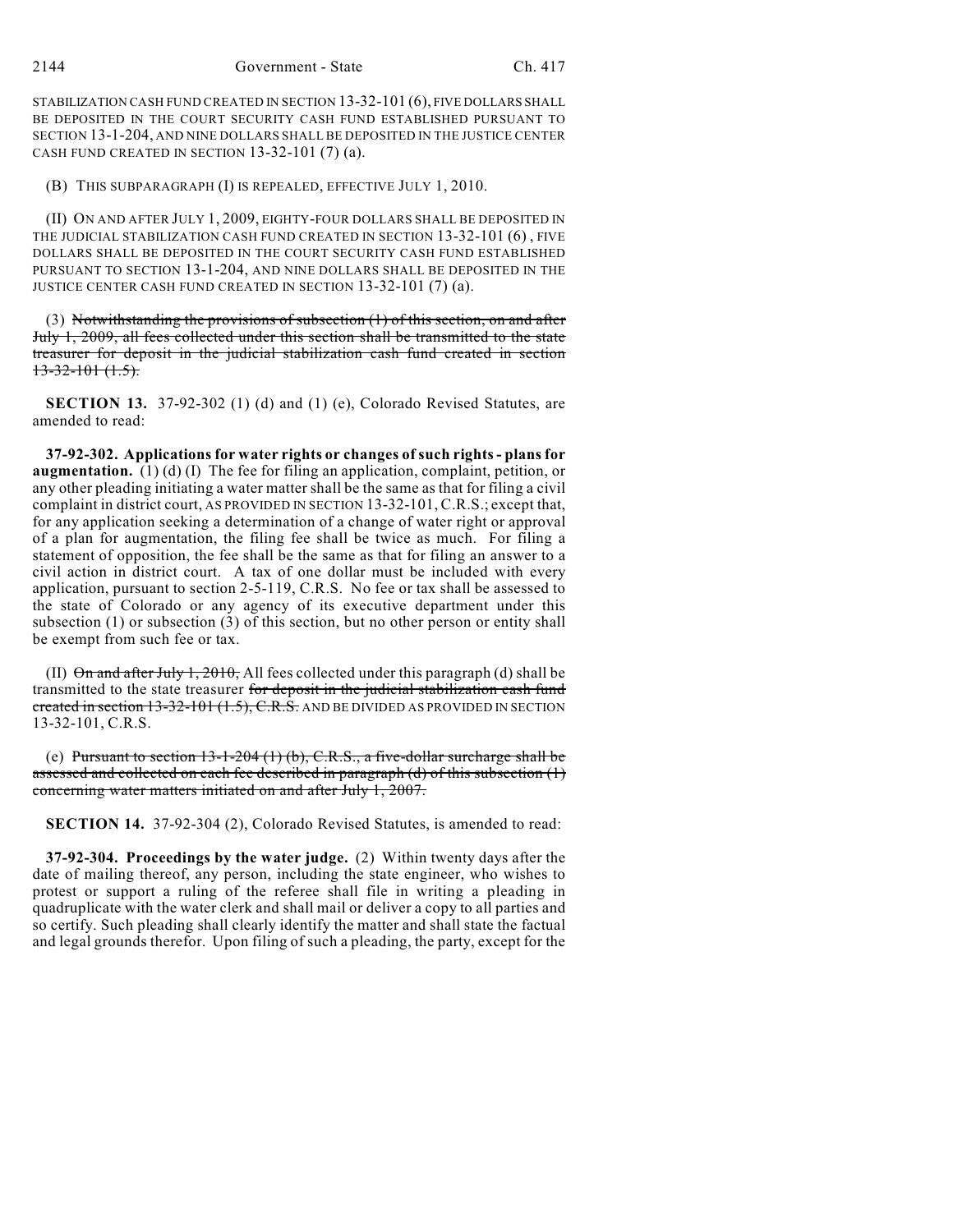STABILIZATION CASH FUND CREATED IN SECTION 13-32-101 (6), FIVE DOLLARS SHALL BE DEPOSITED IN THE COURT SECURITY CASH FUND ESTABLISHED PURSUANT TO SECTION 13-1-204, AND NINE DOLLARS SHALL BE DEPOSITED IN THE JUSTICE CENTER CASH FUND CREATED IN SECTION 13-32-101 (7) (a).

(B) THIS SUBPARAGRAPH (I) IS REPEALED, EFFECTIVE JULY 1, 2010.

(II) ON AND AFTER JULY 1, 2009, EIGHTY-FOUR DOLLARS SHALL BE DEPOSITED IN THE JUDICIAL STABILIZATION CASH FUND CREATED IN SECTION 13-32-101 (6), FIVE DOLLARS SHALL BE DEPOSITED IN THE COURT SECURITY CASH FUND ESTABLISHED PURSUANT TO SECTION 13-1-204, AND NINE DOLLARS SHALL BE DEPOSITED IN THE JUSTICE CENTER CASH FUND CREATED IN SECTION 13-32-101 (7) (a).

(3) ~~Notwithstanding the provisions of subsection (1) of this section, on and after July 1, 2009, all fees collected under this section shall be transmitted to the state treasurer for deposit in the judicial stabilization cash fund created in section 13-32-101 (1.5).~~

**SECTION 13.** 37-92-302 (1) (d) and (1) (e), Colorado Revised Statutes, are amended to read:

**37-92-302. Applications for water rights or changes of such rights - plans for augmentation.** (1) (d) (I) The fee for filing an application, complaint, petition, or any other pleading initiating a water matter shall be the same as that for filing a civil complaint in district court, AS PROVIDED IN SECTION 13-32-101, C.R.S.; except that, for any application seeking a determination of a change of water right or approval of a plan for augmentation, the filing fee shall be twice as much. For filing a statement of opposition, the fee shall be the same as that for filing an answer to a civil action in district court. A tax of one dollar must be included with every application, pursuant to section 2-5-119, C.R.S. No fee or tax shall be assessed to the state of Colorado or any agency of its executive department under this subsection (1) or subsection (3) of this section, but no other person or entity shall be exempt from such fee or tax.

(II) ~~On and after July 1, 2010,~~ All fees collected under this paragraph (d) shall be transmitted to the state treasurer ~~for deposit in the judicial stabilization cash fund created in section 13-32-101 (1.5), C.R.S.~~ AND BE DIVIDED AS PROVIDED IN SECTION 13-32-101, C.R.S.

(e) ~~Pursuant to section 13-1-204 (1) (b), C.R.S., a five-dollar surcharge shall be assessed and collected on each fee described in paragraph (d) of this subsection (1) concerning water matters initiated on and after July 1, 2007.~~

**SECTION 14.** 37-92-304 (2), Colorado Revised Statutes, is amended to read:

**37-92-304. Proceedings by the water judge.** (2) Within twenty days after the date of mailing thereof, any person, including the state engineer, who wishes to protest or support a ruling of the referee shall file in writing a pleading in quadruplicate with the water clerk and shall mail or deliver a copy to all parties and so certify. Such pleading shall clearly identify the matter and shall state the factual and legal grounds therefor. Upon filing of such a pleading, the party, except for the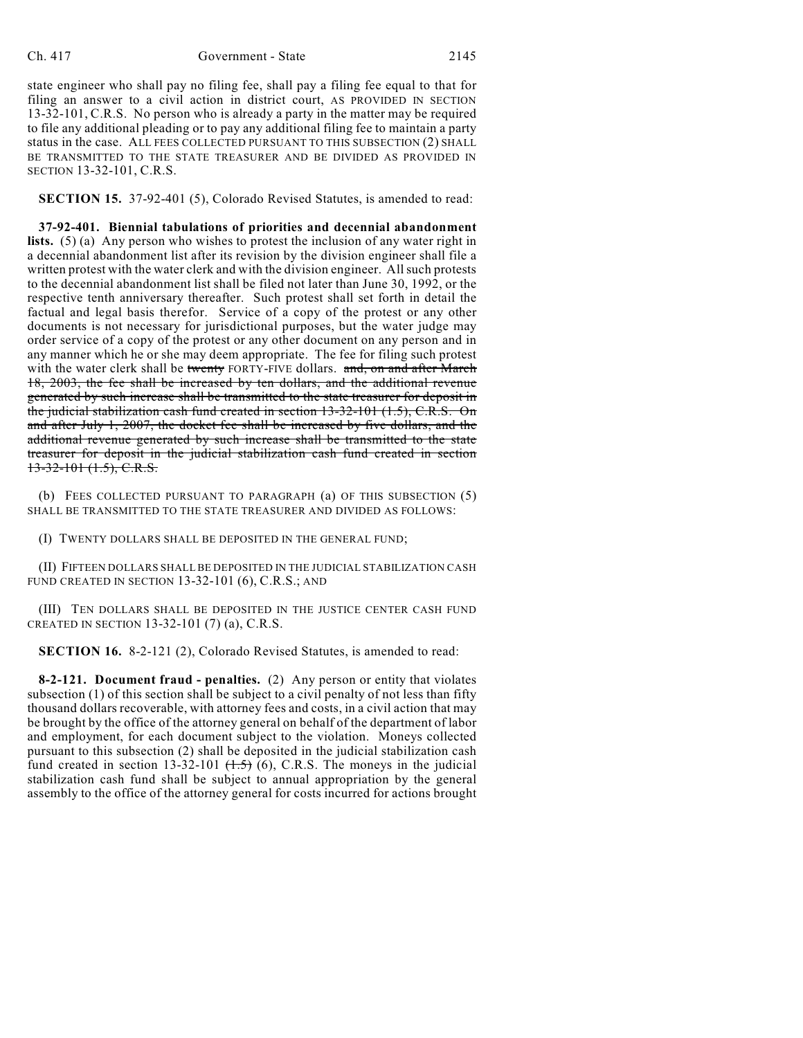state engineer who shall pay no filing fee, shall pay a filing fee equal to that for filing an answer to a civil action in district court, AS PROVIDED IN SECTION 13-32-101, C.R.S. No person who is already a party in the matter may be required to file any additional pleading or to pay any additional filing fee to maintain a party status in the case. ALL FEES COLLECTED PURSUANT TO THIS SUBSECTION (2) SHALL BE TRANSMITTED TO THE STATE TREASURER AND BE DIVIDED AS PROVIDED IN SECTION 13-32-101, C.R.S.

**SECTION 15.** 37-92-401 (5), Colorado Revised Statutes, is amended to read:

**37-92-401. Biennial tabulations of priorities and decennial abandonment lists.** (5) (a) Any person who wishes to protest the inclusion of any water right in a decennial abandonment list after its revision by the division engineer shall file a written protest with the water clerk and with the division engineer. All such protests to the decennial abandonment list shall be filed not later than June 30, 1992, or the respective tenth anniversary thereafter. Such protest shall set forth in detail the factual and legal basis therefor. Service of a copy of the protest or any other documents is not necessary for jurisdictional purposes, but the water judge may order service of a copy of the protest or any other document on any person and in any manner which he or she may deem appropriate. The fee for filing such protest with the water clerk shall be ~~twenty~~ FORTY-FIVE dollars. ~~and, on and after March 18, 2003, the fee shall be increased by ten dollars, and the additional revenue generated by such increase shall be transmitted to the state treasurer for deposit in the judicial stabilization cash fund created in section 13-32-101 (1.5), C.R.S. On and after July 1, 2007, the docket fee shall be increased by five dollars, and the additional revenue generated by such increase shall be transmitted to the state treasurer for deposit in the judicial stabilization cash fund created in section 13-32-101 (1.5), C.R.S.~~

(b) FEES COLLECTED PURSUANT TO PARAGRAPH (a) OF THIS SUBSECTION (5) SHALL BE TRANSMITTED TO THE STATE TREASURER AND DIVIDED AS FOLLOWS:

(I) TWENTY DOLLARS SHALL BE DEPOSITED IN THE GENERAL FUND;

(II) FIFTEEN DOLLARS SHALL BE DEPOSITED IN THE JUDICIAL STABILIZATION CASH FUND CREATED IN SECTION 13-32-101 (6), C.R.S.; AND

(III) TEN DOLLARS SHALL BE DEPOSITED IN THE JUSTICE CENTER CASH FUND CREATED IN SECTION 13-32-101 (7) (a), C.R.S.

**SECTION 16.** 8-2-121 (2), Colorado Revised Statutes, is amended to read:

**8-2-121. Document fraud - penalties.** (2) Any person or entity that violates subsection (1) of this section shall be subject to a civil penalty of not less than fifty thousand dollars recoverable, with attorney fees and costs, in a civil action that may be brought by the office of the attorney general on behalf of the department of labor and employment, for each document subject to the violation. Moneys collected pursuant to this subsection (2) shall be deposited in the judicial stabilization cash fund created in section 13-32-101 ~~(1.5)~~ (6), C.R.S. The moneys in the judicial stabilization cash fund shall be subject to annual appropriation by the general assembly to the office of the attorney general for costs incurred for actions brought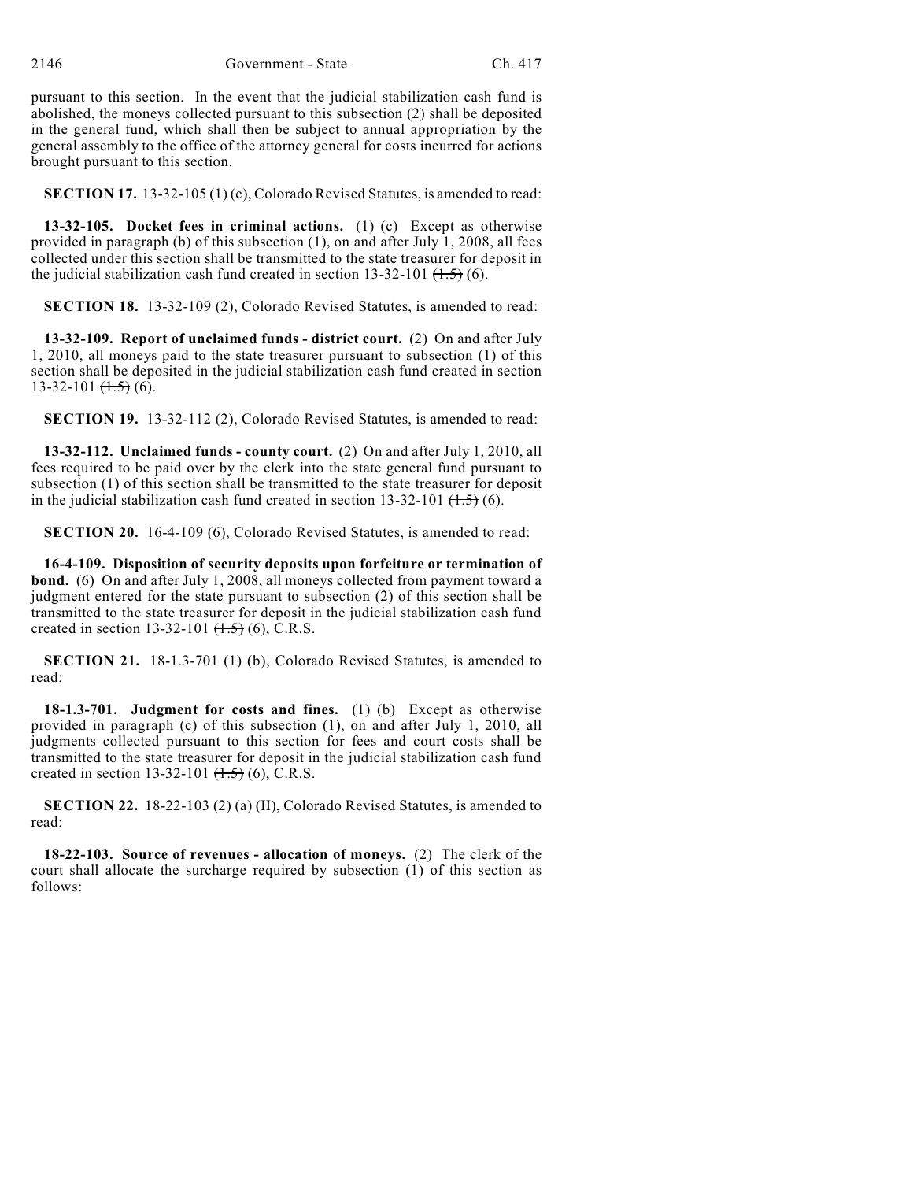pursuant to this section. In the event that the judicial stabilization cash fund is abolished, the moneys collected pursuant to this subsection (2) shall be deposited in the general fund, which shall then be subject to annual appropriation by the general assembly to the office of the attorney general for costs incurred for actions brought pursuant to this section.

**SECTION 17.** 13-32-105 (1) (c), Colorado Revised Statutes, is amended to read:

**13-32-105. Docket fees in criminal actions.** (1) (c) Except as otherwise provided in paragraph (b) of this subsection (1), on and after July 1, 2008, all fees collected under this section shall be transmitted to the state treasurer for deposit in the judicial stabilization cash fund created in section 13-32-101 ~~(1.5)~~ (6).

**SECTION 18.** 13-32-109 (2), Colorado Revised Statutes, is amended to read:

**13-32-109. Report of unclaimed funds - district court.** (2) On and after July 1, 2010, all moneys paid to the state treasurer pursuant to subsection (1) of this section shall be deposited in the judicial stabilization cash fund created in section 13-32-101 ~~(1.5)~~ (6).

**SECTION 19.** 13-32-112 (2), Colorado Revised Statutes, is amended to read:

**13-32-112. Unclaimed funds - county court.** (2) On and after July 1, 2010, all fees required to be paid over by the clerk into the state general fund pursuant to subsection (1) of this section shall be transmitted to the state treasurer for deposit in the judicial stabilization cash fund created in section 13-32-101 ~~(1.5)~~ (6).

**SECTION 20.** 16-4-109 (6), Colorado Revised Statutes, is amended to read:

**16-4-109. Disposition of security deposits upon forfeiture or termination of bond.** (6) On and after July 1, 2008, all moneys collected from payment toward a judgment entered for the state pursuant to subsection (2) of this section shall be transmitted to the state treasurer for deposit in the judicial stabilization cash fund created in section 13-32-101 ~~(1.5)~~ (6), C.R.S.

**SECTION 21.** 18-1.3-701 (1) (b), Colorado Revised Statutes, is amended to read:

**18-1.3-701. Judgment for costs and fines.** (1) (b) Except as otherwise provided in paragraph (c) of this subsection (1), on and after July 1, 2010, all judgments collected pursuant to this section for fees and court costs shall be transmitted to the state treasurer for deposit in the judicial stabilization cash fund created in section 13-32-101 ~~(1.5)~~ (6), C.R.S.

**SECTION 22.** 18-22-103 (2) (a) (II), Colorado Revised Statutes, is amended to read:

**18-22-103. Source of revenues - allocation of moneys.** (2) The clerk of the court shall allocate the surcharge required by subsection (1) of this section as follows: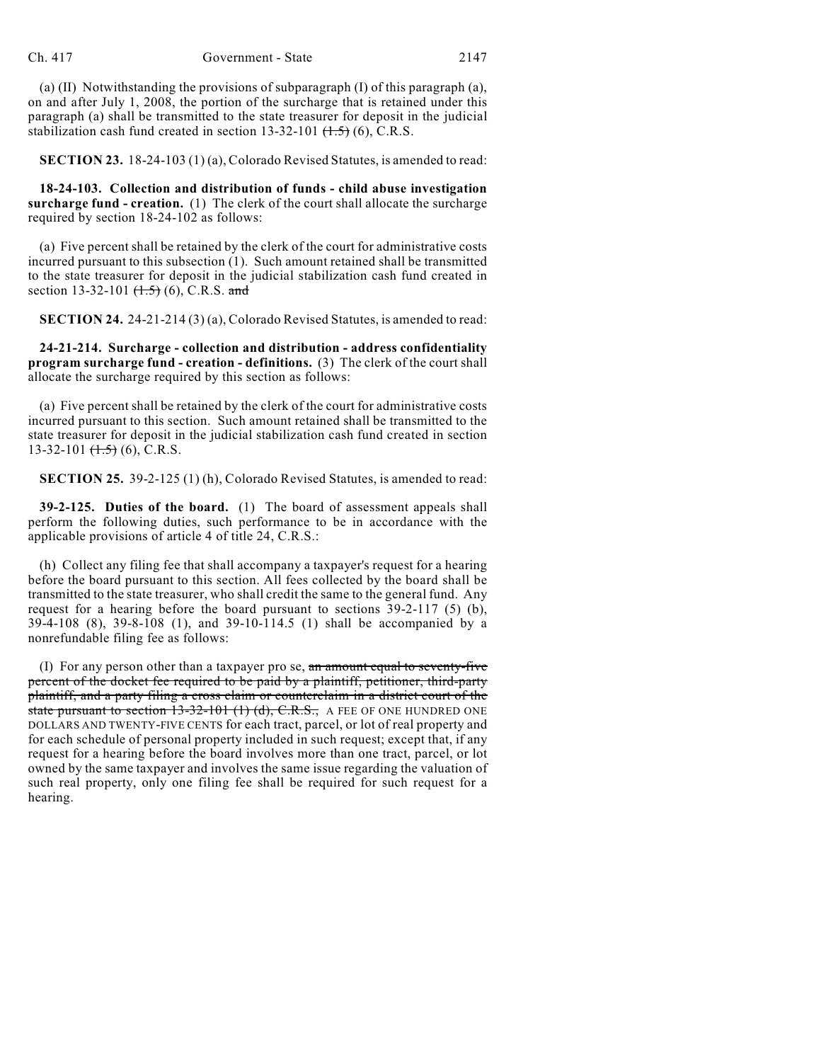(a) (II) Notwithstanding the provisions of subparagraph (I) of this paragraph (a), on and after July 1, 2008, the portion of the surcharge that is retained under this paragraph (a) shall be transmitted to the state treasurer for deposit in the judicial stabilization cash fund created in section 13-32-101 ~~(1.5)~~ (6), C.R.S.

**SECTION 23.** 18-24-103 (1) (a), Colorado Revised Statutes, is amended to read:

**18-24-103. Collection and distribution of funds - child abuse investigation surcharge fund - creation.** (1) The clerk of the court shall allocate the surcharge required by section 18-24-102 as follows:

(a) Five percent shall be retained by the clerk of the court for administrative costs incurred pursuant to this subsection (1). Such amount retained shall be transmitted to the state treasurer for deposit in the judicial stabilization cash fund created in section 13-32-101 ~~(1.5)~~ (6), C.R.S. ~~and~~

**SECTION 24.** 24-21-214 (3) (a), Colorado Revised Statutes, is amended to read:

**24-21-214. Surcharge - collection and distribution - address confidentiality program surcharge fund - creation - definitions.** (3) The clerk of the court shall allocate the surcharge required by this section as follows:

(a) Five percent shall be retained by the clerk of the court for administrative costs incurred pursuant to this section. Such amount retained shall be transmitted to the state treasurer for deposit in the judicial stabilization cash fund created in section 13-32-101 ~~(1.5)~~ (6), C.R.S.

**SECTION 25.** 39-2-125 (1) (h), Colorado Revised Statutes, is amended to read:

**39-2-125. Duties of the board.** (1) The board of assessment appeals shall perform the following duties, such performance to be in accordance with the applicable provisions of article 4 of title 24, C.R.S.:

(h) Collect any filing fee that shall accompany a taxpayer's request for a hearing before the board pursuant to this section. All fees collected by the board shall be transmitted to the state treasurer, who shall credit the same to the general fund. Any request for a hearing before the board pursuant to sections 39-2-117 (5) (b), 39-4-108 (8), 39-8-108 (1), and 39-10-114.5 (1) shall be accompanied by a nonrefundable filing fee as follows:

(I) For any person other than a taxpayer pro se, ~~an amount equal to seventy-five percent of the docket fee required to be paid by a plaintiff, petitioner, third-party plaintiff, and a party filing a cross claim or counterclaim in a district court of the state pursuant to section 13-32-101 (1) (d), C.R.S.,~~ A FEE OF ONE HUNDRED ONE DOLLARS AND TWENTY-FIVE CENTS for each tract, parcel, or lot of real property and for each schedule of personal property included in such request; except that, if any request for a hearing before the board involves more than one tract, parcel, or lot owned by the same taxpayer and involves the same issue regarding the valuation of such real property, only one filing fee shall be required for such request for a hearing.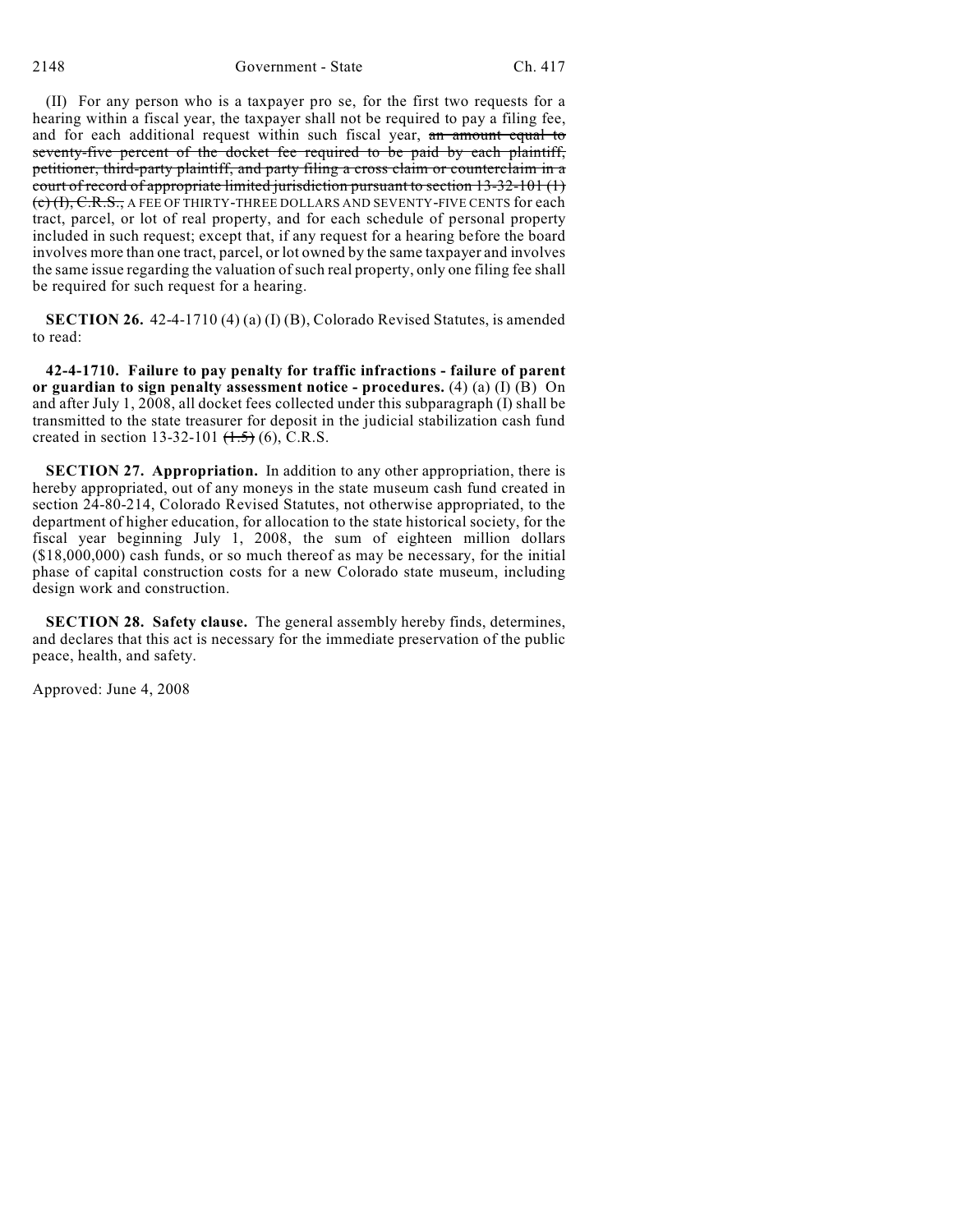(II) For any person who is a taxpayer pro se, for the first two requests for a hearing within a fiscal year, the taxpayer shall not be required to pay a filing fee, and for each additional request within such fiscal year, ~~an amount equal to seventy-five percent of the docket fee required to be paid by each plaintiff, petitioner, third-party plaintiff, and party filing a cross claim or counterclaim in a court of record of appropriate limited jurisdiction pursuant to section 13-32-101 (1) (c) (I), C.R.S.,~~ A FEE OF THIRTY-THREE DOLLARS AND SEVENTY-FIVE CENTS for each tract, parcel, or lot of real property, and for each schedule of personal property included in such request; except that, if any request for a hearing before the board involves more than one tract, parcel, or lot owned by the same taxpayer and involves the same issue regarding the valuation of such real property, only one filing fee shall be required for such request for a hearing.

**SECTION 26.** 42-4-1710 (4) (a) (I) (B), Colorado Revised Statutes, is amended to read:

**42-4-1710. Failure to pay penalty for traffic infractions - failure of parent or guardian to sign penalty assessment notice - procedures.** (4) (a) (I) (B) On and after July 1, 2008, all docket fees collected under this subparagraph (I) shall be transmitted to the state treasurer for deposit in the judicial stabilization cash fund created in section 13-32-101 ~~(1.5)~~ (6), C.R.S.

**SECTION 27. Appropriation.** In addition to any other appropriation, there is hereby appropriated, out of any moneys in the state museum cash fund created in section 24-80-214, Colorado Revised Statutes, not otherwise appropriated, to the department of higher education, for allocation to the state historical society, for the fiscal year beginning July 1, 2008, the sum of eighteen million dollars ($18,000,000) cash funds, or so much thereof as may be necessary, for the initial phase of capital construction costs for a new Colorado state museum, including design work and construction.

**SECTION 28. Safety clause.** The general assembly hereby finds, determines, and declares that this act is necessary for the immediate preservation of the public peace, health, and safety.

Approved: June 4, 2008